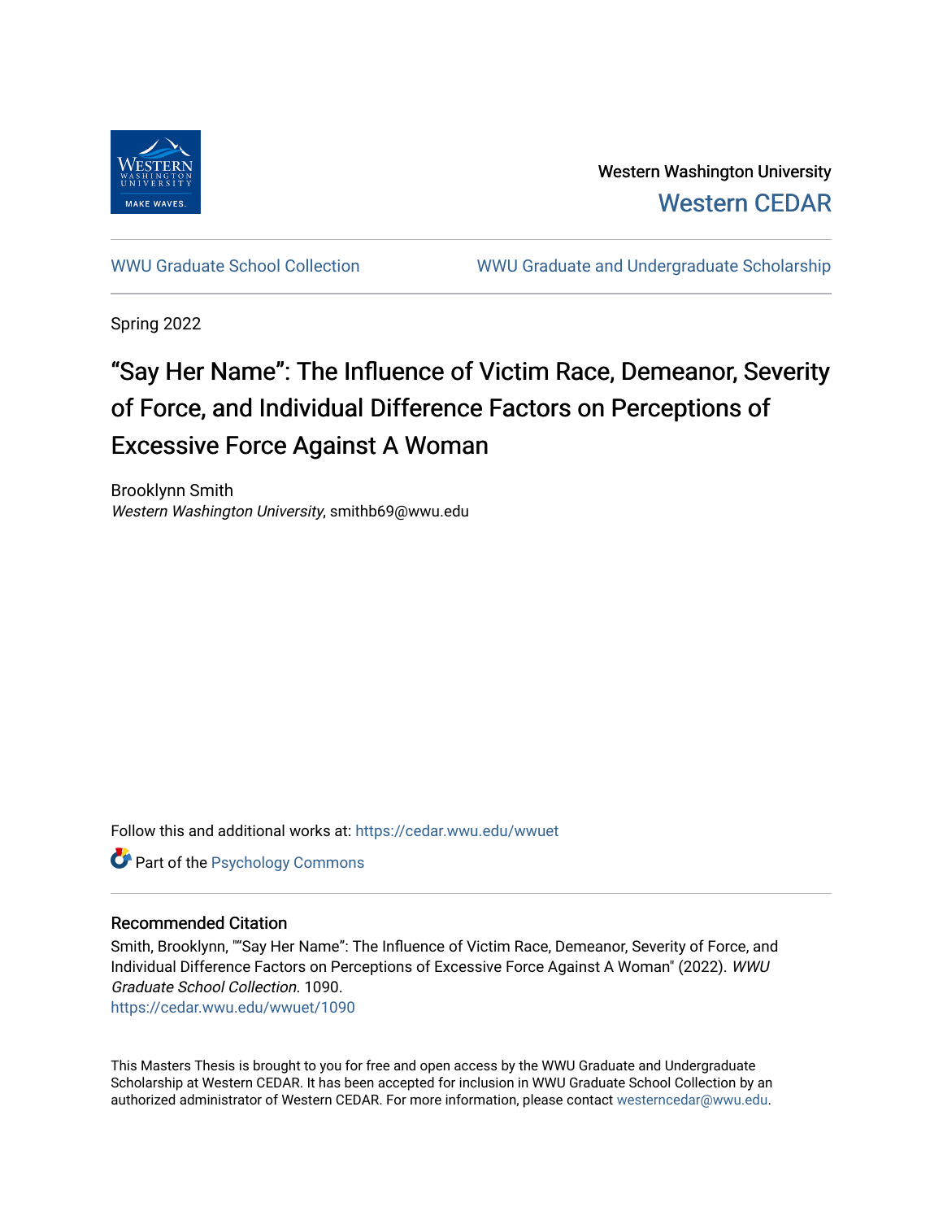Western Washington University

Western CEDAR

WWU Graduate School Collection

WWU Graduate and Undergraduate Scholarship

Spring 2022

# "Say Her Name": The Influence of Victim Race, Demeanor, Severity of Force, and Individual Difference Factors on Perceptions of Excessive Force Against A Woman

Brooklynn Smith
*Western Washington University*, smithb69@wwu.edu

Follow this and additional works at: https://cedar.wwu.edu/wwuet

Part of the Psychology Commons

## Recommended Citation

Smith, Brooklynn, ""Say Her Name": The Influence of Victim Race, Demeanor, Severity of Force, and Individual Difference Factors on Perceptions of Excessive Force Against A Woman" (2022). *WWU Graduate School Collection*. 1090.
https://cedar.wwu.edu/wwuet/1090

This Masters Thesis is brought to you for free and open access by the WWU Graduate and Undergraduate Scholarship at Western CEDAR. It has been accepted for inclusion in WWU Graduate School Collection by an authorized administrator of Western CEDAR. For more information, please contact westerncedar@wwu.edu.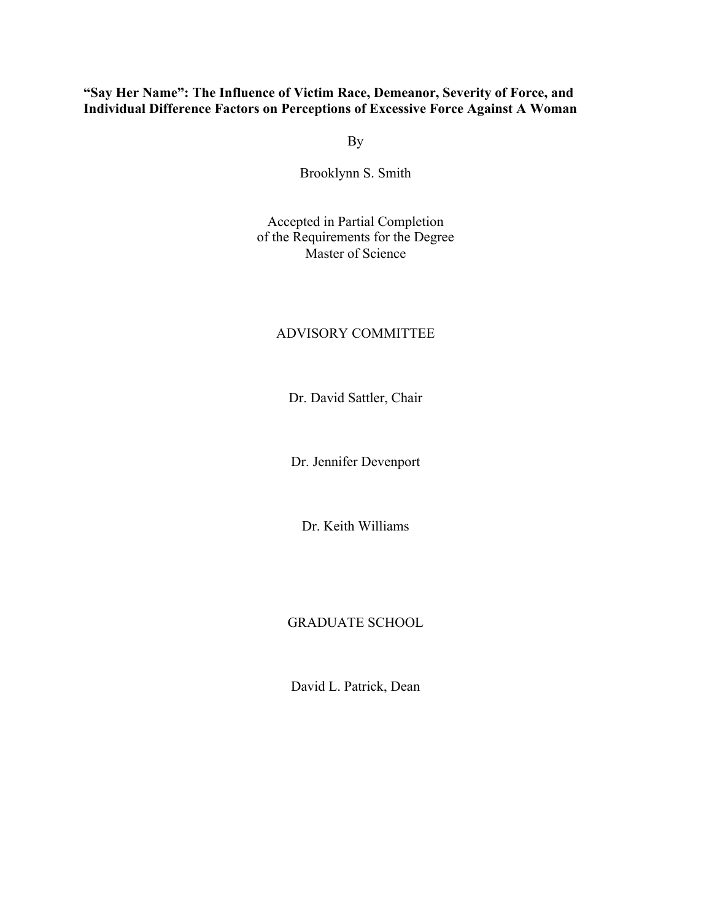**“Say Her Name”: The Influence of Victim Race, Demeanor, Severity of Force, and Individual Difference Factors on Perceptions of Excessive Force Against A Woman**

By

Brooklynn S. Smith

Accepted in Partial Completion
of the Requirements for the Degree
Master of Science

ADVISORY COMMITTEE

Dr. David Sattler, Chair

Dr. Jennifer Devenport

Dr. Keith Williams

GRADUATE SCHOOL

David L. Patrick, Dean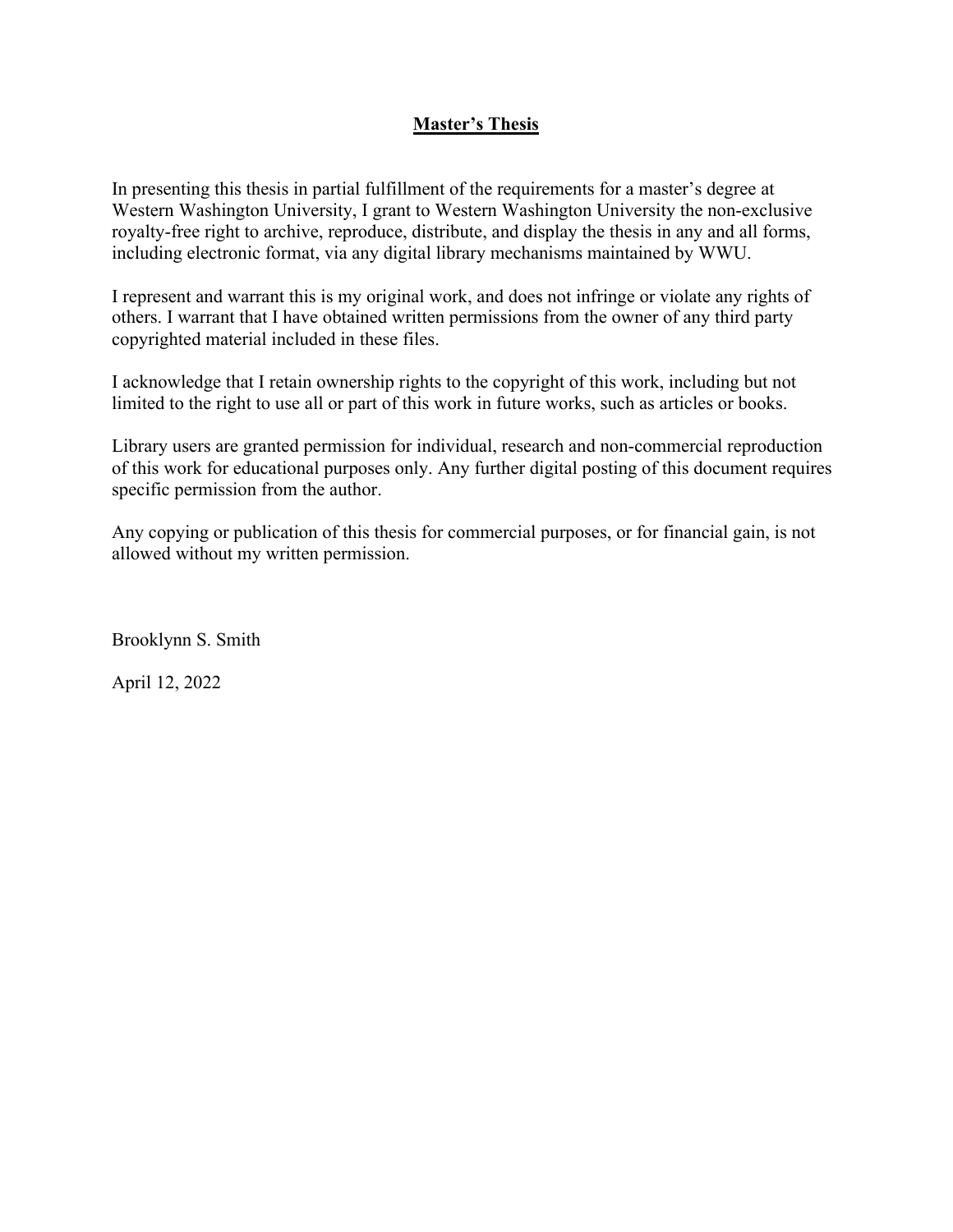## **Master's Thesis**

In presenting this thesis in partial fulfillment of the requirements for a master's degree at Western Washington University, I grant to Western Washington University the non-exclusive royalty-free right to archive, reproduce, distribute, and display the thesis in any and all forms, including electronic format, via any digital library mechanisms maintained by WWU.

I represent and warrant this is my original work, and does not infringe or violate any rights of others. I warrant that I have obtained written permissions from the owner of any third party copyrighted material included in these files.

I acknowledge that I retain ownership rights to the copyright of this work, including but not limited to the right to use all or part of this work in future works, such as articles or books.

Library users are granted permission for individual, research and non-commercial reproduction of this work for educational purposes only. Any further digital posting of this document requires specific permission from the author.

Any copying or publication of this thesis for commercial purposes, or for financial gain, is not allowed without my written permission.

Brooklynn S. Smith

April 12, 2022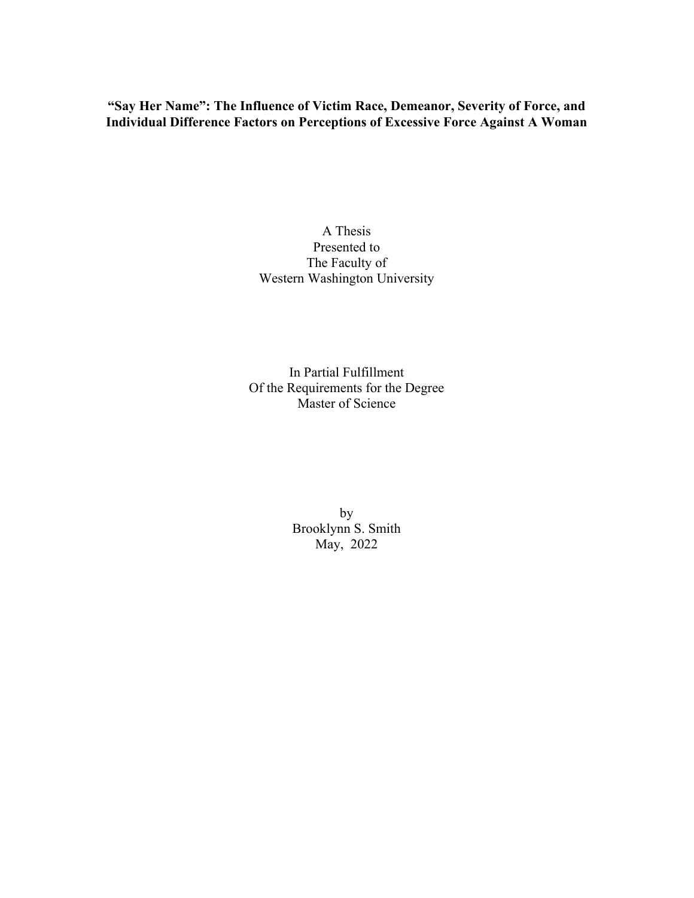**"Say Her Name": The Influence of Victim Race, Demeanor, Severity of Force, and Individual Difference Factors on Perceptions of Excessive Force Against A Woman**

A Thesis
Presented to
The Faculty of
Western Washington University

In Partial Fulfillment
Of the Requirements for the Degree
Master of Science

by
Brooklynn S. Smith
May, 2022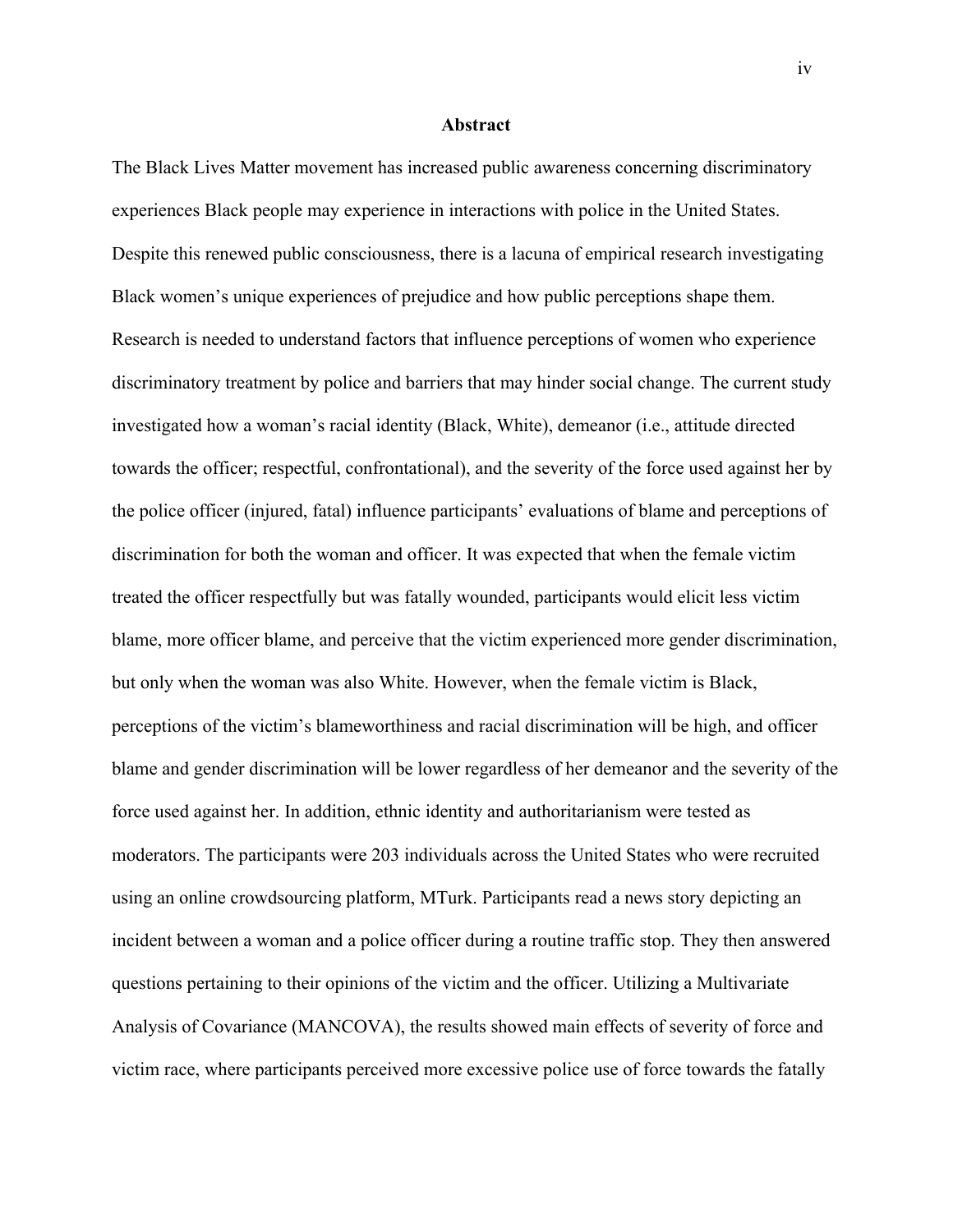# Abstract

The Black Lives Matter movement has increased public awareness concerning discriminatory experiences Black people may experience in interactions with police in the United States. Despite this renewed public consciousness, there is a lacuna of empirical research investigating Black women's unique experiences of prejudice and how public perceptions shape them. Research is needed to understand factors that influence perceptions of women who experience discriminatory treatment by police and barriers that may hinder social change. The current study investigated how a woman's racial identity (Black, White), demeanor (i.e., attitude directed towards the officer; respectful, confrontational), and the severity of the force used against her by the police officer (injured, fatal) influence participants' evaluations of blame and perceptions of discrimination for both the woman and officer. It was expected that when the female victim treated the officer respectfully but was fatally wounded, participants would elicit less victim blame, more officer blame, and perceive that the victim experienced more gender discrimination, but only when the woman was also White. However, when the female victim is Black, perceptions of the victim's blameworthiness and racial discrimination will be high, and officer blame and gender discrimination will be lower regardless of her demeanor and the severity of the force used against her. In addition, ethnic identity and authoritarianism were tested as moderators. The participants were 203 individuals across the United States who were recruited using an online crowdsourcing platform, MTurk. Participants read a news story depicting an incident between a woman and a police officer during a routine traffic stop. They then answered questions pertaining to their opinions of the victim and the officer. Utilizing a Multivariate Analysis of Covariance (MANCOVA), the results showed main effects of severity of force and victim race, where participants perceived more excessive police use of force towards the fatally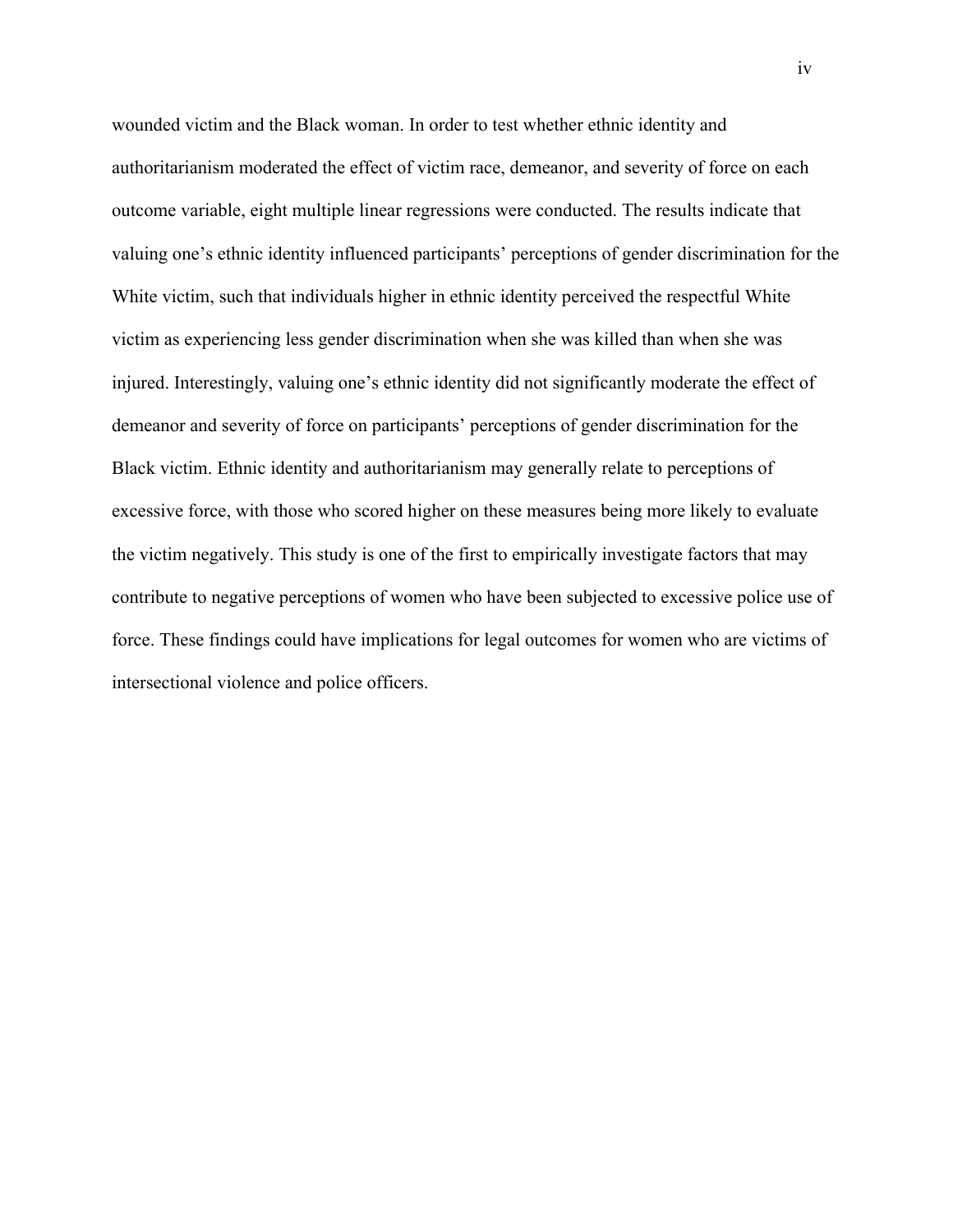wounded victim and the Black woman. In order to test whether ethnic identity and authoritarianism moderated the effect of victim race, demeanor, and severity of force on each outcome variable, eight multiple linear regressions were conducted. The results indicate that valuing one's ethnic identity influenced participants' perceptions of gender discrimination for the White victim, such that individuals higher in ethnic identity perceived the respectful White victim as experiencing less gender discrimination when she was killed than when she was injured. Interestingly, valuing one's ethnic identity did not significantly moderate the effect of demeanor and severity of force on participants' perceptions of gender discrimination for the Black victim. Ethnic identity and authoritarianism may generally relate to perceptions of excessive force, with those who scored higher on these measures being more likely to evaluate the victim negatively. This study is one of the first to empirically investigate factors that may contribute to negative perceptions of women who have been subjected to excessive police use of force. These findings could have implications for legal outcomes for women who are victims of intersectional violence and police officers.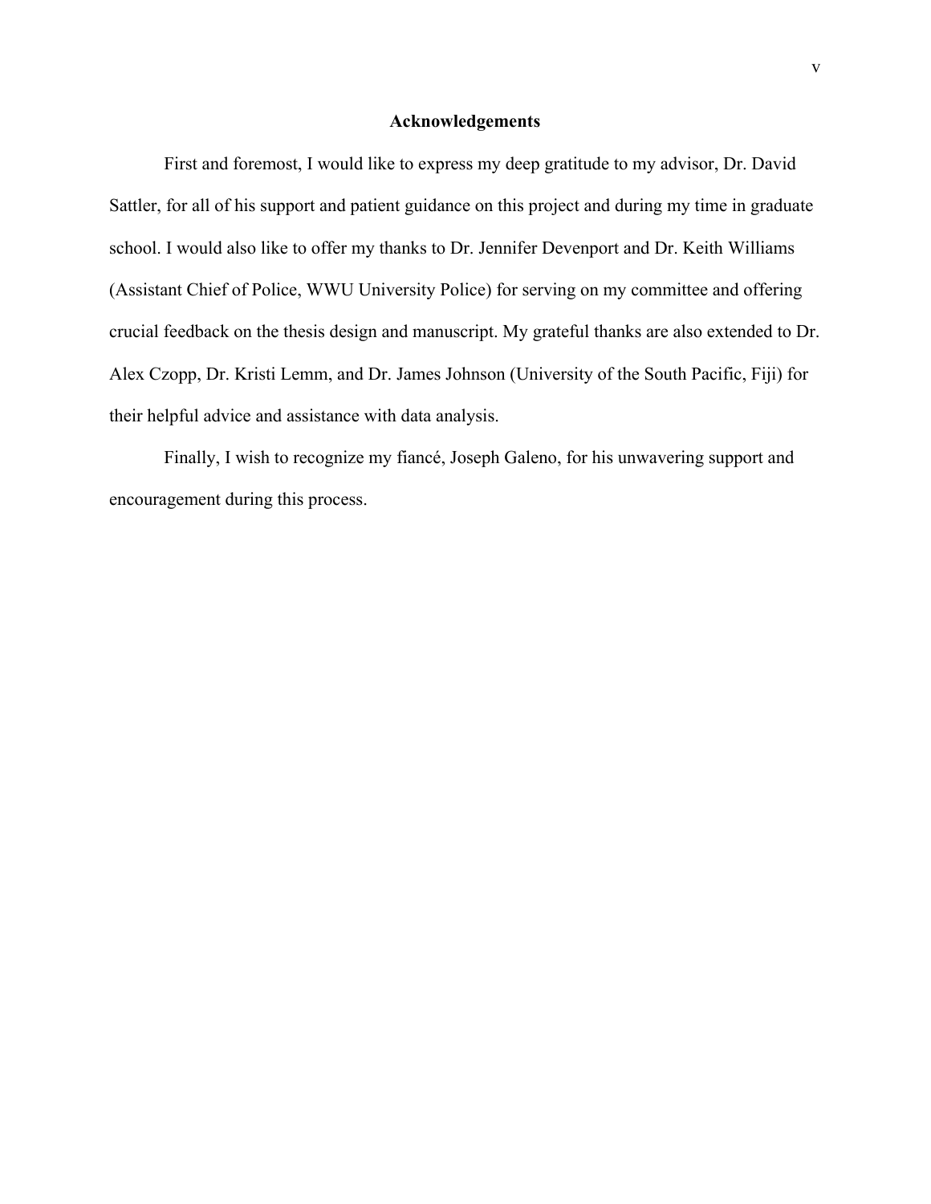## Acknowledgements

First and foremost, I would like to express my deep gratitude to my advisor, Dr. David Sattler, for all of his support and patient guidance on this project and during my time in graduate school. I would also like to offer my thanks to Dr. Jennifer Devenport and Dr. Keith Williams (Assistant Chief of Police, WWU University Police) for serving on my committee and offering crucial feedback on the thesis design and manuscript. My grateful thanks are also extended to Dr. Alex Czopp, Dr. Kristi Lemm, and Dr. James Johnson (University of the South Pacific, Fiji) for their helpful advice and assistance with data analysis.

Finally, I wish to recognize my fiancé, Joseph Galeno, for his unwavering support and encouragement during this process.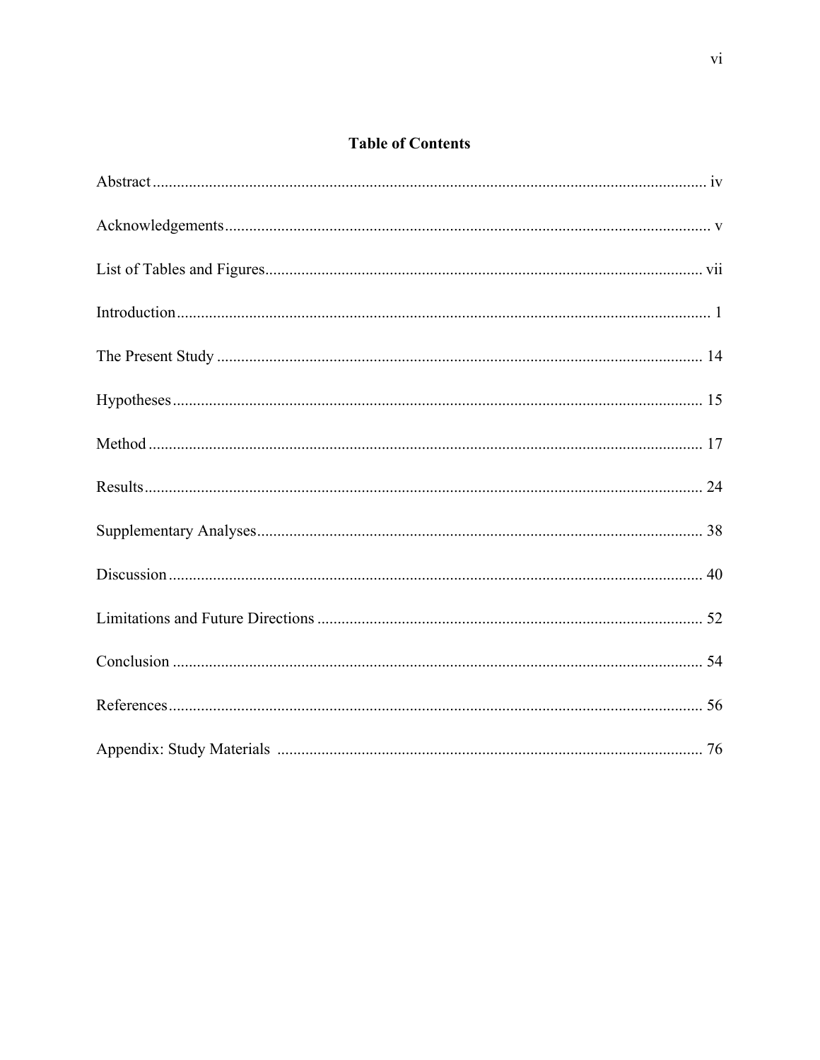# Table of Contents

| Section | Page |
|---|---|
| Abstract | iv |
| Acknowledgements | v |
| List of Tables and Figures | vii |
| Introduction | 1 |
| The Present Study | 14 |
| Hypotheses | 15 |
| Method | 17 |
| Results | 24 |
| Supplementary Analyses | 38 |
| Discussion | 40 |
| Limitations and Future Directions | 52 |
| Conclusion | 54 |
| References | 56 |
| Appendix: Study Materials | 76 |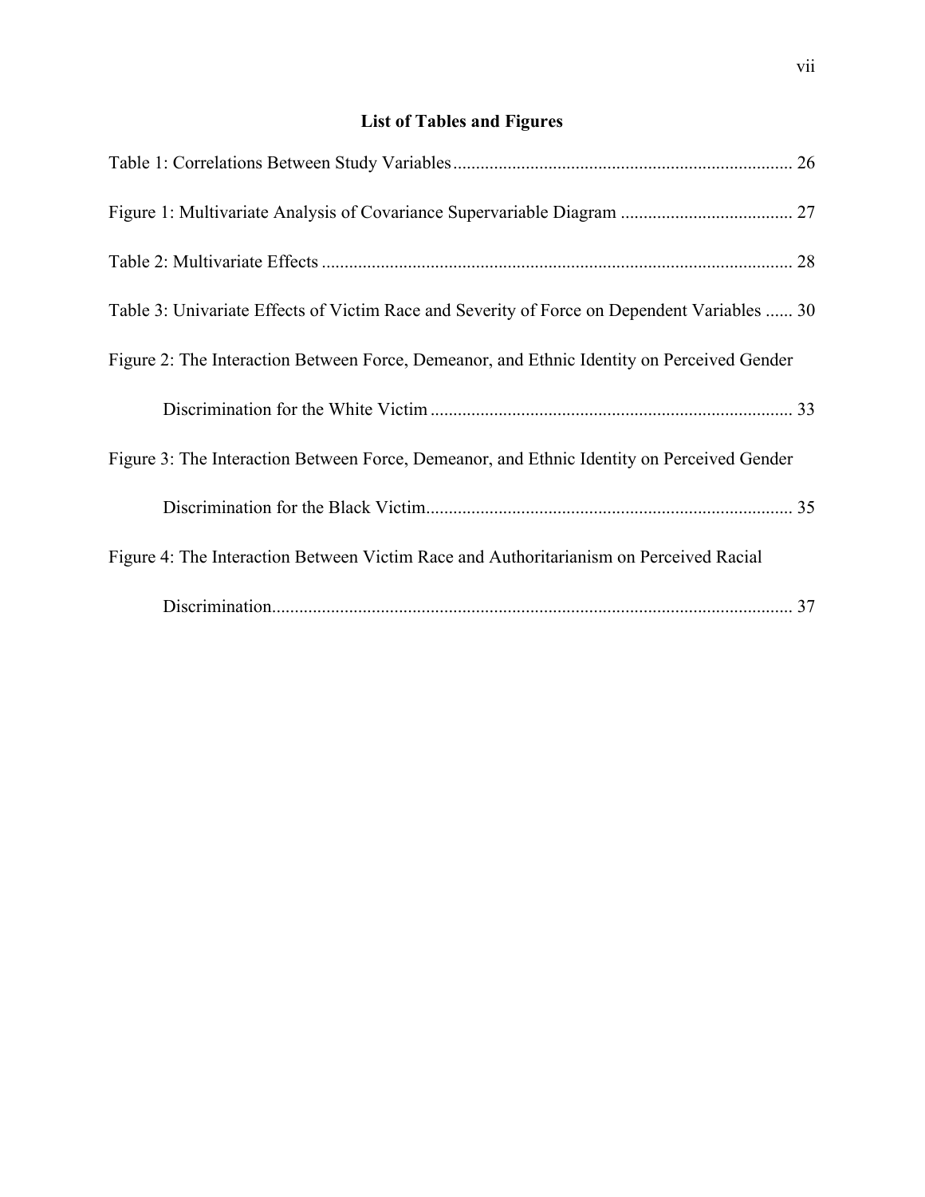## List of Tables and Figures

Table 1: Correlations Between Study Variables .......... 26

Figure 1: Multivariate Analysis of Covariance Supervariable Diagram .......... 27

Table 2: Multivariate Effects .......... 28

Table 3: Univariate Effects of Victim Race and Severity of Force on Dependent Variables .......... 30

Figure 2: The Interaction Between Force, Demeanor, and Ethnic Identity on Perceived Gender Discrimination for the White Victim .......... 33

Figure 3: The Interaction Between Force, Demeanor, and Ethnic Identity on Perceived Gender Discrimination for the Black Victim .......... 35

Figure 4: The Interaction Between Victim Race and Authoritarianism on Perceived Racial Discrimination .......... 37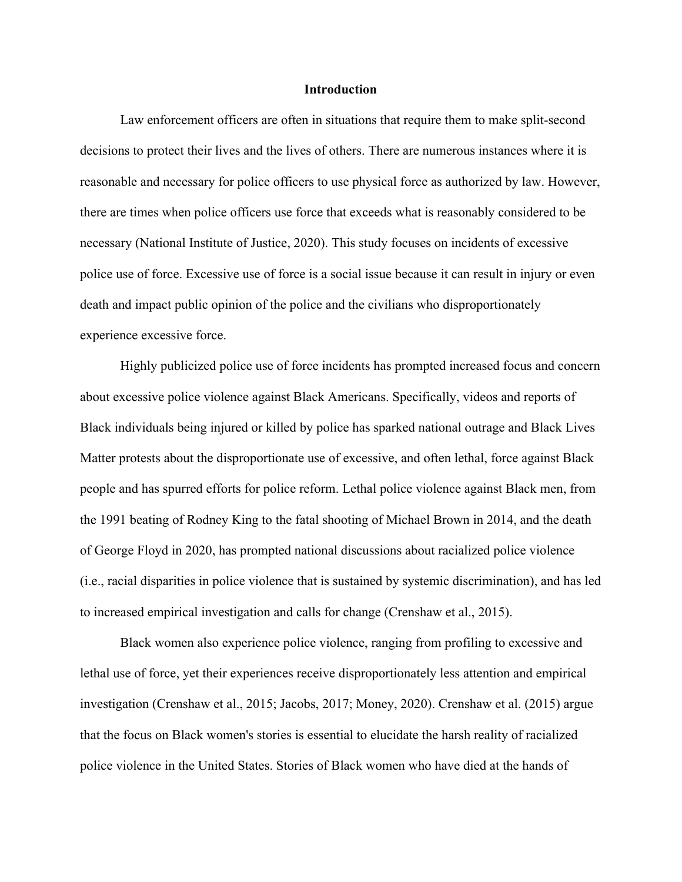# Introduction

Law enforcement officers are often in situations that require them to make split-second decisions to protect their lives and the lives of others. There are numerous instances where it is reasonable and necessary for police officers to use physical force as authorized by law. However, there are times when police officers use force that exceeds what is reasonably considered to be necessary (National Institute of Justice, 2020). This study focuses on incidents of excessive police use of force. Excessive use of force is a social issue because it can result in injury or even death and impact public opinion of the police and the civilians who disproportionately experience excessive force.

Highly publicized police use of force incidents has prompted increased focus and concern about excessive police violence against Black Americans. Specifically, videos and reports of Black individuals being injured or killed by police has sparked national outrage and Black Lives Matter protests about the disproportionate use of excessive, and often lethal, force against Black people and has spurred efforts for police reform. Lethal police violence against Black men, from the 1991 beating of Rodney King to the fatal shooting of Michael Brown in 2014, and the death of George Floyd in 2020, has prompted national discussions about racialized police violence (i.e., racial disparities in police violence that is sustained by systemic discrimination), and has led to increased empirical investigation and calls for change (Crenshaw et al., 2015).

Black women also experience police violence, ranging from profiling to excessive and lethal use of force, yet their experiences receive disproportionately less attention and empirical investigation (Crenshaw et al., 2015; Jacobs, 2017; Money, 2020). Crenshaw et al. (2015) argue that the focus on Black women's stories is essential to elucidate the harsh reality of racialized police violence in the United States. Stories of Black women who have died at the hands of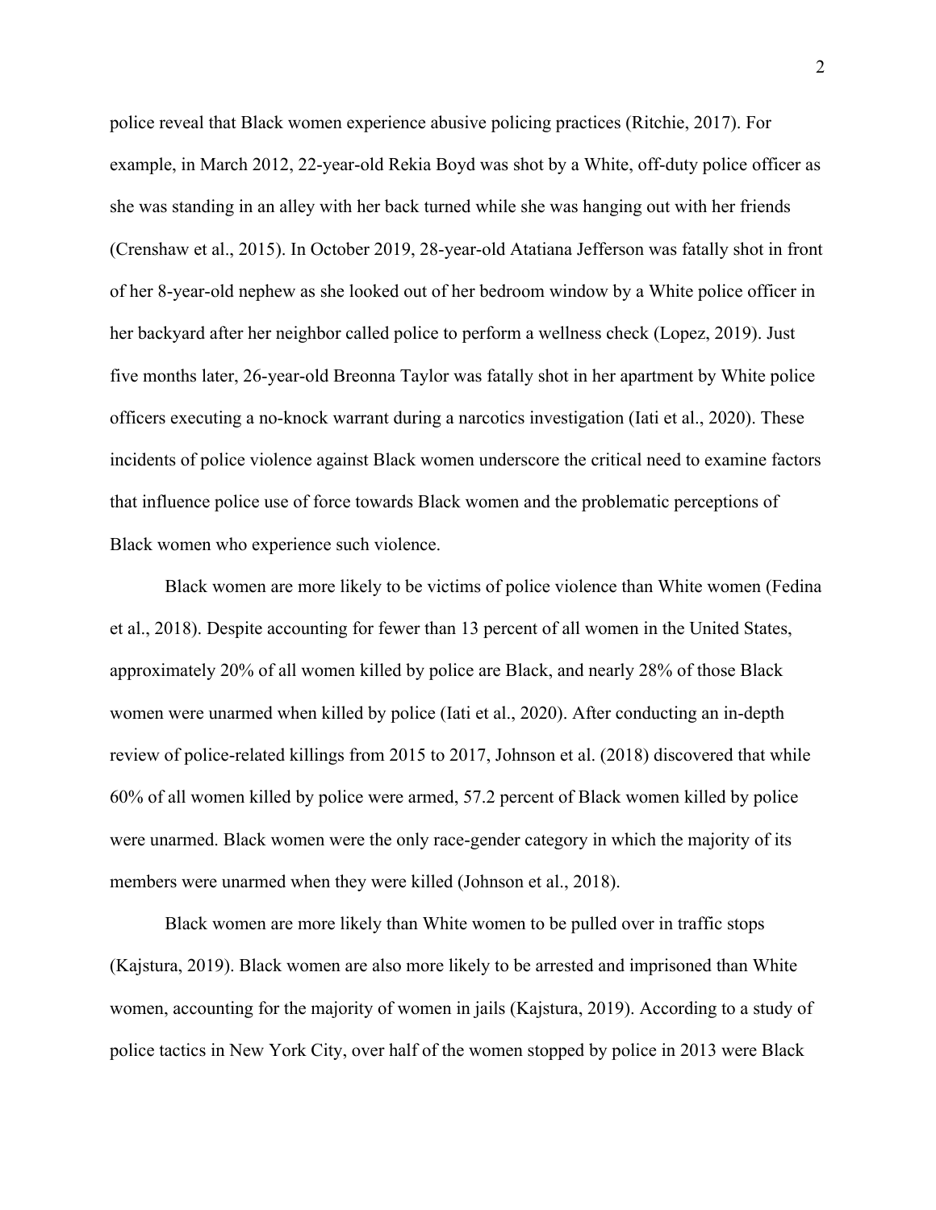police reveal that Black women experience abusive policing practices (Ritchie, 2017). For example, in March 2012, 22-year-old Rekia Boyd was shot by a White, off-duty police officer as she was standing in an alley with her back turned while she was hanging out with her friends (Crenshaw et al., 2015). In October 2019, 28-year-old Atatiana Jefferson was fatally shot in front of her 8-year-old nephew as she looked out of her bedroom window by a White police officer in her backyard after her neighbor called police to perform a wellness check (Lopez, 2019). Just five months later, 26-year-old Breonna Taylor was fatally shot in her apartment by White police officers executing a no-knock warrant during a narcotics investigation (Iati et al., 2020). These incidents of police violence against Black women underscore the critical need to examine factors that influence police use of force towards Black women and the problematic perceptions of Black women who experience such violence.

Black women are more likely to be victims of police violence than White women (Fedina et al., 2018). Despite accounting for fewer than 13 percent of all women in the United States, approximately 20% of all women killed by police are Black, and nearly 28% of those Black women were unarmed when killed by police (Iati et al., 2020). After conducting an in-depth review of police-related killings from 2015 to 2017, Johnson et al. (2018) discovered that while 60% of all women killed by police were armed, 57.2 percent of Black women killed by police were unarmed. Black women were the only race-gender category in which the majority of its members were unarmed when they were killed (Johnson et al., 2018).

Black women are more likely than White women to be pulled over in traffic stops (Kajstura, 2019). Black women are also more likely to be arrested and imprisoned than White women, accounting for the majority of women in jails (Kajstura, 2019). According to a study of police tactics in New York City, over half of the women stopped by police in 2013 were Black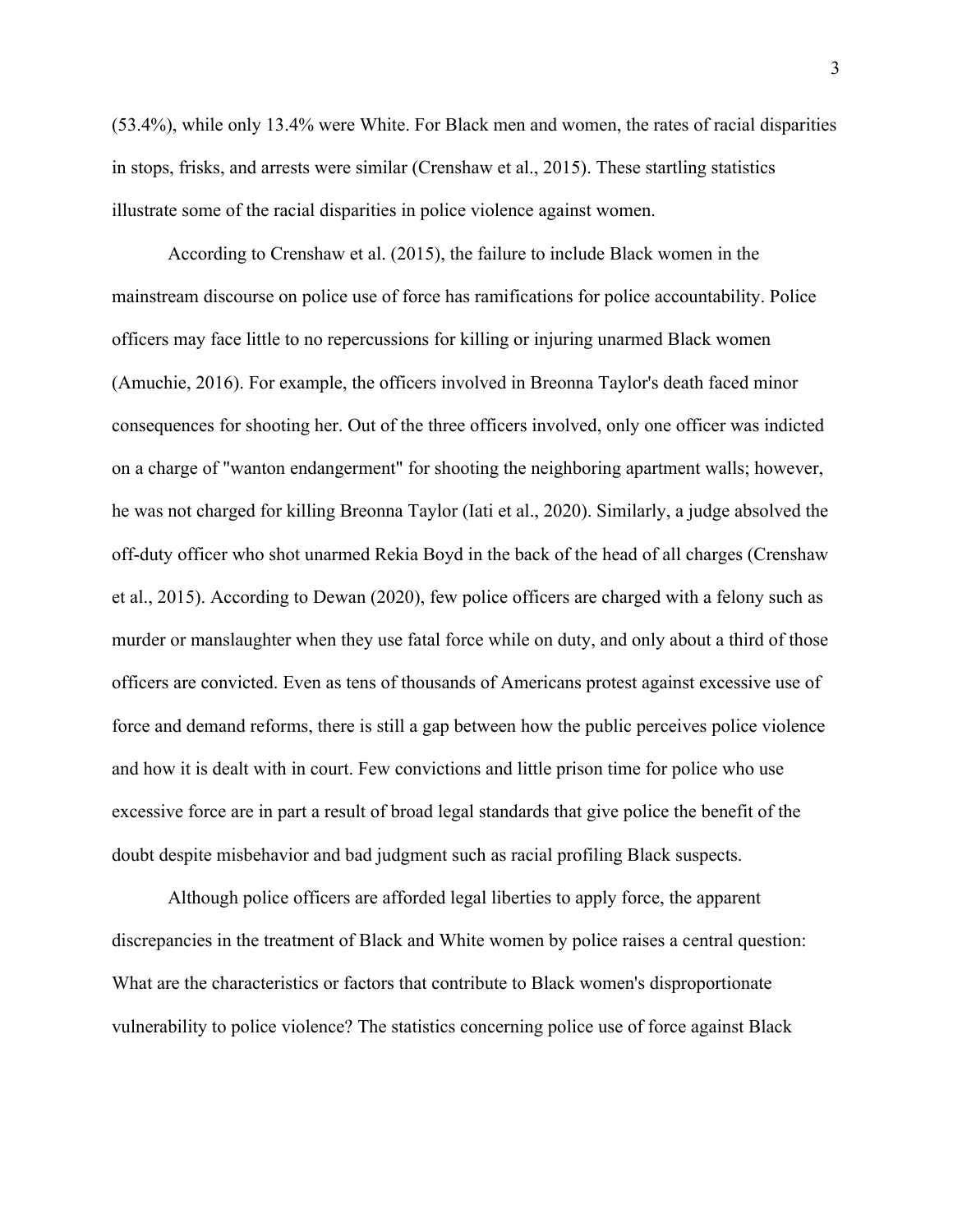(53.4%), while only 13.4% were White. For Black men and women, the rates of racial disparities in stops, frisks, and arrests were similar (Crenshaw et al., 2015). These startling statistics illustrate some of the racial disparities in police violence against women.

According to Crenshaw et al. (2015), the failure to include Black women in the mainstream discourse on police use of force has ramifications for police accountability. Police officers may face little to no repercussions for killing or injuring unarmed Black women (Amuchie, 2016). For example, the officers involved in Breonna Taylor's death faced minor consequences for shooting her. Out of the three officers involved, only one officer was indicted on a charge of "wanton endangerment" for shooting the neighboring apartment walls; however, he was not charged for killing Breonna Taylor (Iati et al., 2020). Similarly, a judge absolved the off-duty officer who shot unarmed Rekia Boyd in the back of the head of all charges (Crenshaw et al., 2015). According to Dewan (2020), few police officers are charged with a felony such as murder or manslaughter when they use fatal force while on duty, and only about a third of those officers are convicted. Even as tens of thousands of Americans protest against excessive use of force and demand reforms, there is still a gap between how the public perceives police violence and how it is dealt with in court. Few convictions and little prison time for police who use excessive force are in part a result of broad legal standards that give police the benefit of the doubt despite misbehavior and bad judgment such as racial profiling Black suspects.

Although police officers are afforded legal liberties to apply force, the apparent discrepancies in the treatment of Black and White women by police raises a central question: What are the characteristics or factors that contribute to Black women's disproportionate vulnerability to police violence? The statistics concerning police use of force against Black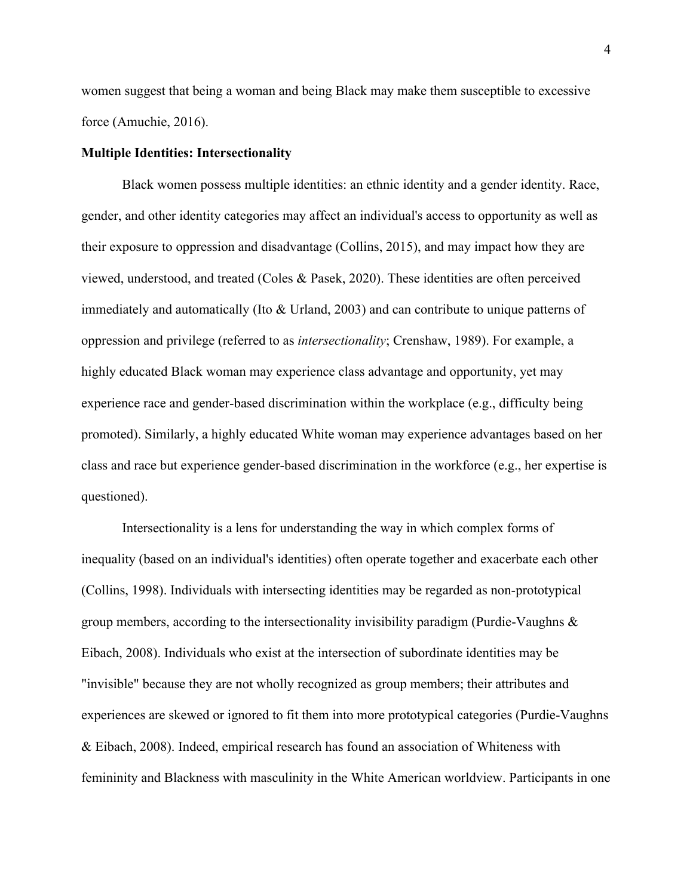women suggest that being a woman and being Black may make them susceptible to excessive force (Amuchie, 2016).

**Multiple Identities: Intersectionality**

Black women possess multiple identities: an ethnic identity and a gender identity. Race, gender, and other identity categories may affect an individual's access to opportunity as well as their exposure to oppression and disadvantage (Collins, 2015), and may impact how they are viewed, understood, and treated (Coles & Pasek, 2020). These identities are often perceived immediately and automatically (Ito & Urland, 2003) and can contribute to unique patterns of oppression and privilege (referred to as *intersectionality*; Crenshaw, 1989). For example, a highly educated Black woman may experience class advantage and opportunity, yet may experience race and gender-based discrimination within the workplace (e.g., difficulty being promoted). Similarly, a highly educated White woman may experience advantages based on her class and race but experience gender-based discrimination in the workforce (e.g., her expertise is questioned).

Intersectionality is a lens for understanding the way in which complex forms of inequality (based on an individual's identities) often operate together and exacerbate each other (Collins, 1998). Individuals with intersecting identities may be regarded as non-prototypical group members, according to the intersectionality invisibility paradigm (Purdie-Vaughns & Eibach, 2008). Individuals who exist at the intersection of subordinate identities may be "invisible" because they are not wholly recognized as group members; their attributes and experiences are skewed or ignored to fit them into more prototypical categories (Purdie-Vaughns & Eibach, 2008). Indeed, empirical research has found an association of Whiteness with femininity and Blackness with masculinity in the White American worldview. Participants in one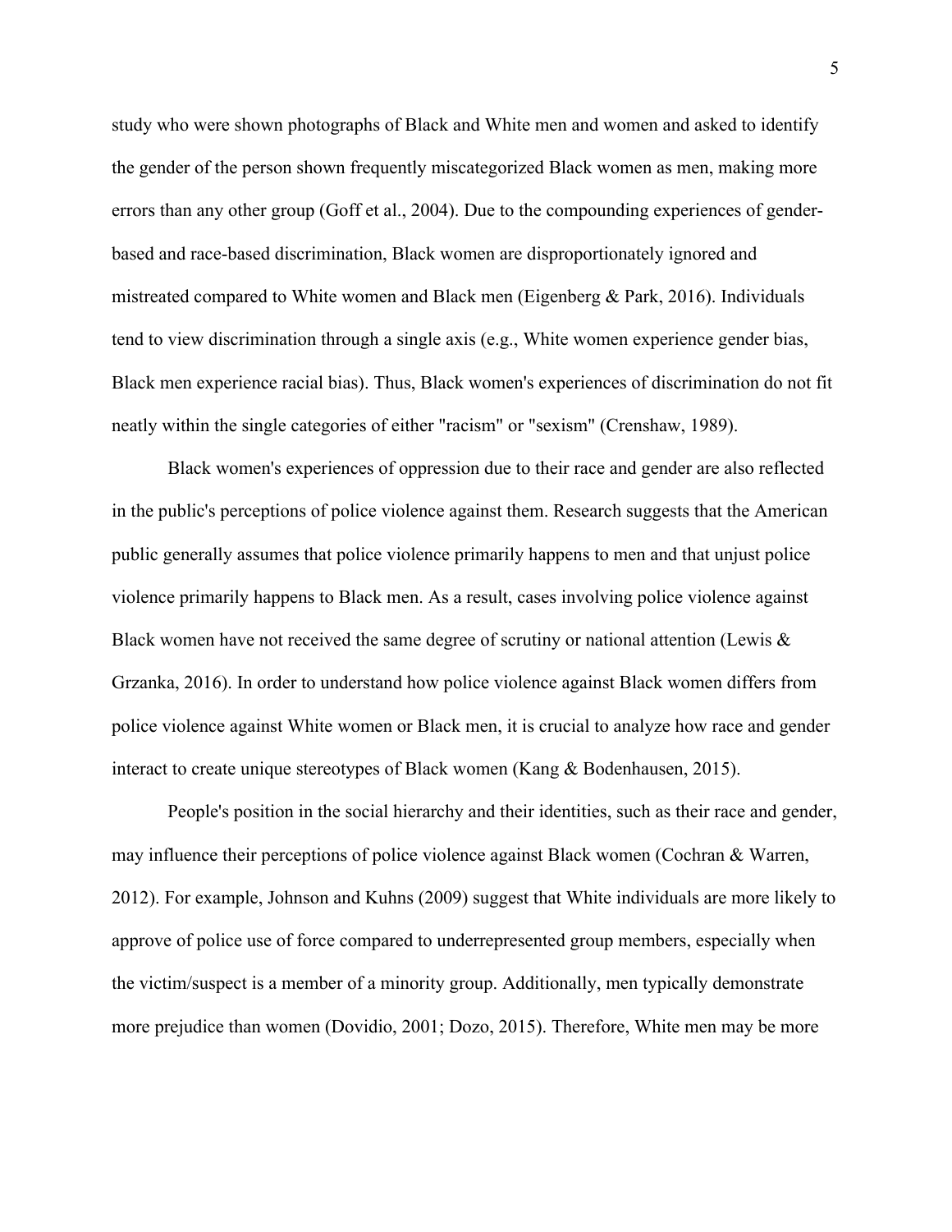study who were shown photographs of Black and White men and women and asked to identify the gender of the person shown frequently miscategorized Black women as men, making more errors than any other group (Goff et al., 2004). Due to the compounding experiences of gender-based and race-based discrimination, Black women are disproportionately ignored and mistreated compared to White women and Black men (Eigenberg & Park, 2016). Individuals tend to view discrimination through a single axis (e.g., White women experience gender bias, Black men experience racial bias). Thus, Black women's experiences of discrimination do not fit neatly within the single categories of either "racism" or "sexism" (Crenshaw, 1989).

Black women's experiences of oppression due to their race and gender are also reflected in the public's perceptions of police violence against them. Research suggests that the American public generally assumes that police violence primarily happens to men and that unjust police violence primarily happens to Black men. As a result, cases involving police violence against Black women have not received the same degree of scrutiny or national attention (Lewis & Grzanka, 2016). In order to understand how police violence against Black women differs from police violence against White women or Black men, it is crucial to analyze how race and gender interact to create unique stereotypes of Black women (Kang & Bodenhausen, 2015).

People's position in the social hierarchy and their identities, such as their race and gender, may influence their perceptions of police violence against Black women (Cochran & Warren, 2012). For example, Johnson and Kuhns (2009) suggest that White individuals are more likely to approve of police use of force compared to underrepresented group members, especially when the victim/suspect is a member of a minority group. Additionally, men typically demonstrate more prejudice than women (Dovidio, 2001; Dozo, 2015). Therefore, White men may be more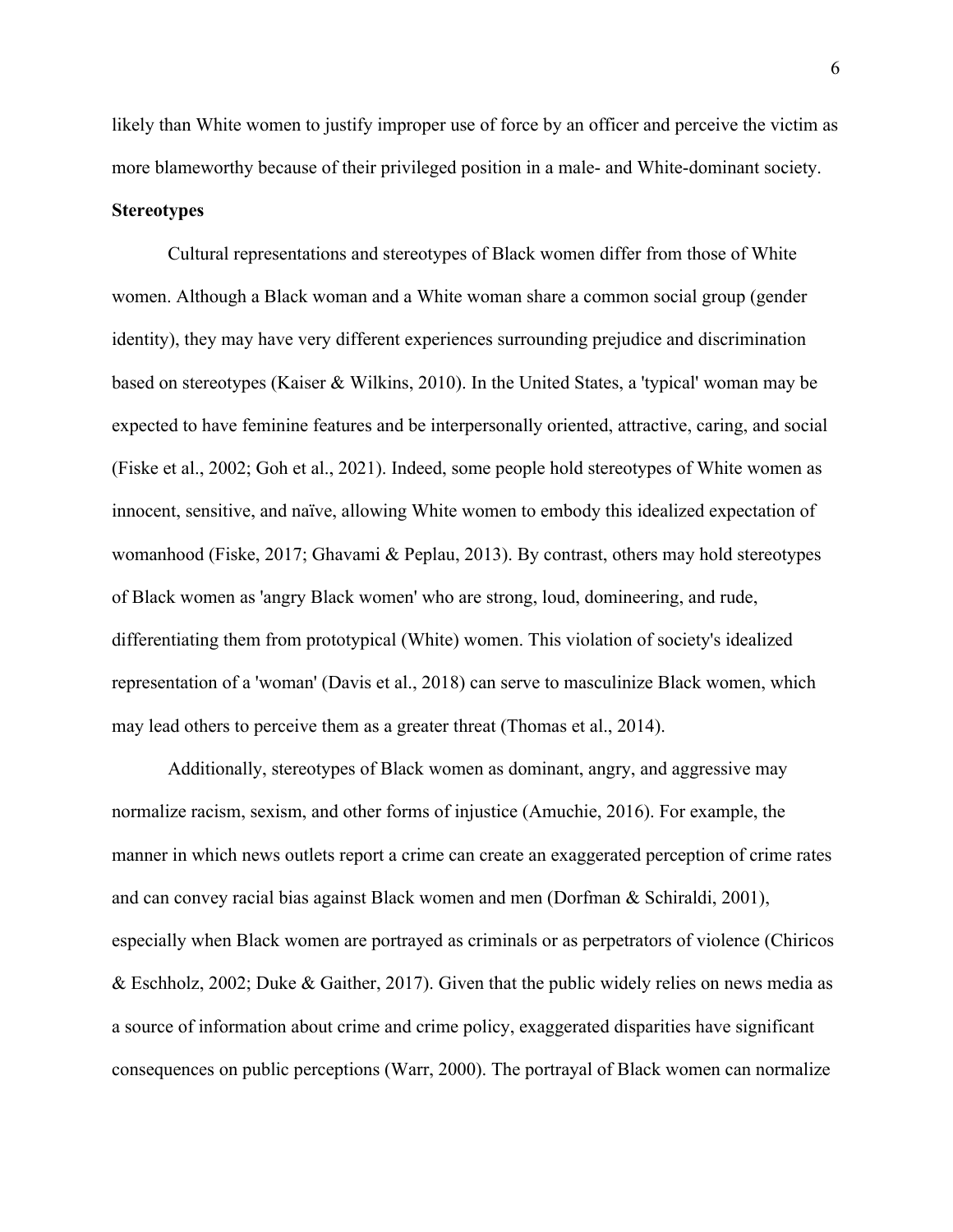likely than White women to justify improper use of force by an officer and perceive the victim as more blameworthy because of their privileged position in a male- and White-dominant society.

**Stereotypes**

Cultural representations and stereotypes of Black women differ from those of White women. Although a Black woman and a White woman share a common social group (gender identity), they may have very different experiences surrounding prejudice and discrimination based on stereotypes (Kaiser & Wilkins, 2010). In the United States, a 'typical' woman may be expected to have feminine features and be interpersonally oriented, attractive, caring, and social (Fiske et al., 2002; Goh et al., 2021). Indeed, some people hold stereotypes of White women as innocent, sensitive, and naïve, allowing White women to embody this idealized expectation of womanhood (Fiske, 2017; Ghavami & Peplau, 2013). By contrast, others may hold stereotypes of Black women as 'angry Black women' who are strong, loud, domineering, and rude, differentiating them from prototypical (White) women. This violation of society's idealized representation of a 'woman' (Davis et al., 2018) can serve to masculinize Black women, which may lead others to perceive them as a greater threat (Thomas et al., 2014).

Additionally, stereotypes of Black women as dominant, angry, and aggressive may normalize racism, sexism, and other forms of injustice (Amuchie, 2016). For example, the manner in which news outlets report a crime can create an exaggerated perception of crime rates and can convey racial bias against Black women and men (Dorfman & Schiraldi, 2001), especially when Black women are portrayed as criminals or as perpetrators of violence (Chiricos & Eschholz, 2002; Duke & Gaither, 2017). Given that the public widely relies on news media as a source of information about crime and crime policy, exaggerated disparities have significant consequences on public perceptions (Warr, 2000). The portrayal of Black women can normalize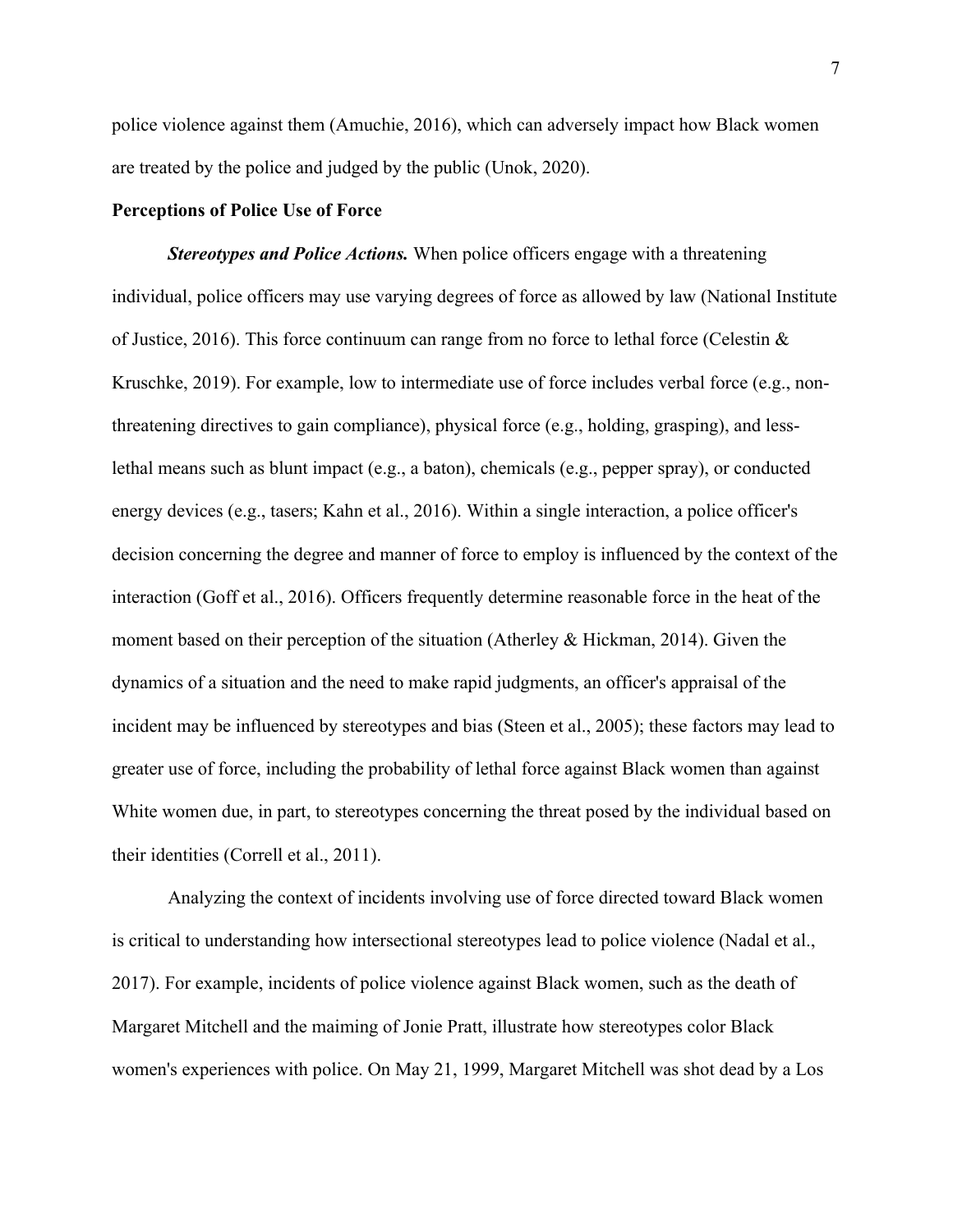police violence against them (Amuchie, 2016), which can adversely impact how Black women are treated by the police and judged by the public (Unok, 2020).

**Perceptions of Police Use of Force**

***Stereotypes and Police Actions.*** When police officers engage with a threatening individual, police officers may use varying degrees of force as allowed by law (National Institute of Justice, 2016). This force continuum can range from no force to lethal force (Celestin & Kruschke, 2019). For example, low to intermediate use of force includes verbal force (e.g., non-threatening directives to gain compliance), physical force (e.g., holding, grasping), and less-lethal means such as blunt impact (e.g., a baton), chemicals (e.g., pepper spray), or conducted energy devices (e.g., tasers; Kahn et al., 2016). Within a single interaction, a police officer's decision concerning the degree and manner of force to employ is influenced by the context of the interaction (Goff et al., 2016). Officers frequently determine reasonable force in the heat of the moment based on their perception of the situation (Atherley & Hickman, 2014). Given the dynamics of a situation and the need to make rapid judgments, an officer's appraisal of the incident may be influenced by stereotypes and bias (Steen et al., 2005); these factors may lead to greater use of force, including the probability of lethal force against Black women than against White women due, in part, to stereotypes concerning the threat posed by the individual based on their identities (Correll et al., 2011).

Analyzing the context of incidents involving use of force directed toward Black women is critical to understanding how intersectional stereotypes lead to police violence (Nadal et al., 2017). For example, incidents of police violence against Black women, such as the death of Margaret Mitchell and the maiming of Jonie Pratt, illustrate how stereotypes color Black women's experiences with police. On May 21, 1999, Margaret Mitchell was shot dead by a Los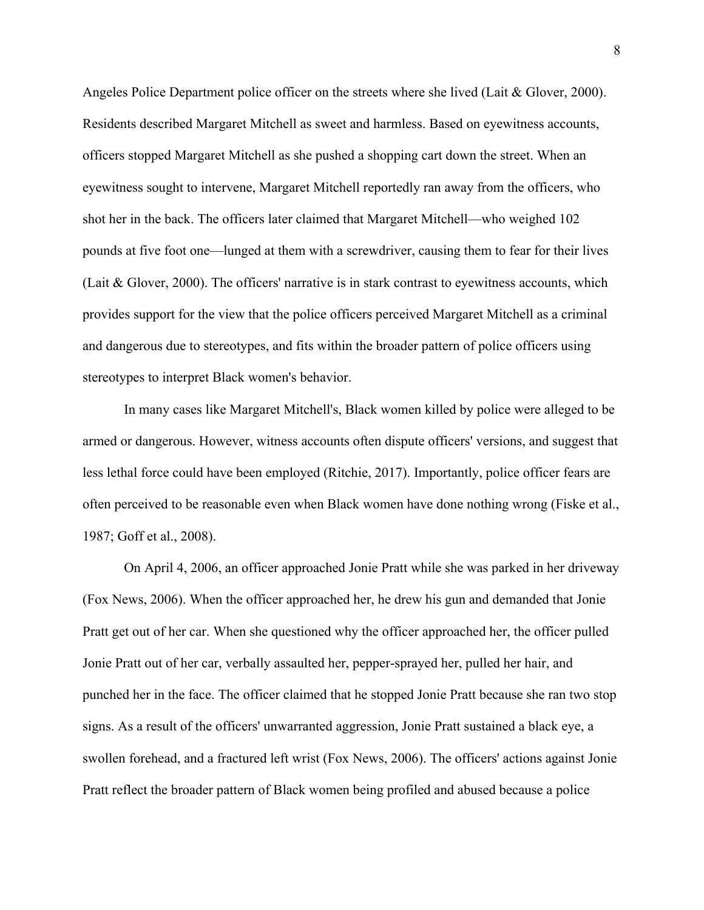Angeles Police Department police officer on the streets where she lived (Lait & Glover, 2000). Residents described Margaret Mitchell as sweet and harmless. Based on eyewitness accounts, officers stopped Margaret Mitchell as she pushed a shopping cart down the street. When an eyewitness sought to intervene, Margaret Mitchell reportedly ran away from the officers, who shot her in the back. The officers later claimed that Margaret Mitchell—who weighed 102 pounds at five foot one—lunged at them with a screwdriver, causing them to fear for their lives (Lait & Glover, 2000). The officers' narrative is in stark contrast to eyewitness accounts, which provides support for the view that the police officers perceived Margaret Mitchell as a criminal and dangerous due to stereotypes, and fits within the broader pattern of police officers using stereotypes to interpret Black women's behavior.

In many cases like Margaret Mitchell's, Black women killed by police were alleged to be armed or dangerous. However, witness accounts often dispute officers' versions, and suggest that less lethal force could have been employed (Ritchie, 2017). Importantly, police officer fears are often perceived to be reasonable even when Black women have done nothing wrong (Fiske et al., 1987; Goff et al., 2008).

On April 4, 2006, an officer approached Jonie Pratt while she was parked in her driveway (Fox News, 2006). When the officer approached her, he drew his gun and demanded that Jonie Pratt get out of her car. When she questioned why the officer approached her, the officer pulled Jonie Pratt out of her car, verbally assaulted her, pepper-sprayed her, pulled her hair, and punched her in the face. The officer claimed that he stopped Jonie Pratt because she ran two stop signs. As a result of the officers' unwarranted aggression, Jonie Pratt sustained a black eye, a swollen forehead, and a fractured left wrist (Fox News, 2006). The officers' actions against Jonie Pratt reflect the broader pattern of Black women being profiled and abused because a police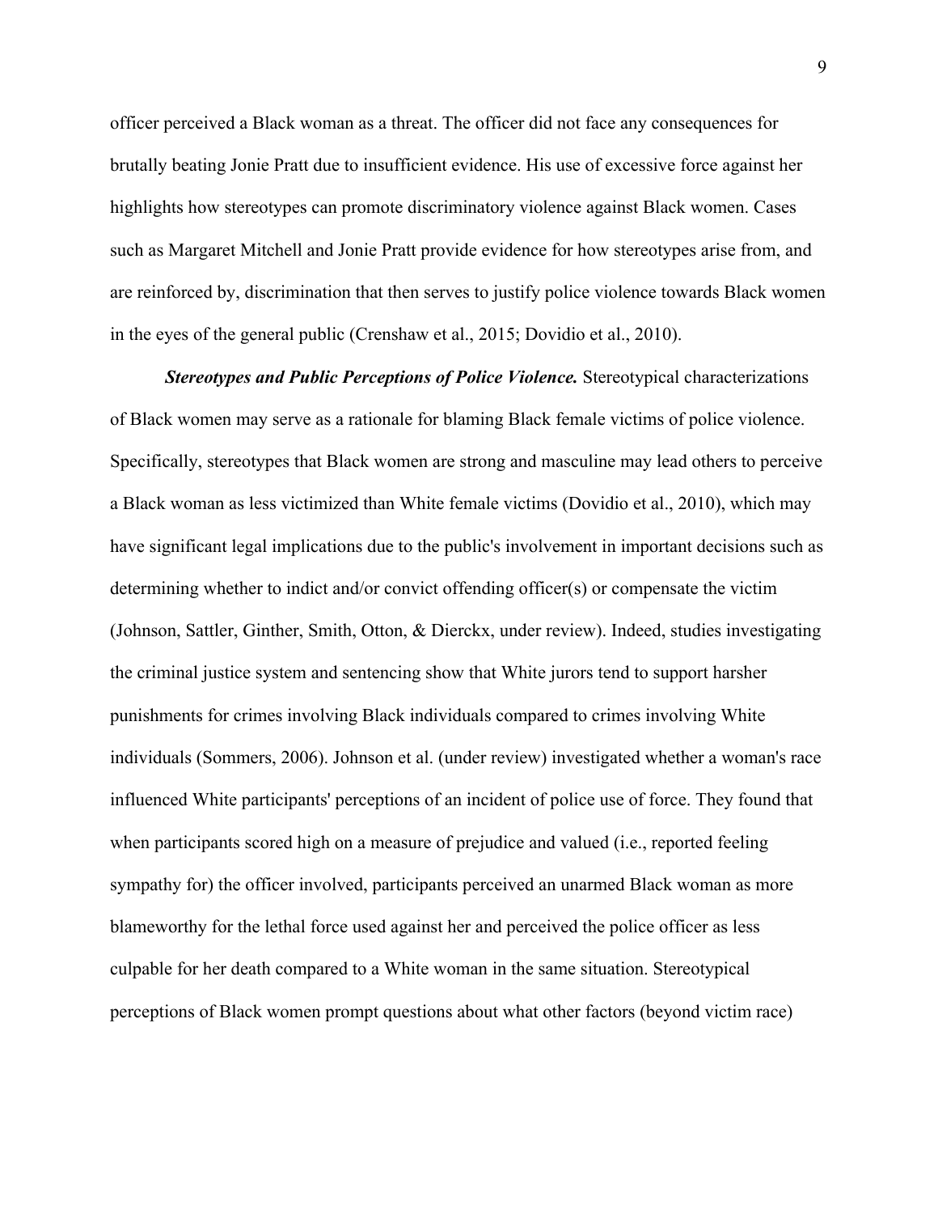officer perceived a Black woman as a threat. The officer did not face any consequences for brutally beating Jonie Pratt due to insufficient evidence. His use of excessive force against her highlights how stereotypes can promote discriminatory violence against Black women. Cases such as Margaret Mitchell and Jonie Pratt provide evidence for how stereotypes arise from, and are reinforced by, discrimination that then serves to justify police violence towards Black women in the eyes of the general public (Crenshaw et al., 2015; Dovidio et al., 2010).

***Stereotypes and Public Perceptions of Police Violence.*** Stereotypical characterizations of Black women may serve as a rationale for blaming Black female victims of police violence. Specifically, stereotypes that Black women are strong and masculine may lead others to perceive a Black woman as less victimized than White female victims (Dovidio et al., 2010), which may have significant legal implications due to the public's involvement in important decisions such as determining whether to indict and/or convict offending officer(s) or compensate the victim (Johnson, Sattler, Ginther, Smith, Otton, & Dierckx, under review). Indeed, studies investigating the criminal justice system and sentencing show that White jurors tend to support harsher punishments for crimes involving Black individuals compared to crimes involving White individuals (Sommers, 2006). Johnson et al. (under review) investigated whether a woman's race influenced White participants' perceptions of an incident of police use of force. They found that when participants scored high on a measure of prejudice and valued (i.e., reported feeling sympathy for) the officer involved, participants perceived an unarmed Black woman as more blameworthy for the lethal force used against her and perceived the police officer as less culpable for her death compared to a White woman in the same situation. Stereotypical perceptions of Black women prompt questions about what other factors (beyond victim race)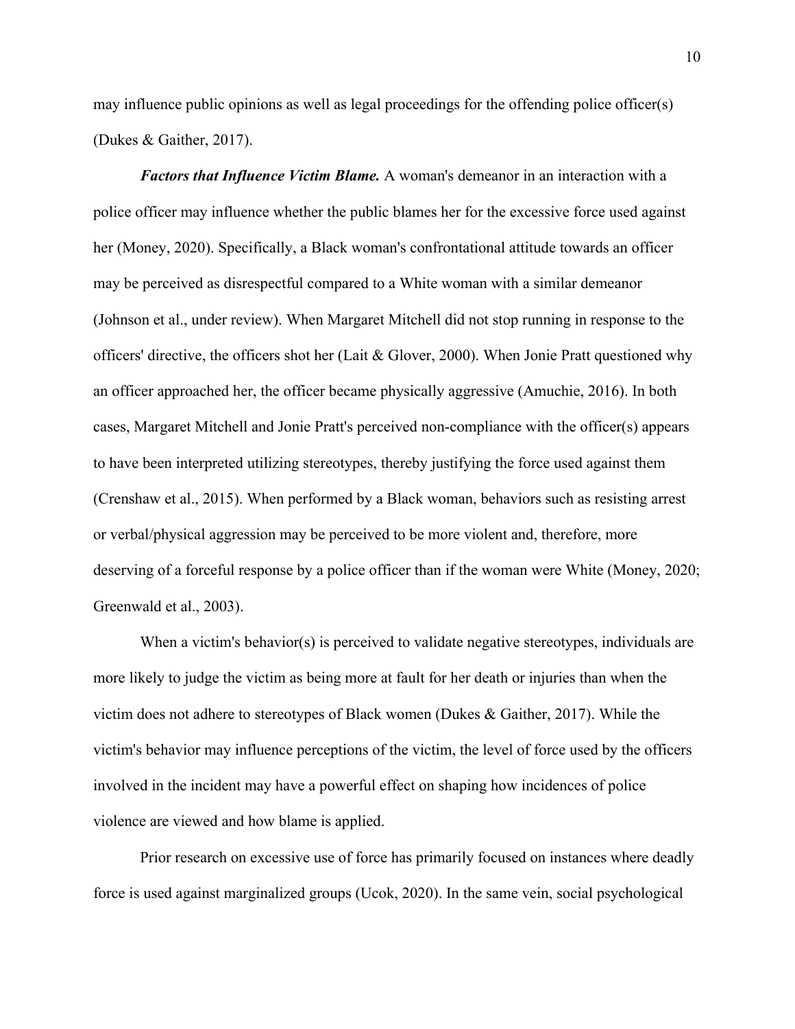may influence public opinions as well as legal proceedings for the offending police officer(s) (Dukes & Gaither, 2017).

***Factors that Influence Victim Blame.*** A woman's demeanor in an interaction with a police officer may influence whether the public blames her for the excessive force used against her (Money, 2020). Specifically, a Black woman's confrontational attitude towards an officer may be perceived as disrespectful compared to a White woman with a similar demeanor (Johnson et al., under review). When Margaret Mitchell did not stop running in response to the officers' directive, the officers shot her (Lait & Glover, 2000). When Jonie Pratt questioned why an officer approached her, the officer became physically aggressive (Amuchie, 2016). In both cases, Margaret Mitchell and Jonie Pratt's perceived non-compliance with the officer(s) appears to have been interpreted utilizing stereotypes, thereby justifying the force used against them (Crenshaw et al., 2015). When performed by a Black woman, behaviors such as resisting arrest or verbal/physical aggression may be perceived to be more violent and, therefore, more deserving of a forceful response by a police officer than if the woman were White (Money, 2020; Greenwald et al., 2003).

When a victim's behavior(s) is perceived to validate negative stereotypes, individuals are more likely to judge the victim as being more at fault for her death or injuries than when the victim does not adhere to stereotypes of Black women (Dukes & Gaither, 2017). While the victim's behavior may influence perceptions of the victim, the level of force used by the officers involved in the incident may have a powerful effect on shaping how incidences of police violence are viewed and how blame is applied.

Prior research on excessive use of force has primarily focused on instances where deadly force is used against marginalized groups (Ucok, 2020). In the same vein, social psychological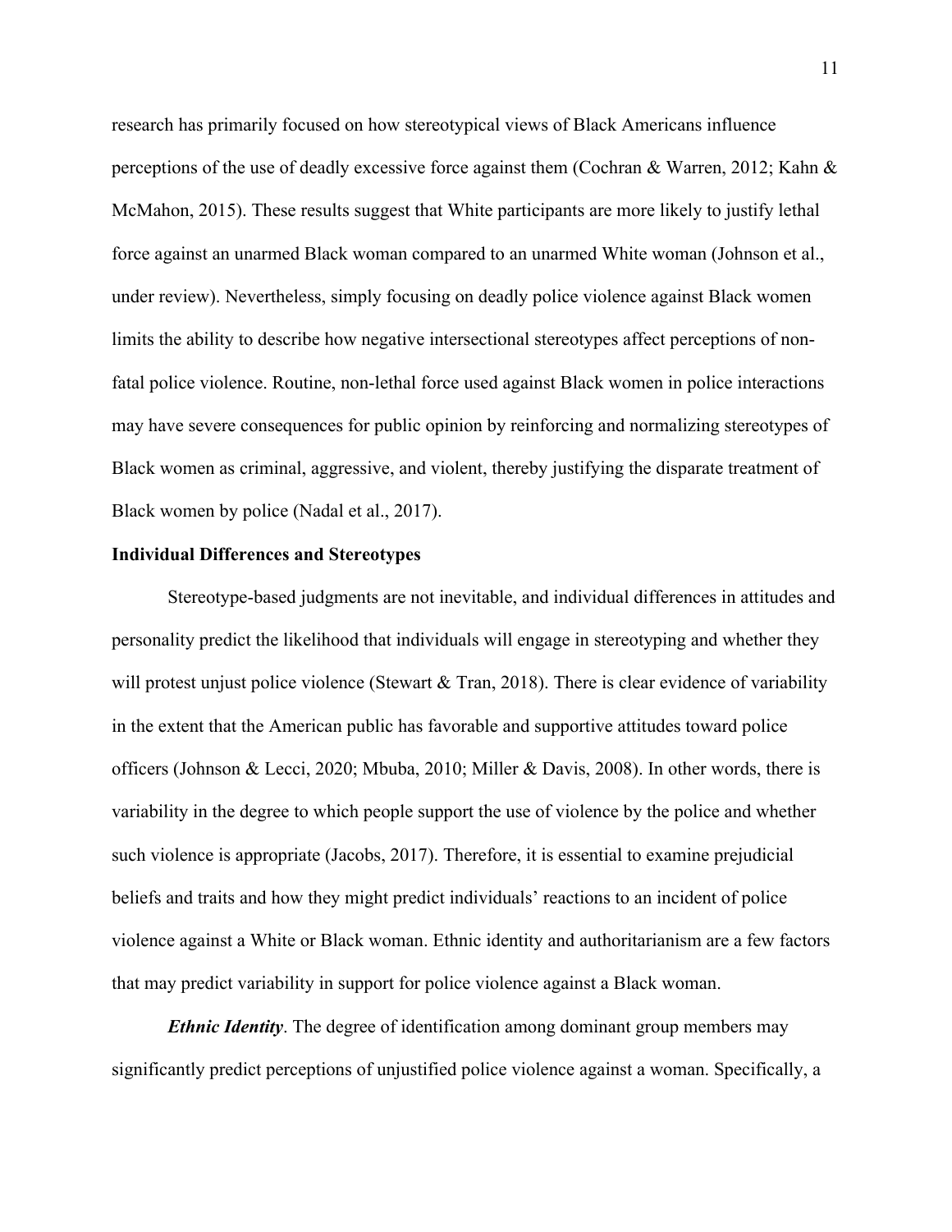research has primarily focused on how stereotypical views of Black Americans influence perceptions of the use of deadly excessive force against them (Cochran & Warren, 2012; Kahn & McMahon, 2015). These results suggest that White participants are more likely to justify lethal force against an unarmed Black woman compared to an unarmed White woman (Johnson et al., under review). Nevertheless, simply focusing on deadly police violence against Black women limits the ability to describe how negative intersectional stereotypes affect perceptions of non-fatal police violence. Routine, non-lethal force used against Black women in police interactions may have severe consequences for public opinion by reinforcing and normalizing stereotypes of Black women as criminal, aggressive, and violent, thereby justifying the disparate treatment of Black women by police (Nadal et al., 2017).

**Individual Differences and Stereotypes**

Stereotype-based judgments are not inevitable, and individual differences in attitudes and personality predict the likelihood that individuals will engage in stereotyping and whether they will protest unjust police violence (Stewart & Tran, 2018). There is clear evidence of variability in the extent that the American public has favorable and supportive attitudes toward police officers (Johnson & Lecci, 2020; Mbuba, 2010; Miller & Davis, 2008). In other words, there is variability in the degree to which people support the use of violence by the police and whether such violence is appropriate (Jacobs, 2017). Therefore, it is essential to examine prejudicial beliefs and traits and how they might predict individuals' reactions to an incident of police violence against a White or Black woman. Ethnic identity and authoritarianism are a few factors that may predict variability in support for police violence against a Black woman.

***Ethnic Identity***. The degree of identification among dominant group members may significantly predict perceptions of unjustified police violence against a woman. Specifically, a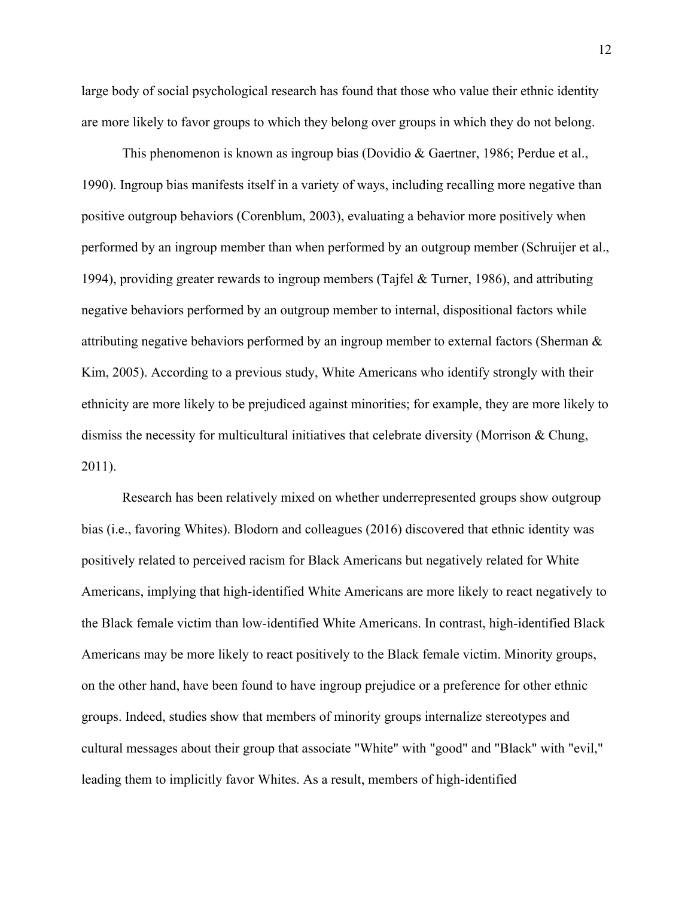large body of social psychological research has found that those who value their ethnic identity are more likely to favor groups to which they belong over groups in which they do not belong.

This phenomenon is known as ingroup bias (Dovidio & Gaertner, 1986; Perdue et al., 1990). Ingroup bias manifests itself in a variety of ways, including recalling more negative than positive outgroup behaviors (Corenblum, 2003), evaluating a behavior more positively when performed by an ingroup member than when performed by an outgroup member (Schruijer et al., 1994), providing greater rewards to ingroup members (Tajfel & Turner, 1986), and attributing negative behaviors performed by an outgroup member to internal, dispositional factors while attributing negative behaviors performed by an ingroup member to external factors (Sherman & Kim, 2005). According to a previous study, White Americans who identify strongly with their ethnicity are more likely to be prejudiced against minorities; for example, they are more likely to dismiss the necessity for multicultural initiatives that celebrate diversity (Morrison & Chung, 2011).

Research has been relatively mixed on whether underrepresented groups show outgroup bias (i.e., favoring Whites). Blodorn and colleagues (2016) discovered that ethnic identity was positively related to perceived racism for Black Americans but negatively related for White Americans, implying that high-identified White Americans are more likely to react negatively to the Black female victim than low-identified White Americans. In contrast, high-identified Black Americans may be more likely to react positively to the Black female victim. Minority groups, on the other hand, have been found to have ingroup prejudice or a preference for other ethnic groups. Indeed, studies show that members of minority groups internalize stereotypes and cultural messages about their group that associate "White" with "good" and "Black" with "evil," leading them to implicitly favor Whites. As a result, members of high-identified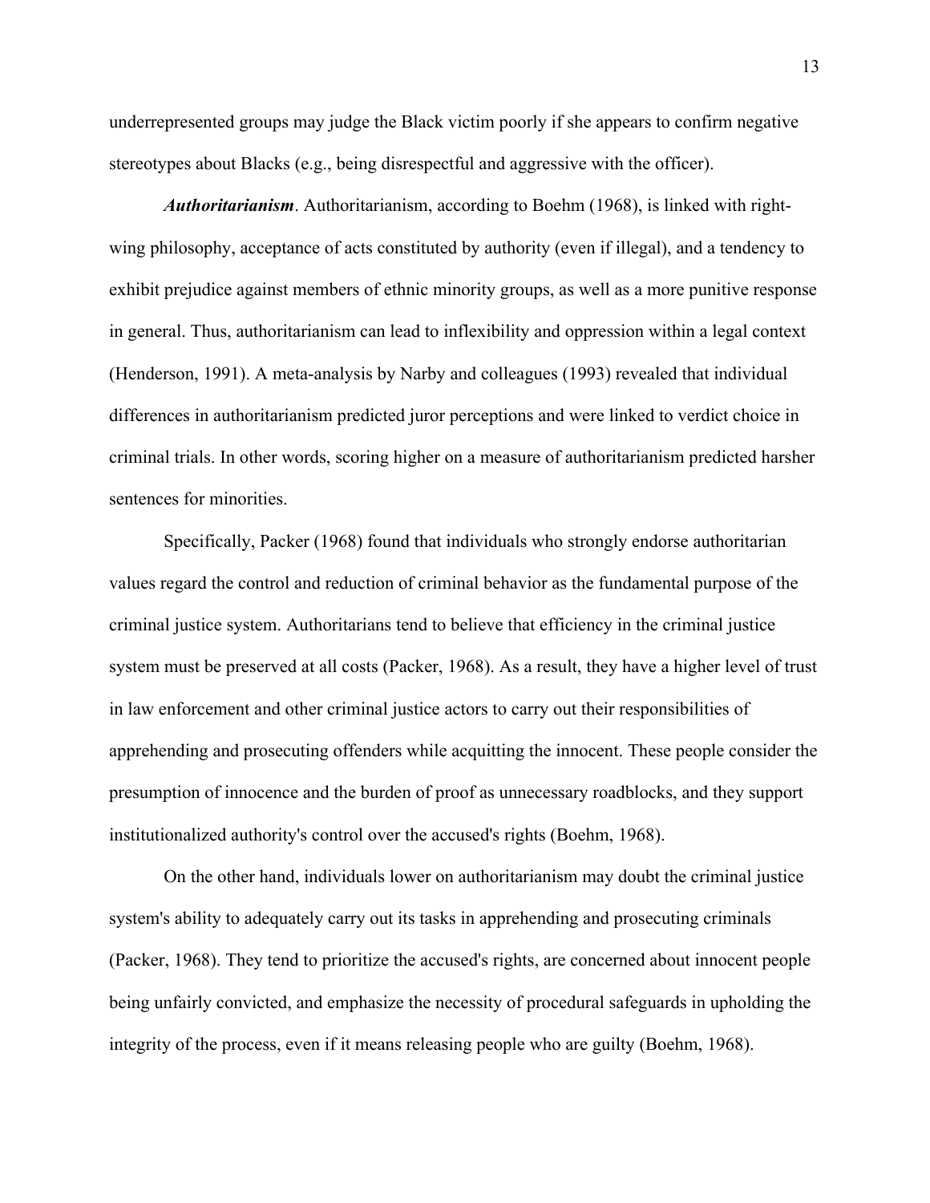underrepresented groups may judge the Black victim poorly if she appears to confirm negative stereotypes about Blacks (e.g., being disrespectful and aggressive with the officer).

***Authoritarianism***. Authoritarianism, according to Boehm (1968), is linked with right-wing philosophy, acceptance of acts constituted by authority (even if illegal), and a tendency to exhibit prejudice against members of ethnic minority groups, as well as a more punitive response in general. Thus, authoritarianism can lead to inflexibility and oppression within a legal context (Henderson, 1991). A meta-analysis by Narby and colleagues (1993) revealed that individual differences in authoritarianism predicted juror perceptions and were linked to verdict choice in criminal trials. In other words, scoring higher on a measure of authoritarianism predicted harsher sentences for minorities.

Specifically, Packer (1968) found that individuals who strongly endorse authoritarian values regard the control and reduction of criminal behavior as the fundamental purpose of the criminal justice system. Authoritarians tend to believe that efficiency in the criminal justice system must be preserved at all costs (Packer, 1968). As a result, they have a higher level of trust in law enforcement and other criminal justice actors to carry out their responsibilities of apprehending and prosecuting offenders while acquitting the innocent. These people consider the presumption of innocence and the burden of proof as unnecessary roadblocks, and they support institutionalized authority's control over the accused's rights (Boehm, 1968).

On the other hand, individuals lower on authoritarianism may doubt the criminal justice system's ability to adequately carry out its tasks in apprehending and prosecuting criminals (Packer, 1968). They tend to prioritize the accused's rights, are concerned about innocent people being unfairly convicted, and emphasize the necessity of procedural safeguards in upholding the integrity of the process, even if it means releasing people who are guilty (Boehm, 1968).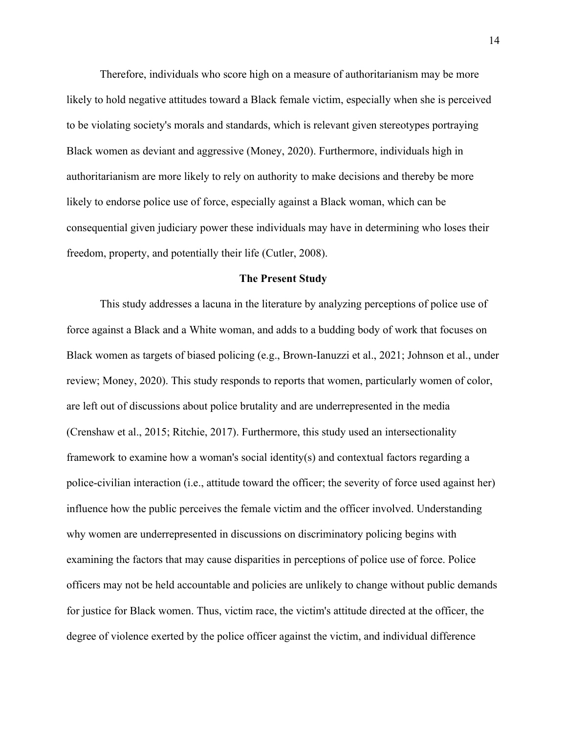Therefore, individuals who score high on a measure of authoritarianism may be more likely to hold negative attitudes toward a Black female victim, especially when she is perceived to be violating society's morals and standards, which is relevant given stereotypes portraying Black women as deviant and aggressive (Money, 2020). Furthermore, individuals high in authoritarianism are more likely to rely on authority to make decisions and thereby be more likely to endorse police use of force, especially against a Black woman, which can be consequential given judiciary power these individuals may have in determining who loses their freedom, property, and potentially their life (Cutler, 2008).

## The Present Study

This study addresses a lacuna in the literature by analyzing perceptions of police use of force against a Black and a White woman, and adds to a budding body of work that focuses on Black women as targets of biased policing (e.g., Brown-Ianuzzi et al., 2021; Johnson et al., under review; Money, 2020). This study responds to reports that women, particularly women of color, are left out of discussions about police brutality and are underrepresented in the media (Crenshaw et al., 2015; Ritchie, 2017). Furthermore, this study used an intersectionality framework to examine how a woman's social identity(s) and contextual factors regarding a police-civilian interaction (i.e., attitude toward the officer; the severity of force used against her) influence how the public perceives the female victim and the officer involved. Understanding why women are underrepresented in discussions on discriminatory policing begins with examining the factors that may cause disparities in perceptions of police use of force. Police officers may not be held accountable and policies are unlikely to change without public demands for justice for Black women. Thus, victim race, the victim's attitude directed at the officer, the degree of violence exerted by the police officer against the victim, and individual difference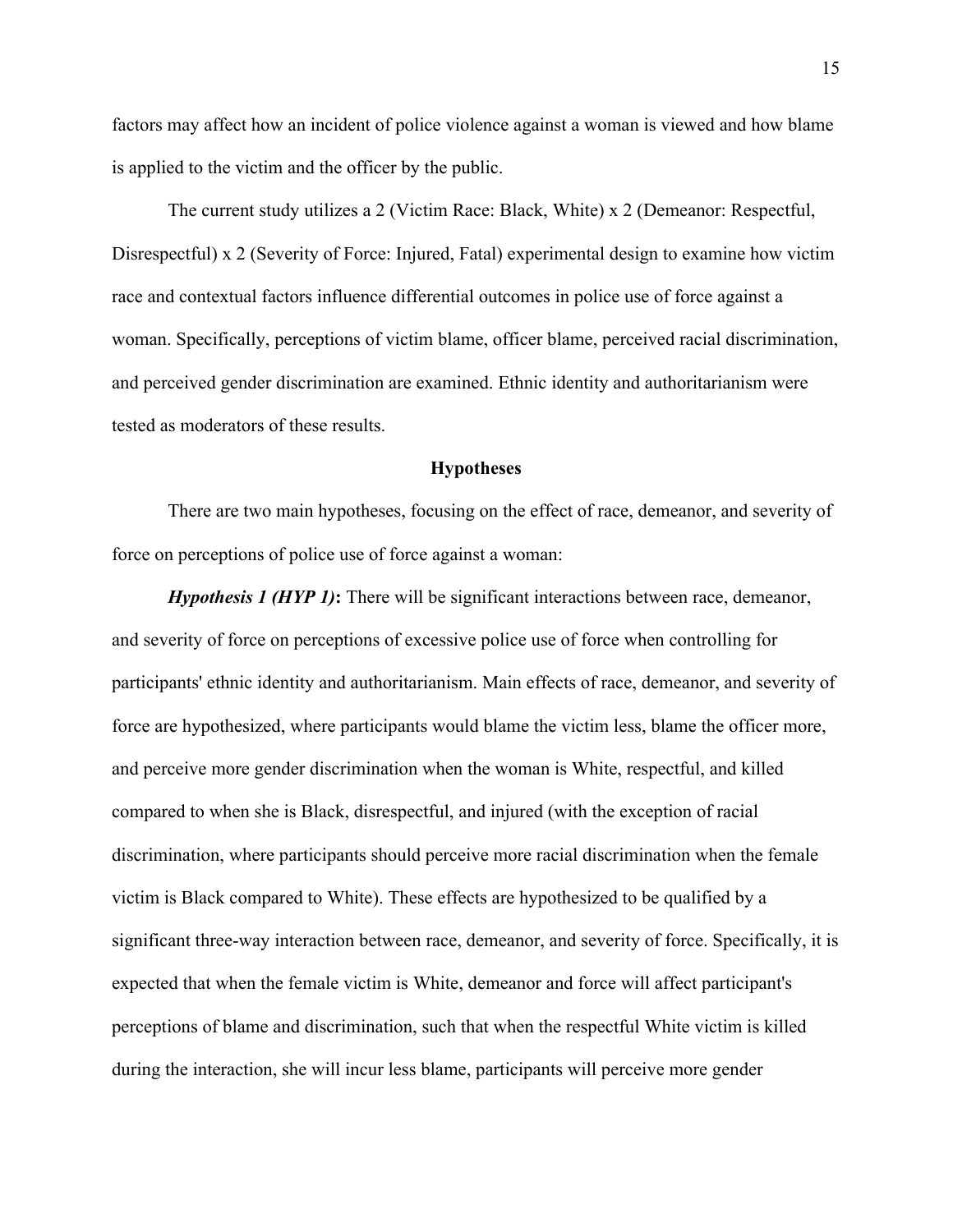factors may affect how an incident of police violence against a woman is viewed and how blame is applied to the victim and the officer by the public.

The current study utilizes a 2 (Victim Race: Black, White) x 2 (Demeanor: Respectful, Disrespectful) x 2 (Severity of Force: Injured, Fatal) experimental design to examine how victim race and contextual factors influence differential outcomes in police use of force against a woman. Specifically, perceptions of victim blame, officer blame, perceived racial discrimination, and perceived gender discrimination are examined. Ethnic identity and authoritarianism were tested as moderators of these results.

## Hypotheses

There are two main hypotheses, focusing on the effect of race, demeanor, and severity of force on perceptions of police use of force against a woman:

***Hypothesis 1 (HYP 1)*****:** There will be significant interactions between race, demeanor, and severity of force on perceptions of excessive police use of force when controlling for participants' ethnic identity and authoritarianism. Main effects of race, demeanor, and severity of force are hypothesized, where participants would blame the victim less, blame the officer more, and perceive more gender discrimination when the woman is White, respectful, and killed compared to when she is Black, disrespectful, and injured (with the exception of racial discrimination, where participants should perceive more racial discrimination when the female victim is Black compared to White). These effects are hypothesized to be qualified by a significant three-way interaction between race, demeanor, and severity of force. Specifically, it is expected that when the female victim is White, demeanor and force will affect participant's perceptions of blame and discrimination, such that when the respectful White victim is killed during the interaction, she will incur less blame, participants will perceive more gender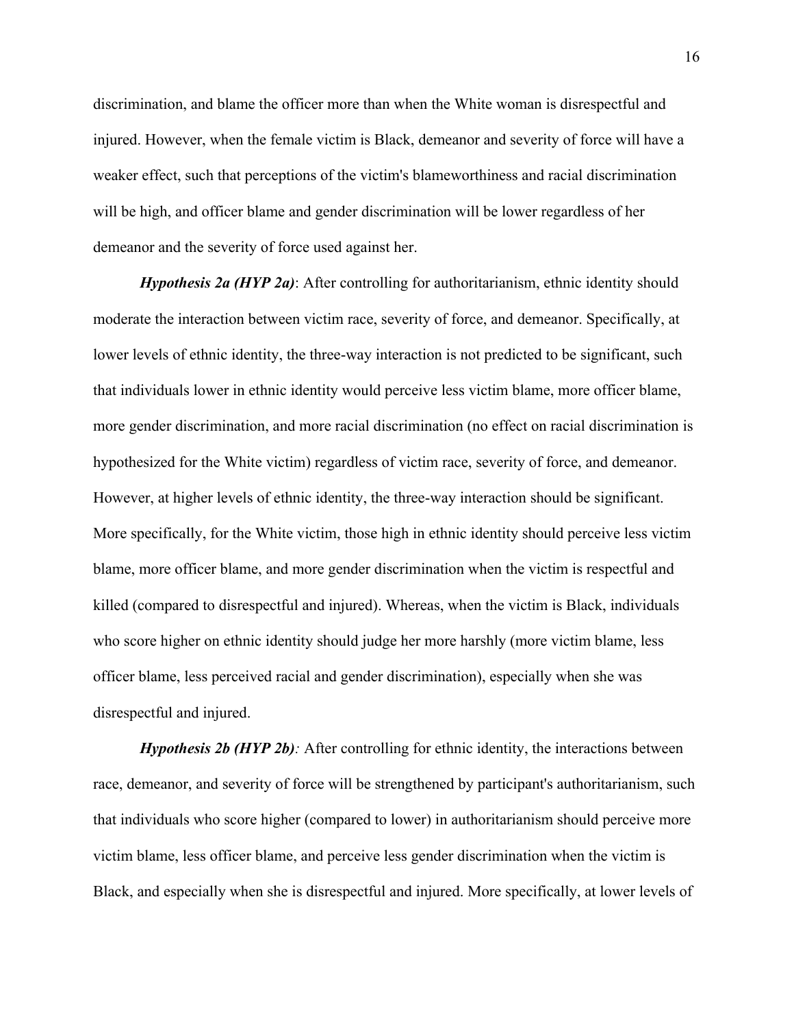discrimination, and blame the officer more than when the White woman is disrespectful and injured. However, when the female victim is Black, demeanor and severity of force will have a weaker effect, such that perceptions of the victim's blameworthiness and racial discrimination will be high, and officer blame and gender discrimination will be lower regardless of her demeanor and the severity of force used against her.

***Hypothesis 2a (HYP 2a)***: After controlling for authoritarianism, ethnic identity should moderate the interaction between victim race, severity of force, and demeanor. Specifically, at lower levels of ethnic identity, the three-way interaction is not predicted to be significant, such that individuals lower in ethnic identity would perceive less victim blame, more officer blame, more gender discrimination, and more racial discrimination (no effect on racial discrimination is hypothesized for the White victim) regardless of victim race, severity of force, and demeanor. However, at higher levels of ethnic identity, the three-way interaction should be significant. More specifically, for the White victim, those high in ethnic identity should perceive less victim blame, more officer blame, and more gender discrimination when the victim is respectful and killed (compared to disrespectful and injured). Whereas, when the victim is Black, individuals who score higher on ethnic identity should judge her more harshly (more victim blame, less officer blame, less perceived racial and gender discrimination), especially when she was disrespectful and injured.

***Hypothesis 2b (HYP 2b)****:* After controlling for ethnic identity, the interactions between race, demeanor, and severity of force will be strengthened by participant's authoritarianism, such that individuals who score higher (compared to lower) in authoritarianism should perceive more victim blame, less officer blame, and perceive less gender discrimination when the victim is Black, and especially when she is disrespectful and injured. More specifically, at lower levels of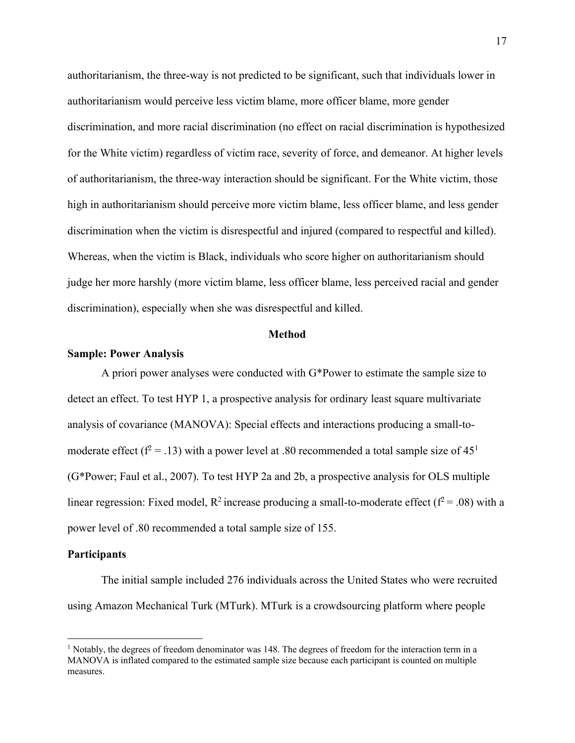authoritarianism, the three-way is not predicted to be significant, such that individuals lower in authoritarianism would perceive less victim blame, more officer blame, more gender discrimination, and more racial discrimination (no effect on racial discrimination is hypothesized for the White victim) regardless of victim race, severity of force, and demeanor. At higher levels of authoritarianism, the three-way interaction should be significant. For the White victim, those high in authoritarianism should perceive more victim blame, less officer blame, and less gender discrimination when the victim is disrespectful and injured (compared to respectful and killed). Whereas, when the victim is Black, individuals who score higher on authoritarianism should judge her more harshly (more victim blame, less officer blame, less perceived racial and gender discrimination), especially when she was disrespectful and killed.

## Method

### Sample: Power Analysis

A priori power analyses were conducted with G*Power to estimate the sample size to detect an effect. To test HYP 1, a prospective analysis for ordinary least square multivariate analysis of covariance (MANOVA): Special effects and interactions producing a small-to-moderate effect ($f^2 = .13$) with a power level at .80 recommended a total sample size of 45[1] (G*Power; Faul et al., 2007). To test HYP 2a and 2b, a prospective analysis for OLS multiple linear regression: Fixed model, $R^2$ increase producing a small-to-moderate effect ($f^2 = .08$) with a power level of .80 recommended a total sample size of 155.

### Participants

The initial sample included 276 individuals across the United States who were recruited using Amazon Mechanical Turk (MTurk). MTurk is a crowdsourcing platform where people

[1] Notably, the degrees of freedom denominator was 148. The degrees of freedom for the interaction term in a MANOVA is inflated compared to the estimated sample size because each participant is counted on multiple measures.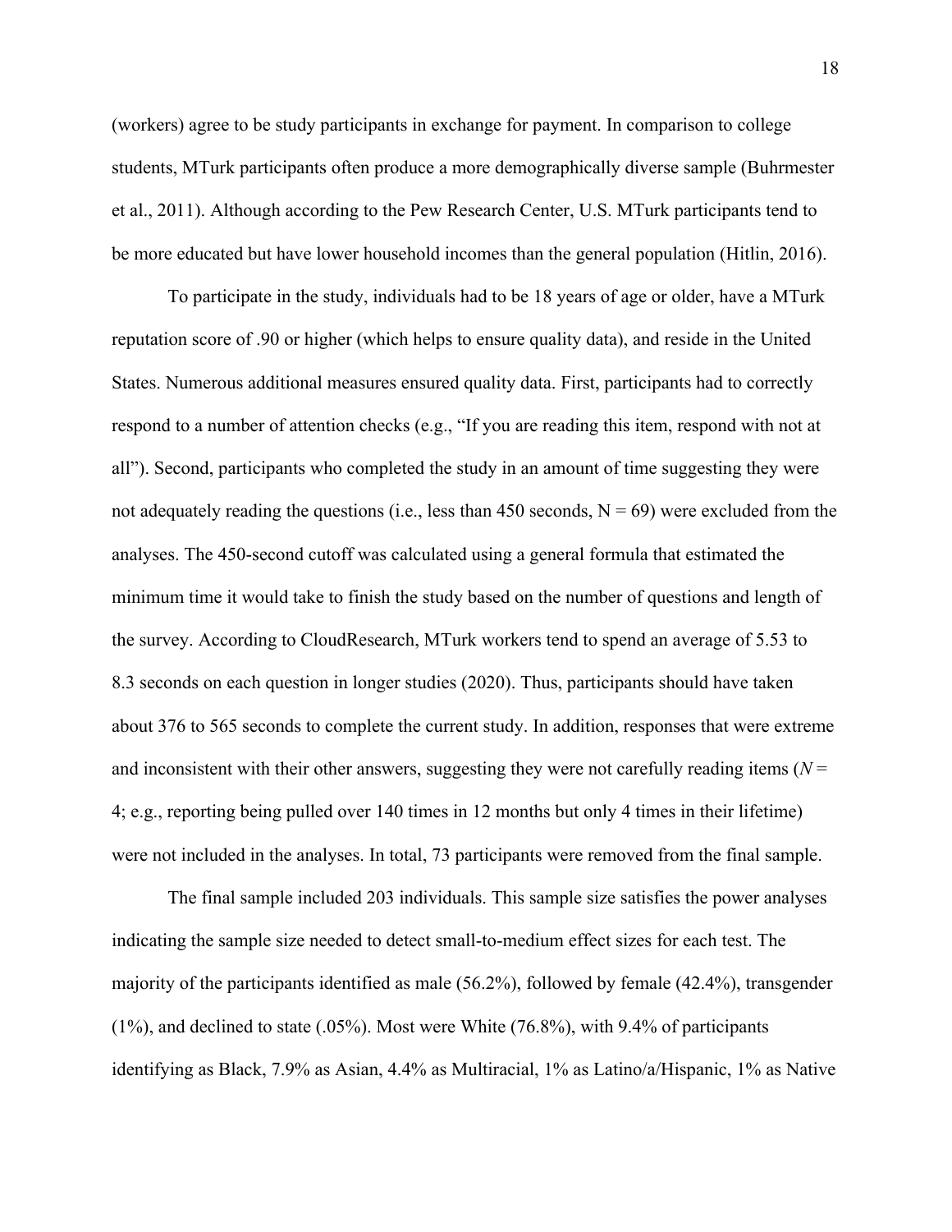(workers) agree to be study participants in exchange for payment. In comparison to college students, MTurk participants often produce a more demographically diverse sample (Buhrmester et al., 2011). Although according to the Pew Research Center, U.S. MTurk participants tend to be more educated but have lower household incomes than the general population (Hitlin, 2016).

To participate in the study, individuals had to be 18 years of age or older, have a MTurk reputation score of .90 or higher (which helps to ensure quality data), and reside in the United States. Numerous additional measures ensured quality data. First, participants had to correctly respond to a number of attention checks (e.g., "If you are reading this item, respond with not at all"). Second, participants who completed the study in an amount of time suggesting they were not adequately reading the questions (i.e., less than 450 seconds, N = 69) were excluded from the analyses. The 450-second cutoff was calculated using a general formula that estimated the minimum time it would take to finish the study based on the number of questions and length of the survey. According to CloudResearch, MTurk workers tend to spend an average of 5.53 to 8.3 seconds on each question in longer studies (2020). Thus, participants should have taken about 376 to 565 seconds to complete the current study. In addition, responses that were extreme and inconsistent with their other answers, suggesting they were not carefully reading items (*N* = 4; e.g., reporting being pulled over 140 times in 12 months but only 4 times in their lifetime) were not included in the analyses. In total, 73 participants were removed from the final sample.

The final sample included 203 individuals. This sample size satisfies the power analyses indicating the sample size needed to detect small-to-medium effect sizes for each test. The majority of the participants identified as male (56.2%), followed by female (42.4%), transgender (1%), and declined to state (.05%). Most were White (76.8%), with 9.4% of participants identifying as Black, 7.9% as Asian, 4.4% as Multiracial, 1% as Latino/a/Hispanic, 1% as Native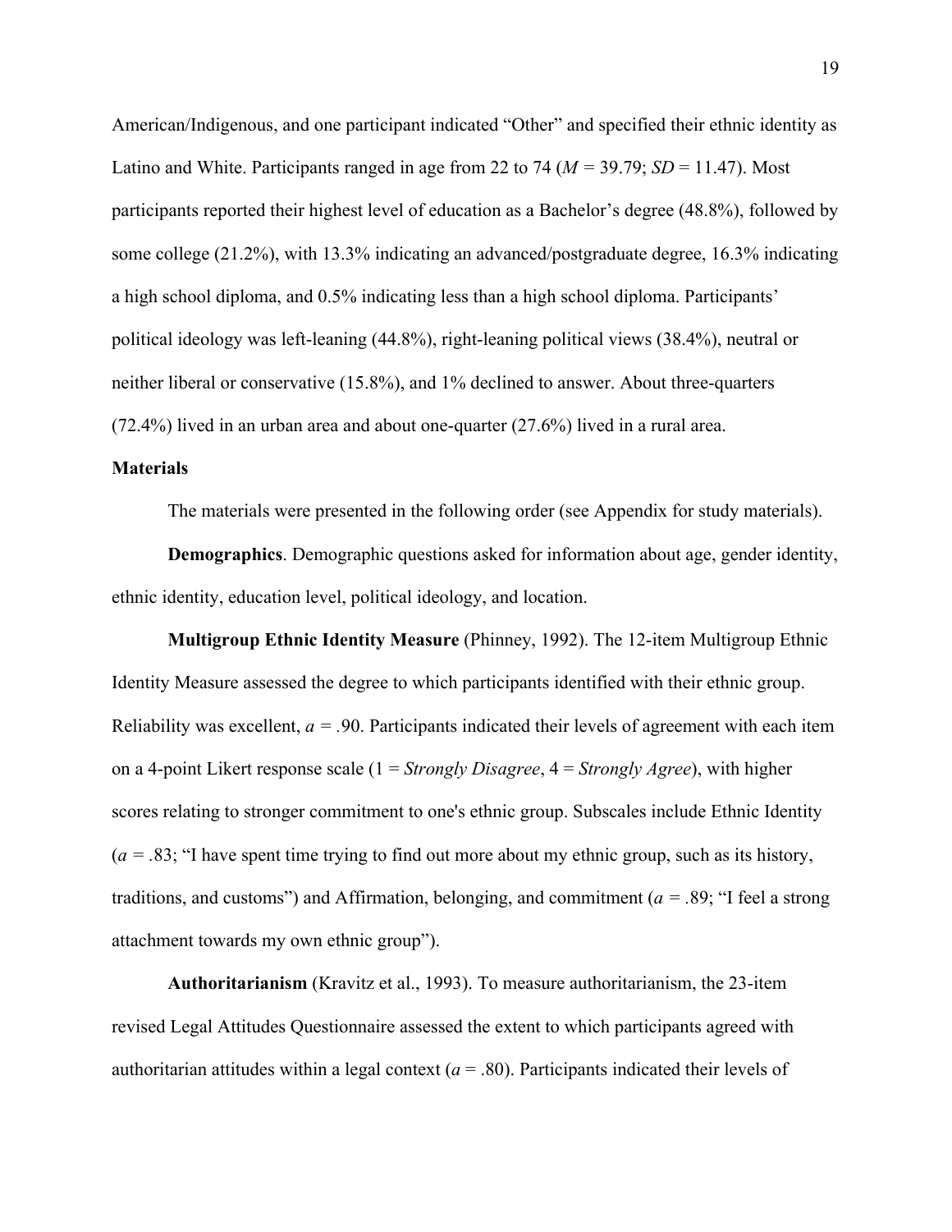American/Indigenous, and one participant indicated "Other" and specified their ethnic identity as Latino and White. Participants ranged in age from 22 to 74 ($M$ = 39.79; $SD$ = 11.47). Most participants reported their highest level of education as a Bachelor's degree (48.8%), followed by some college (21.2%), with 13.3% indicating an advanced/postgraduate degree, 16.3% indicating a high school diploma, and 0.5% indicating less than a high school diploma. Participants' political ideology was left-leaning (44.8%), right-leaning political views (38.4%), neutral or neither liberal or conservative (15.8%), and 1% declined to answer. About three-quarters (72.4%) lived in an urban area and about one-quarter (27.6%) lived in a rural area.

**Materials**

The materials were presented in the following order (see Appendix for study materials).

**Demographics**. Demographic questions asked for information about age, gender identity, ethnic identity, education level, political ideology, and location.

**Multigroup Ethnic Identity Measure** (Phinney, 1992). The 12-item Multigroup Ethnic Identity Measure assessed the degree to which participants identified with their ethnic group. Reliability was excellent, $a$ = .90. Participants indicated their levels of agreement with each item on a 4-point Likert response scale (1 = *Strongly Disagree*, 4 = *Strongly Agree*), with higher scores relating to stronger commitment to one's ethnic group. Subscales include Ethnic Identity ($a$ = .83; "I have spent time trying to find out more about my ethnic group, such as its history, traditions, and customs") and Affirmation, belonging, and commitment ($a$ = .89; "I feel a strong attachment towards my own ethnic group").

**Authoritarianism** (Kravitz et al., 1993). To measure authoritarianism, the 23-item revised Legal Attitudes Questionnaire assessed the extent to which participants agreed with authoritarian attitudes within a legal context ($a$ = .80). Participants indicated their levels of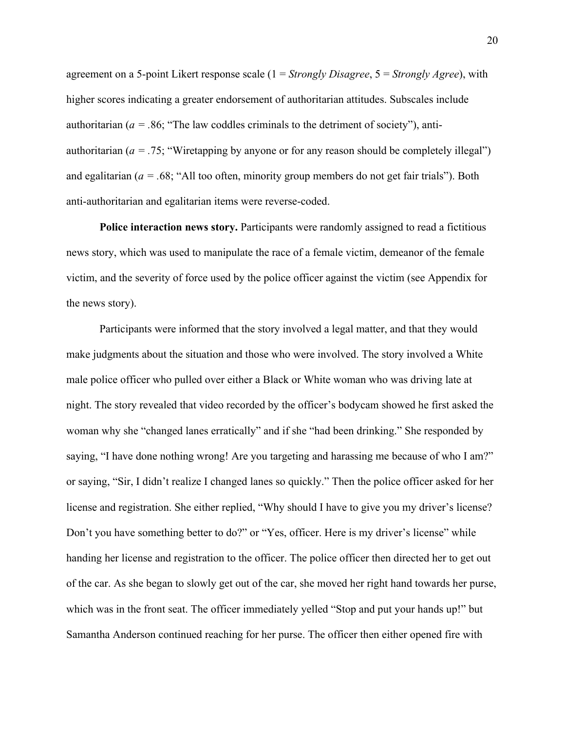agreement on a 5-point Likert response scale (1 = *Strongly Disagree*, 5 = *Strongly Agree*), with higher scores indicating a greater endorsement of authoritarian attitudes. Subscales include authoritarian ($a$ = .86; “The law coddles criminals to the detriment of society”), anti-authoritarian ($a$ = .75; “Wiretapping by anyone or for any reason should be completely illegal”) and egalitarian ($a$ = .68; “All too often, minority group members do not get fair trials”). Both anti-authoritarian and egalitarian items were reverse-coded.

**Police interaction news story.** Participants were randomly assigned to read a fictitious news story, which was used to manipulate the race of a female victim, demeanor of the female victim, and the severity of force used by the police officer against the victim (see Appendix for the news story).

Participants were informed that the story involved a legal matter, and that they would make judgments about the situation and those who were involved. The story involved a White male police officer who pulled over either a Black or White woman who was driving late at night. The story revealed that video recorded by the officer’s bodycam showed he first asked the woman why she “changed lanes erratically” and if she “had been drinking.” She responded by saying, “I have done nothing wrong! Are you targeting and harassing me because of who I am?” or saying, “Sir, I didn’t realize I changed lanes so quickly.” Then the police officer asked for her license and registration. She either replied, “Why should I have to give you my driver’s license? Don’t you have something better to do?” or “Yes, officer. Here is my driver’s license” while handing her license and registration to the officer. The police officer then directed her to get out of the car. As she began to slowly get out of the car, she moved her right hand towards her purse, which was in the front seat. The officer immediately yelled “Stop and put your hands up!” but Samantha Anderson continued reaching for her purse. The officer then either opened fire with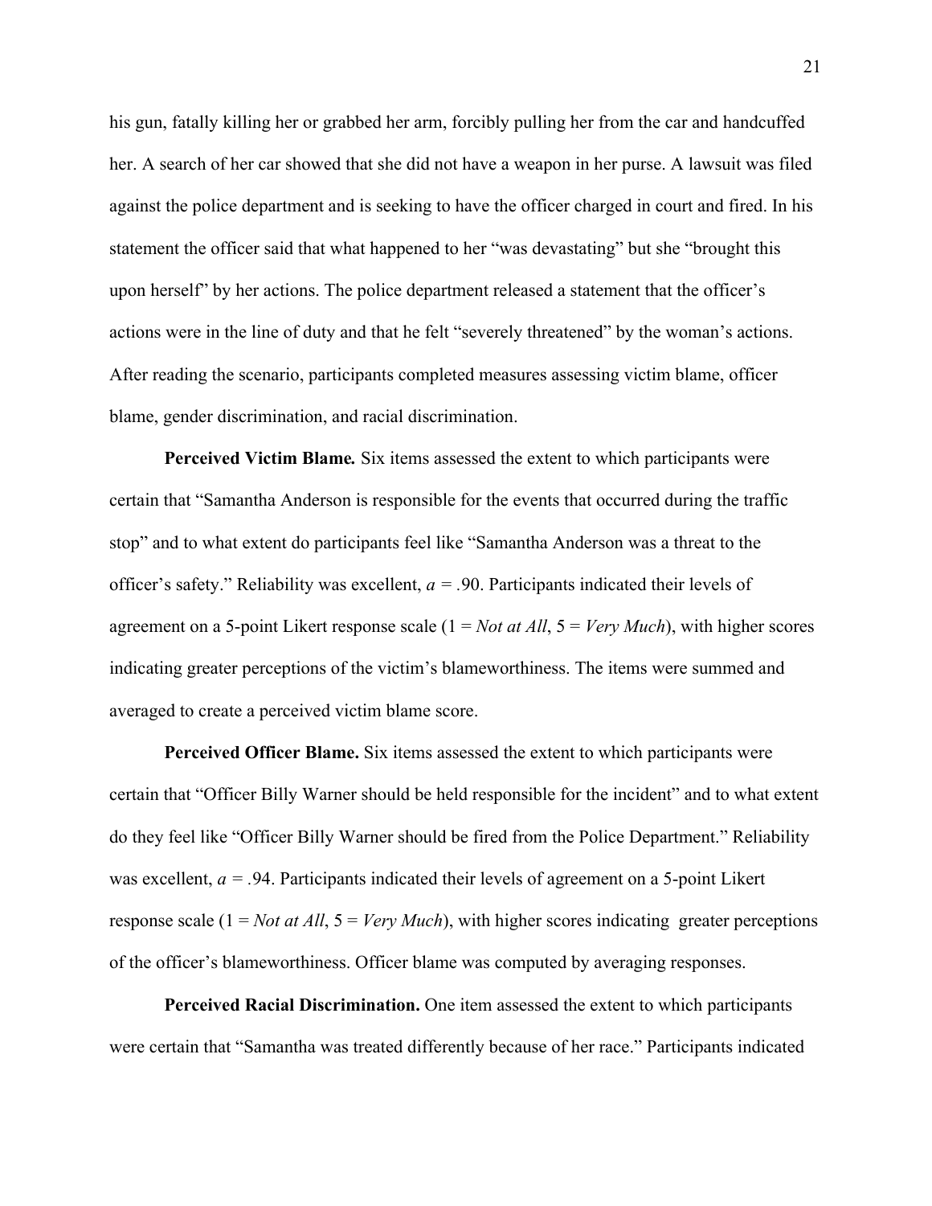his gun, fatally killing her or grabbed her arm, forcibly pulling her from the car and handcuffed her. A search of her car showed that she did not have a weapon in her purse. A lawsuit was filed against the police department and is seeking to have the officer charged in court and fired. In his statement the officer said that what happened to her "was devastating" but she "brought this upon herself" by her actions. The police department released a statement that the officer's actions were in the line of duty and that he felt "severely threatened" by the woman's actions. After reading the scenario, participants completed measures assessing victim blame, officer blame, gender discrimination, and racial discrimination.

**Perceived Victim Blame.** Six items assessed the extent to which participants were certain that "Samantha Anderson is responsible for the events that occurred during the traffic stop" and to what extent do participants feel like "Samantha Anderson was a threat to the officer's safety." Reliability was excellent, $a = .90$. Participants indicated their levels of agreement on a 5-point Likert response scale (1 = *Not at All*, 5 = *Very Much*), with higher scores indicating greater perceptions of the victim's blameworthiness. The items were summed and averaged to create a perceived victim blame score.

**Perceived Officer Blame.** Six items assessed the extent to which participants were certain that "Officer Billy Warner should be held responsible for the incident" and to what extent do they feel like "Officer Billy Warner should be fired from the Police Department." Reliability was excellent, $a = .94$. Participants indicated their levels of agreement on a 5-point Likert response scale (1 = *Not at All*, 5 = *Very Much*), with higher scores indicating greater perceptions of the officer's blameworthiness. Officer blame was computed by averaging responses.

**Perceived Racial Discrimination.** One item assessed the extent to which participants were certain that "Samantha was treated differently because of her race." Participants indicated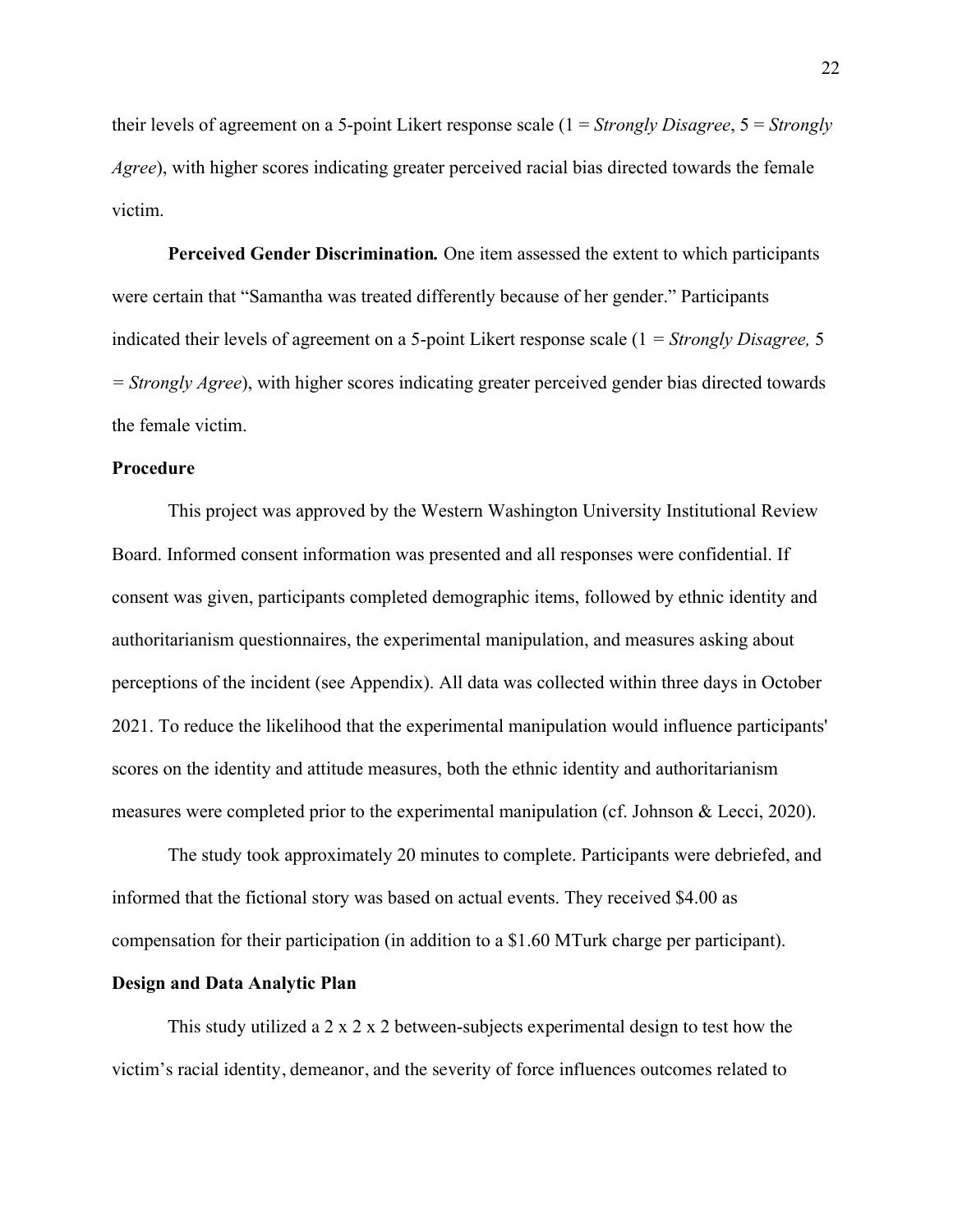their levels of agreement on a 5-point Likert response scale (1 = *Strongly Disagree*, 5 = *Strongly Agree*), with higher scores indicating greater perceived racial bias directed towards the female victim.

**Perceived Gender Discrimination.** One item assessed the extent to which participants were certain that "Samantha was treated differently because of her gender." Participants indicated their levels of agreement on a 5-point Likert response scale (1 = *Strongly Disagree,* 5 = *Strongly Agree*), with higher scores indicating greater perceived gender bias directed towards the female victim.

### Procedure

This project was approved by the Western Washington University Institutional Review Board. Informed consent information was presented and all responses were confidential. If consent was given, participants completed demographic items, followed by ethnic identity and authoritarianism questionnaires, the experimental manipulation, and measures asking about perceptions of the incident (see Appendix). All data was collected within three days in October 2021. To reduce the likelihood that the experimental manipulation would influence participants' scores on the identity and attitude measures, both the ethnic identity and authoritarianism measures were completed prior to the experimental manipulation (cf. Johnson & Lecci, 2020).

The study took approximately 20 minutes to complete. Participants were debriefed, and informed that the fictional story was based on actual events. They received $4.00 as compensation for their participation (in addition to a $1.60 MTurk charge per participant).

### Design and Data Analytic Plan

This study utilized a 2 x 2 x 2 between-subjects experimental design to test how the victim's racial identity, demeanor, and the severity of force influences outcomes related to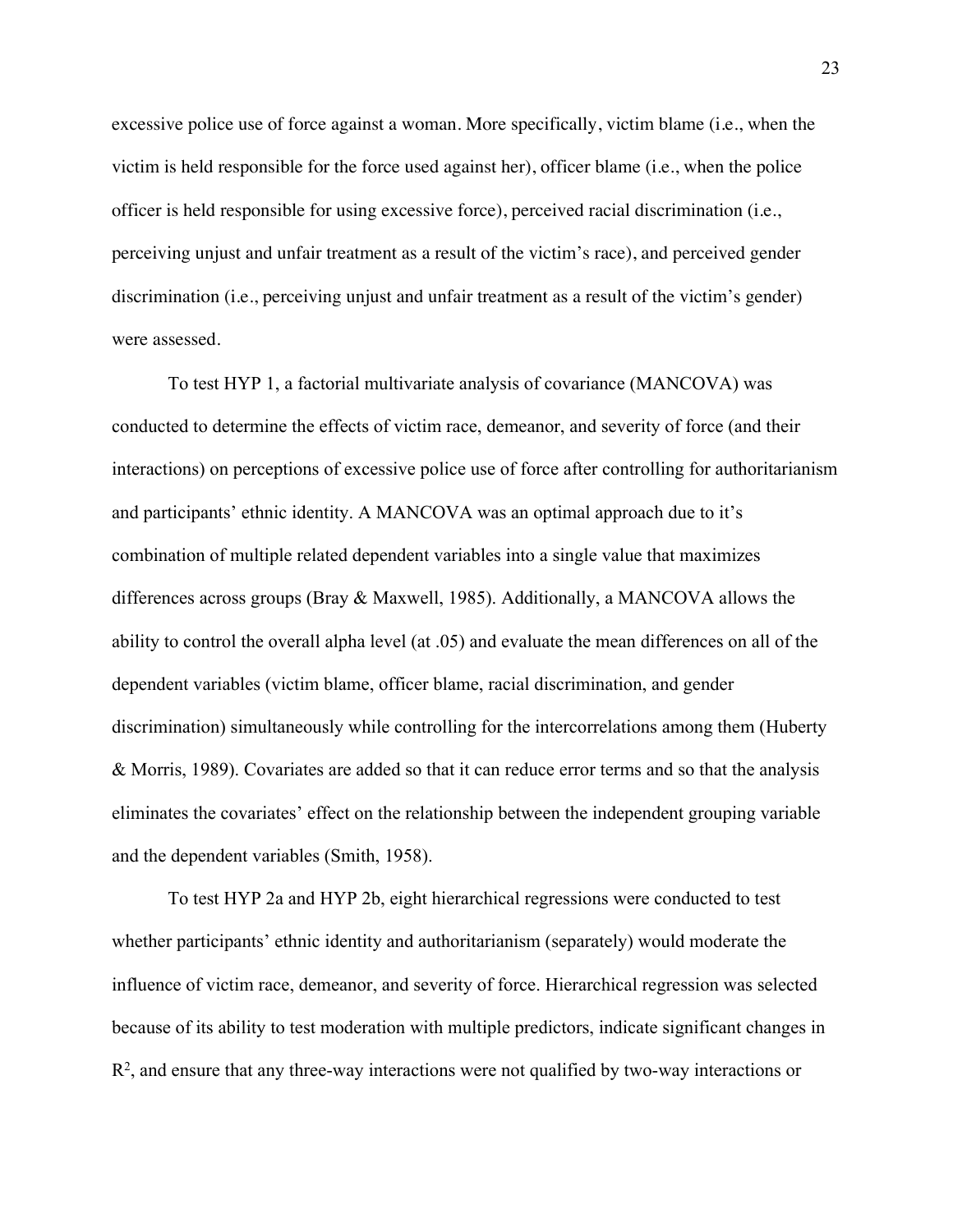excessive police use of force against a woman. More specifically, victim blame (i.e., when the victim is held responsible for the force used against her), officer blame (i.e., when the police officer is held responsible for using excessive force), perceived racial discrimination (i.e., perceiving unjust and unfair treatment as a result of the victim's race), and perceived gender discrimination (i.e., perceiving unjust and unfair treatment as a result of the victim's gender) were assessed.

To test HYP 1, a factorial multivariate analysis of covariance (MANCOVA) was conducted to determine the effects of victim race, demeanor, and severity of force (and their interactions) on perceptions of excessive police use of force after controlling for authoritarianism and participants' ethnic identity. A MANCOVA was an optimal approach due to it's combination of multiple related dependent variables into a single value that maximizes differences across groups (Bray & Maxwell, 1985). Additionally, a MANCOVA allows the ability to control the overall alpha level (at .05) and evaluate the mean differences on all of the dependent variables (victim blame, officer blame, racial discrimination, and gender discrimination) simultaneously while controlling for the intercorrelations among them (Huberty & Morris, 1989). Covariates are added so that it can reduce error terms and so that the analysis eliminates the covariates' effect on the relationship between the independent grouping variable and the dependent variables (Smith, 1958).

To test HYP 2a and HYP 2b, eight hierarchical regressions were conducted to test whether participants' ethnic identity and authoritarianism (separately) would moderate the influence of victim race, demeanor, and severity of force. Hierarchical regression was selected because of its ability to test moderation with multiple predictors, indicate significant changes in $R^2$, and ensure that any three-way interactions were not qualified by two-way interactions or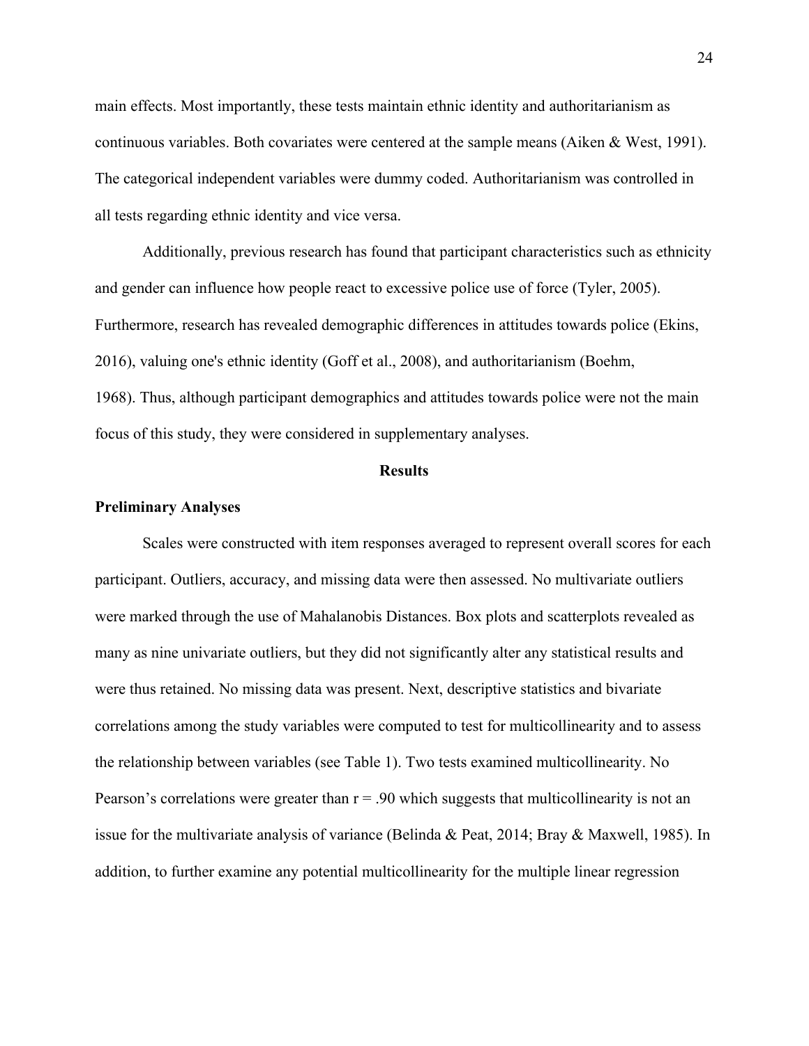main effects. Most importantly, these tests maintain ethnic identity and authoritarianism as continuous variables. Both covariates were centered at the sample means (Aiken & West, 1991). The categorical independent variables were dummy coded. Authoritarianism was controlled in all tests regarding ethnic identity and vice versa.

Additionally, previous research has found that participant characteristics such as ethnicity and gender can influence how people react to excessive police use of force (Tyler, 2005). Furthermore, research has revealed demographic differences in attitudes towards police (Ekins, 2016), valuing one's ethnic identity (Goff et al., 2008), and authoritarianism (Boehm, 1968). Thus, although participant demographics and attitudes towards police were not the main focus of this study, they were considered in supplementary analyses.

## Results

### Preliminary Analyses

Scales were constructed with item responses averaged to represent overall scores for each participant. Outliers, accuracy, and missing data were then assessed. No multivariate outliers were marked through the use of Mahalanobis Distances. Box plots and scatterplots revealed as many as nine univariate outliers, but they did not significantly alter any statistical results and were thus retained. No missing data was present. Next, descriptive statistics and bivariate correlations among the study variables were computed to test for multicollinearity and to assess the relationship between variables (see Table 1). Two tests examined multicollinearity. No Pearson's correlations were greater than $r = .90$ which suggests that multicollinearity is not an issue for the multivariate analysis of variance (Belinda & Peat, 2014; Bray & Maxwell, 1985). In addition, to further examine any potential multicollinearity for the multiple linear regression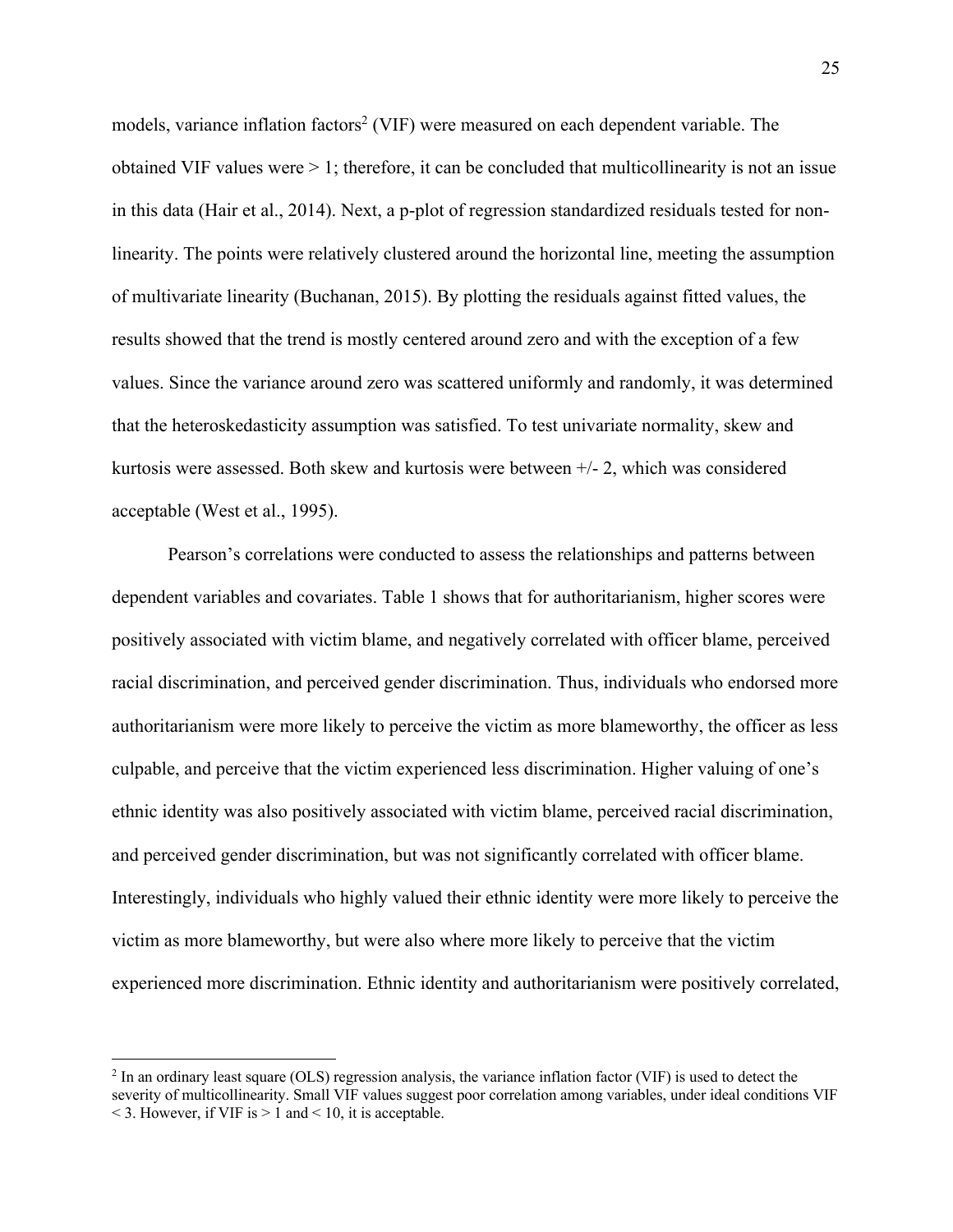models, variance inflation factors[2] (VIF) were measured on each dependent variable. The obtained VIF values were > 1; therefore, it can be concluded that multicollinearity is not an issue in this data (Hair et al., 2014). Next, a p-plot of regression standardized residuals tested for non-linearity. The points were relatively clustered around the horizontal line, meeting the assumption of multivariate linearity (Buchanan, 2015). By plotting the residuals against fitted values, the results showed that the trend is mostly centered around zero and with the exception of a few values. Since the variance around zero was scattered uniformly and randomly, it was determined that the heteroskedasticity assumption was satisfied. To test univariate normality, skew and kurtosis were assessed. Both skew and kurtosis were between +/- 2, which was considered acceptable (West et al., 1995).

Pearson's correlations were conducted to assess the relationships and patterns between dependent variables and covariates. Table 1 shows that for authoritarianism, higher scores were positively associated with victim blame, and negatively correlated with officer blame, perceived racial discrimination, and perceived gender discrimination. Thus, individuals who endorsed more authoritarianism were more likely to perceive the victim as more blameworthy, the officer as less culpable, and perceive that the victim experienced less discrimination. Higher valuing of one's ethnic identity was also positively associated with victim blame, perceived racial discrimination, and perceived gender discrimination, but was not significantly correlated with officer blame. Interestingly, individuals who highly valued their ethnic identity were more likely to perceive the victim as more blameworthy, but were also where more likely to perceive that the victim experienced more discrimination. Ethnic identity and authoritarianism were positively correlated,

[2] In an ordinary least square (OLS) regression analysis, the variance inflation factor (VIF) is used to detect the severity of multicollinearity. Small VIF values suggest poor correlation among variables, under ideal conditions VIF < 3. However, if VIF is > 1 and < 10, it is acceptable.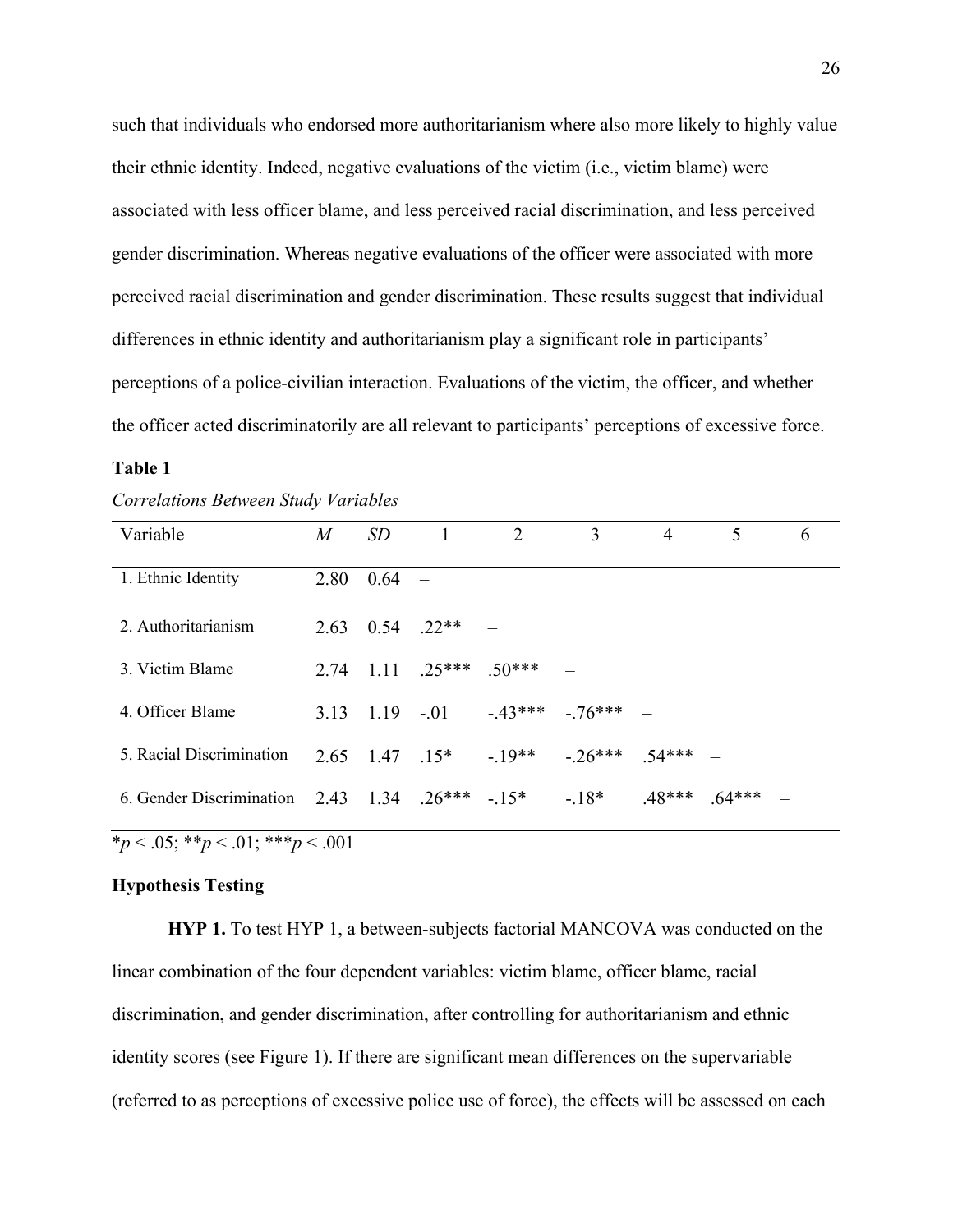such that individuals who endorsed more authoritarianism where also more likely to highly value their ethnic identity. Indeed, negative evaluations of the victim (i.e., victim blame) were associated with less officer blame, and less perceived racial discrimination, and less perceived gender discrimination. Whereas negative evaluations of the officer were associated with more perceived racial discrimination and gender discrimination. These results suggest that individual differences in ethnic identity and authoritarianism play a significant role in participants' perceptions of a police-civilian interaction. Evaluations of the victim, the officer, and whether the officer acted discriminatorily are all relevant to participants' perceptions of excessive force.

**Table 1**

*Correlations Between Study Variables*

| Variable | *M* | *SD* | 1 | 2 | 3 | 4 | 5 | 6 |
|---|---|---|---|---|---|---|---|---|
| 1. Ethnic Identity | 2.80 | 0.64 | – | | | | | |
| 2. Authoritarianism | 2.63 | 0.54 | .22** | – | | | | |
| 3. Victim Blame | 2.74 | 1.11 | .25*** | .50*** | – | | | |
| 4. Officer Blame | 3.13 | 1.19 | -.01 | -.43*** | -.76*** | – | | |
| 5. Racial Discrimination | 2.65 | 1.47 | .15* | -.19** | -.26*** | .54*** | – | |
| 6. Gender Discrimination | 2.43 | 1.34 | .26*** | -.15* | -.18* | .48*** | .64*** | – |

*$p < .05$; **$p < .01$; ***$p < .001$

## Hypothesis Testing

**HYP 1.** To test HYP 1, a between-subjects factorial MANCOVA was conducted on the linear combination of the four dependent variables: victim blame, officer blame, racial discrimination, and gender discrimination, after controlling for authoritarianism and ethnic identity scores (see Figure 1). If there are significant mean differences on the supervariable (referred to as perceptions of excessive police use of force), the effects will be assessed on each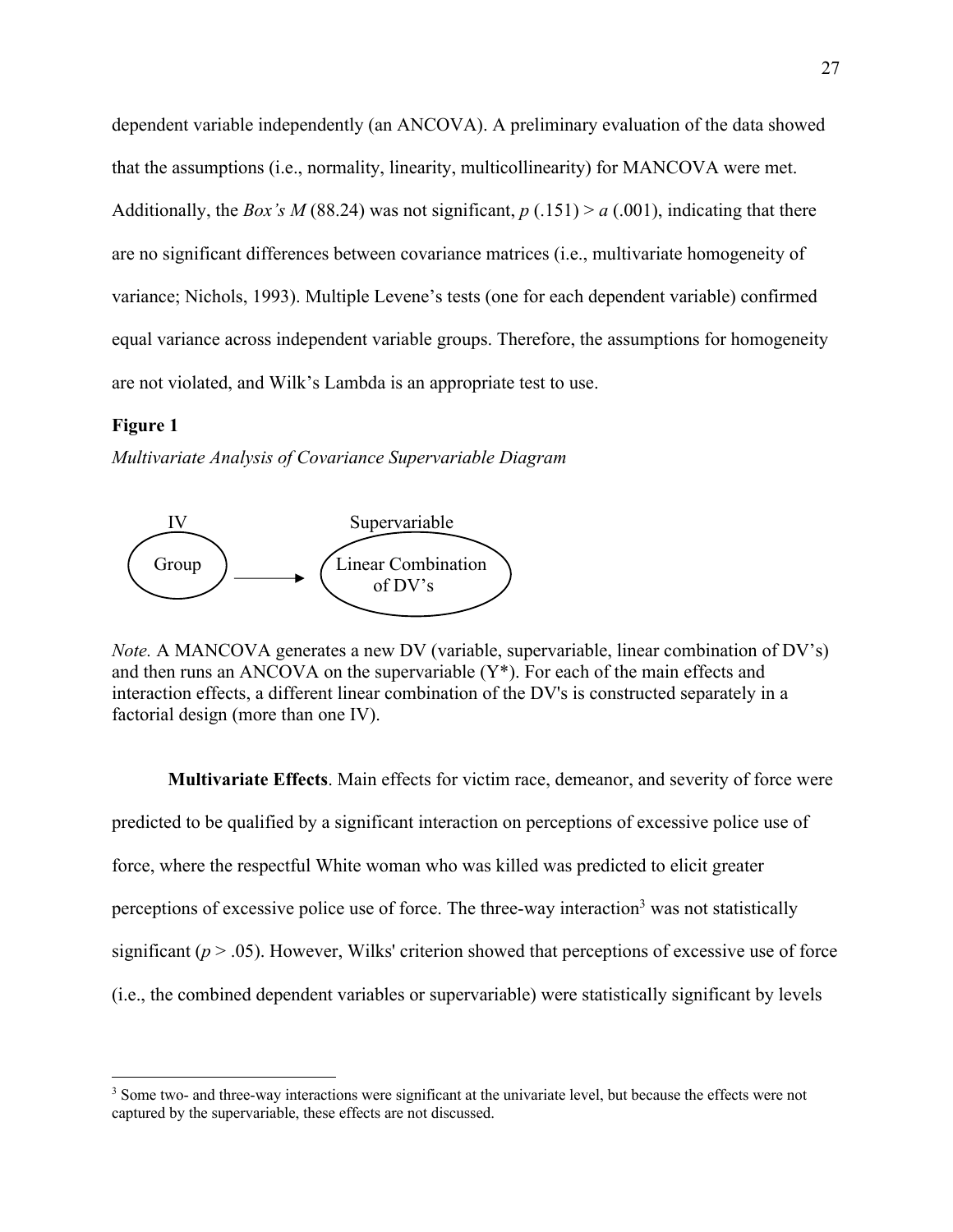dependent variable independently (an ANCOVA). A preliminary evaluation of the data showed that the assumptions (i.e., normality, linearity, multicollinearity) for MANCOVA were met. Additionally, the *Box's M* (88.24) was not significant, *p* (.151) > *a* (.001), indicating that there are no significant differences between covariance matrices (i.e., multivariate homogeneity of variance; Nichols, 1993). Multiple Levene's tests (one for each dependent variable) confirmed equal variance across independent variable groups. Therefore, the assumptions for homogeneity are not violated, and Wilk's Lambda is an appropriate test to use.

**Figure 1**

*Multivariate Analysis of Covariance Supervariable Diagram*

IV: Group → Supervariable: Linear Combination of DV's

*Note.* A MANCOVA generates a new DV (variable, supervariable, linear combination of DV's) and then runs an ANCOVA on the supervariable (Y*). For each of the main effects and interaction effects, a different linear combination of the DV's is constructed separately in a factorial design (more than one IV).

**Multivariate Effects**. Main effects for victim race, demeanor, and severity of force were predicted to be qualified by a significant interaction on perceptions of excessive police use of force, where the respectful White woman who was killed was predicted to elicit greater perceptions of excessive police use of force. The three-way interaction[3] was not statistically significant ($p > .05$). However, Wilks' criterion showed that perceptions of excessive use of force (i.e., the combined dependent variables or supervariable) were statistically significant by levels

[3] Some two- and three-way interactions were significant at the univariate level, but because the effects were not captured by the supervariable, these effects are not discussed.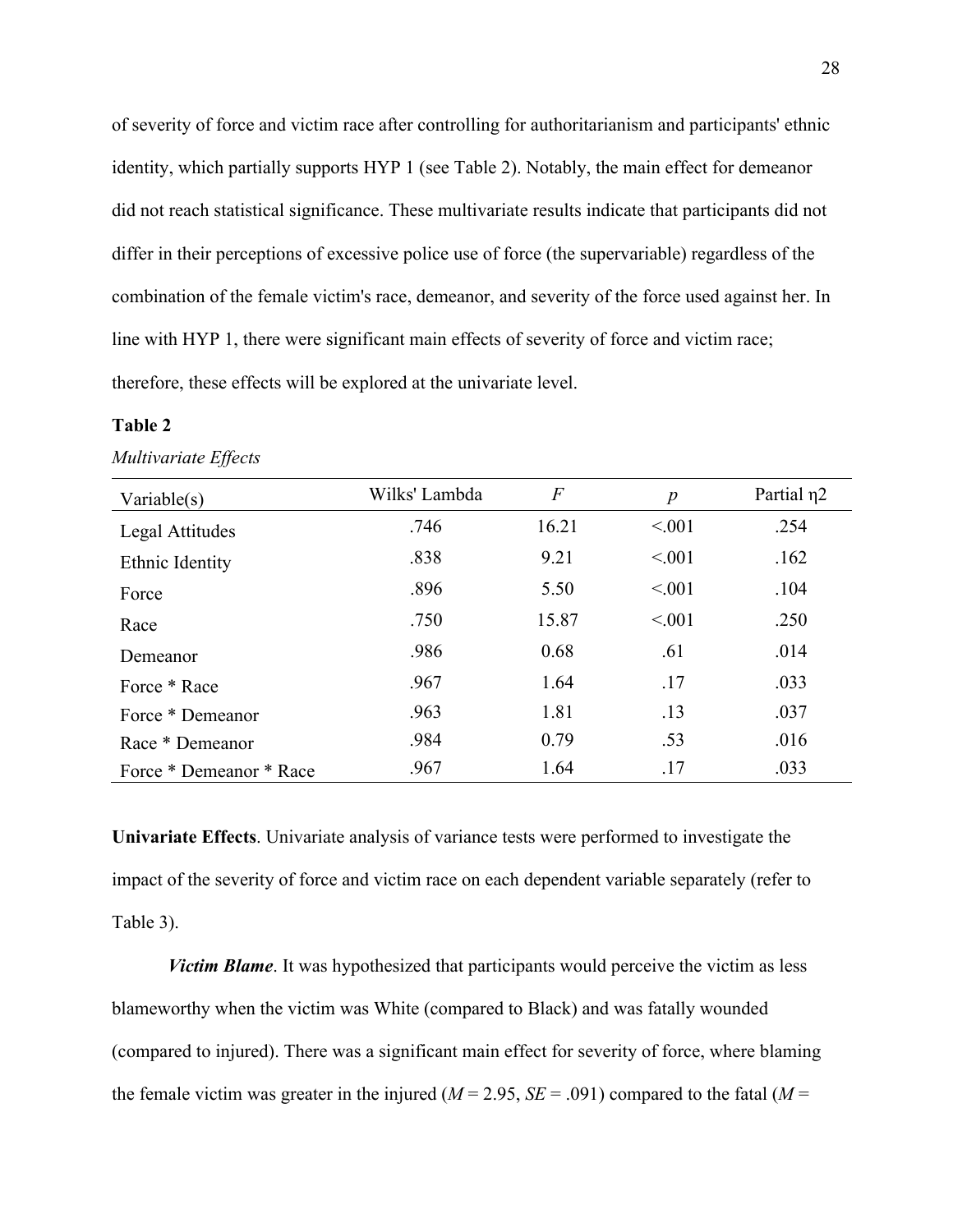of severity of force and victim race after controlling for authoritarianism and participants' ethnic identity, which partially supports HYP 1 (see Table 2). Notably, the main effect for demeanor did not reach statistical significance. These multivariate results indicate that participants did not differ in their perceptions of excessive police use of force (the supervariable) regardless of the combination of the female victim's race, demeanor, and severity of the force used against her. In line with HYP 1, there were significant main effects of severity of force and victim race; therefore, these effects will be explored at the univariate level.

**Table 2**

*Multivariate Effects*

| Variable(s) | Wilks' Lambda | *F* | *p* | Partial η2 |
|---|---|---|---|---|
| Legal Attitudes | .746 | 16.21 | <.001 | .254 |
| Ethnic Identity | .838 | 9.21 | <.001 | .162 |
| Force | .896 | 5.50 | <.001 | .104 |
| Race | .750 | 15.87 | <.001 | .250 |
| Demeanor | .986 | 0.68 | .61 | .014 |
| Force * Race | .967 | 1.64 | .17 | .033 |
| Force * Demeanor | .963 | 1.81 | .13 | .037 |
| Race * Demeanor | .984 | 0.79 | .53 | .016 |
| Force * Demeanor * Race | .967 | 1.64 | .17 | .033 |

**Univariate Effects**. Univariate analysis of variance tests were performed to investigate the impact of the severity of force and victim race on each dependent variable separately (refer to Table 3).

***Victim Blame***. It was hypothesized that participants would perceive the victim as less blameworthy when the victim was White (compared to Black) and was fatally wounded (compared to injured). There was a significant main effect for severity of force, where blaming the female victim was greater in the injured ($M$ = 2.95, $SE$ = .091) compared to the fatal ($M$ =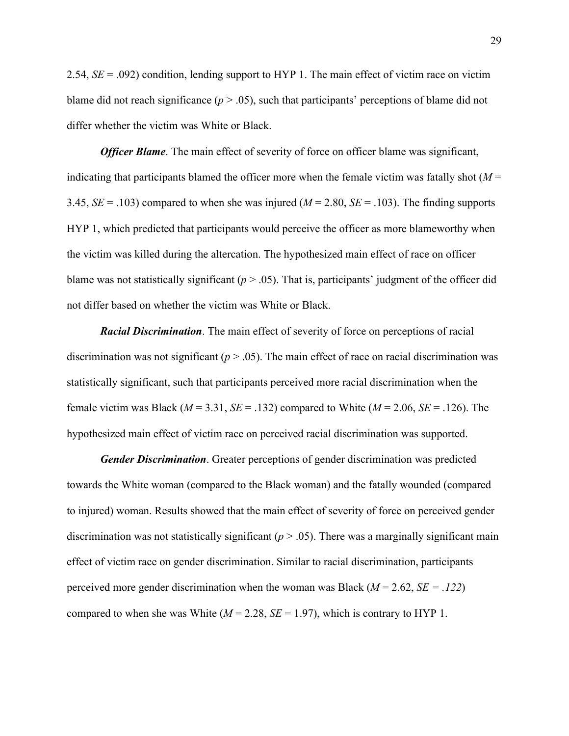2.54, $SE$ = .092) condition, lending support to HYP 1. The main effect of victim race on victim blame did not reach significance ($p > .05$), such that participants' perceptions of blame did not differ whether the victim was White or Black.

***Officer Blame***. The main effect of severity of force on officer blame was significant, indicating that participants blamed the officer more when the female victim was fatally shot ($M$ = 3.45, $SE$ = .103) compared to when she was injured ($M$ = 2.80, $SE$ = .103). The finding supports HYP 1, which predicted that participants would perceive the officer as more blameworthy when the victim was killed during the altercation. The hypothesized main effect of race on officer blame was not statistically significant ($p > .05$). That is, participants' judgment of the officer did not differ based on whether the victim was White or Black.

***Racial Discrimination***. The main effect of severity of force on perceptions of racial discrimination was not significant ($p > .05$). The main effect of race on racial discrimination was statistically significant, such that participants perceived more racial discrimination when the female victim was Black ($M$ = 3.31, $SE$ = .132) compared to White ($M$ = 2.06, $SE$ = .126). The hypothesized main effect of victim race on perceived racial discrimination was supported.

***Gender Discrimination***. Greater perceptions of gender discrimination was predicted towards the White woman (compared to the Black woman) and the fatally wounded (compared to injured) woman. Results showed that the main effect of severity of force on perceived gender discrimination was not statistically significant ($p > .05$). There was a marginally significant main effect of victim race on gender discrimination. Similar to racial discrimination, participants perceived more gender discrimination when the woman was Black ($M$ = 2.62, $SE$ = *.122*) compared to when she was White ($M$ = 2.28, $SE$ = 1.97), which is contrary to HYP 1.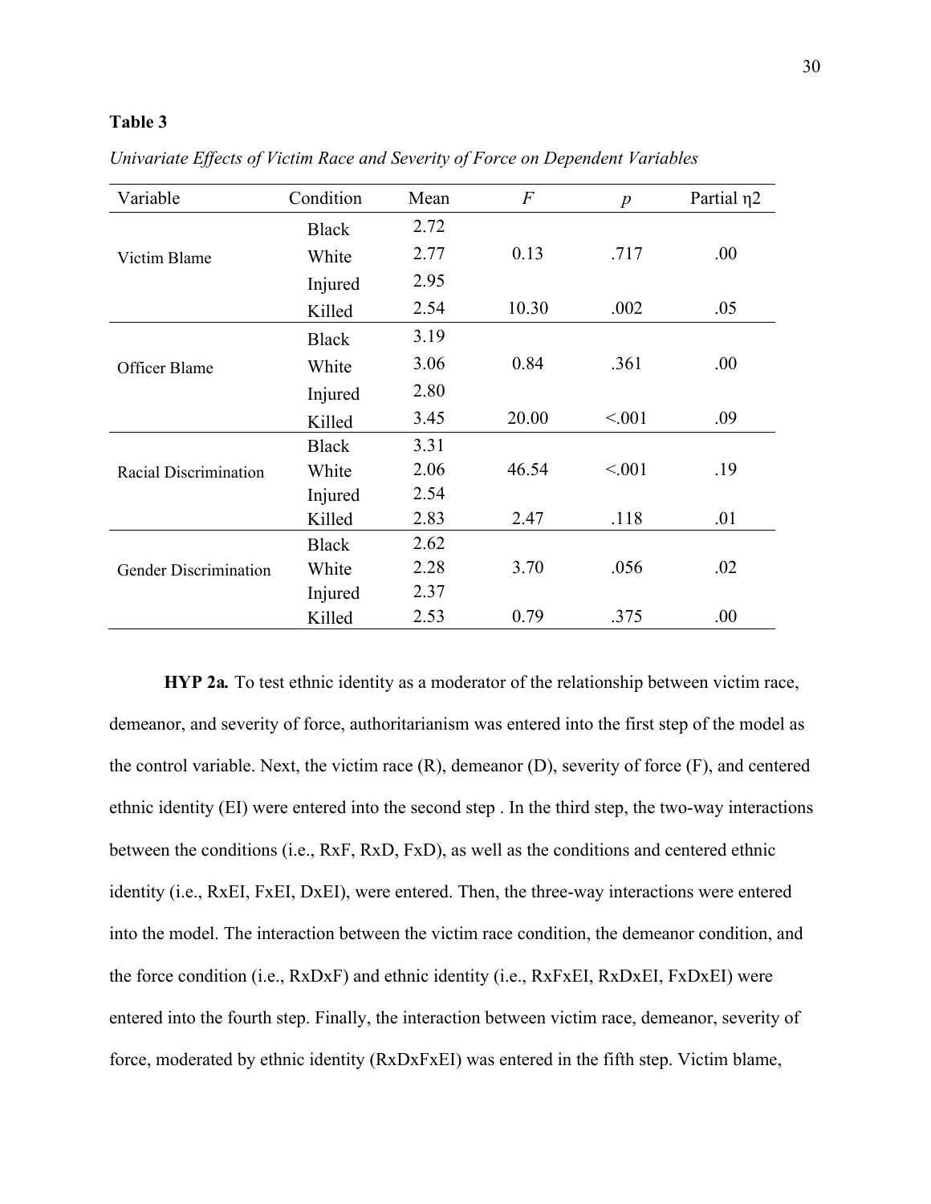**Table 3**

*Univariate Effects of Victim Race and Severity of Force on Dependent Variables*

| Variable | Condition | Mean | *F* | *p* | Partial η2 |
|---|---|---|---|---|---|
| Victim Blame | Black | 2.72 | | | |
| | White | 2.77 | 0.13 | .717 | .00 |
| | Injured | 2.95 | | | |
| | Killed | 2.54 | 10.30 | .002 | .05 |
| Officer Blame | Black | 3.19 | | | |
| | White | 3.06 | 0.84 | .361 | .00 |
| | Injured | 2.80 | | | |
| | Killed | 3.45 | 20.00 | <.001 | .09 |
| Racial Discrimination | Black | 3.31 | | | |
| | White | 2.06 | 46.54 | <.001 | .19 |
| | Injured | 2.54 | | | |
| | Killed | 2.83 | 2.47 | .118 | .01 |
| Gender Discrimination | Black | 2.62 | | | |
| | White | 2.28 | 3.70 | .056 | .02 |
| | Injured | 2.37 | | | |
| | Killed | 2.53 | 0.79 | .375 | .00 |

**HYP 2a.** To test ethnic identity as a moderator of the relationship between victim race, demeanor, and severity of force, authoritarianism was entered into the first step of the model as the control variable. Next, the victim race (R), demeanor (D), severity of force (F), and centered ethnic identity (EI) were entered into the second step . In the third step, the two-way interactions between the conditions (i.e., RxF, RxD, FxD), as well as the conditions and centered ethnic identity (i.e., RxEI, FxEI, DxEI), were entered. Then, the three-way interactions were entered into the model. The interaction between the victim race condition, the demeanor condition, and the force condition (i.e., RxDxF) and ethnic identity (i.e., RxFxEI, RxDxEI, FxDxEI) were entered into the fourth step. Finally, the interaction between victim race, demeanor, severity of force, moderated by ethnic identity (RxDxFxEI) was entered in the fifth step. Victim blame,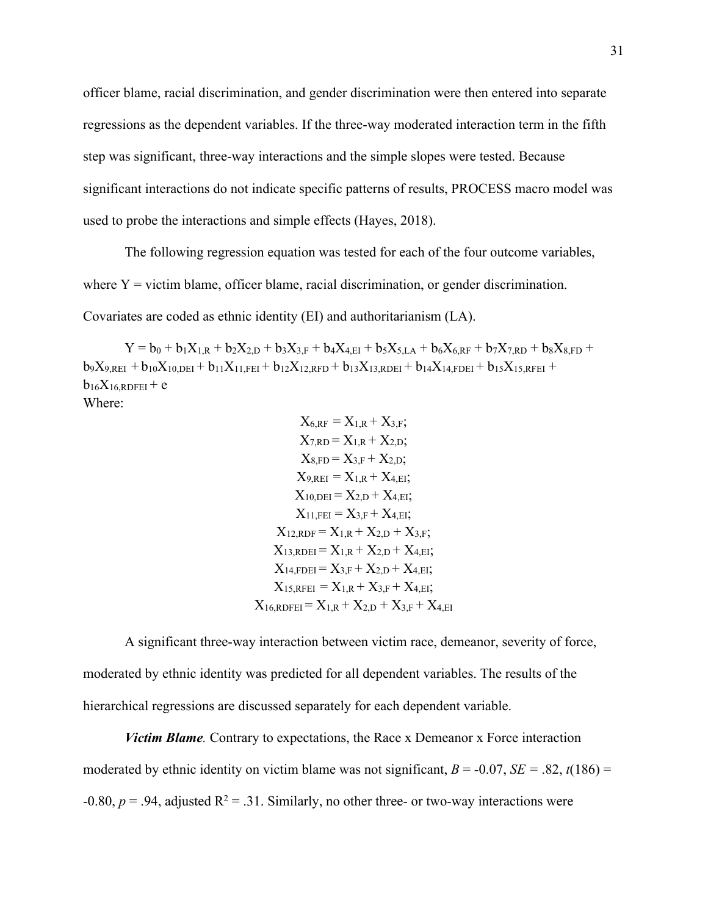officer blame, racial discrimination, and gender discrimination were then entered into separate regressions as the dependent variables. If the three-way moderated interaction term in the fifth step was significant, three-way interactions and the simple slopes were tested. Because significant interactions do not indicate specific patterns of results, PROCESS macro model was used to probe the interactions and simple effects (Hayes, 2018).

The following regression equation was tested for each of the four outcome variables, where Y = victim blame, officer blame, racial discrimination, or gender discrimination. Covariates are coded as ethnic identity (EI) and authoritarianism (LA).

$$Y = b_0 + b_1X_{1,R} + b_2X_{2,D} + b_3X_{3,F} + b_4X_{4,EI} + b_5X_{5,LA} + b_6X_{6,RF} + b_7X_{7,RD} + b_8X_{8,FD} + b_9X_{9,REI} + b_{10}X_{10,DEI} + b_{11}X_{11,FEI} + b_{12}X_{12,RFD} + b_{13}X_{13,RDEI} + b_{14}X_{14,FDEI} + b_{15}X_{15,RFEI} + b_{16}X_{16,RDFEI} + e$$

Where:

$$X_{6,RF} = X_{1,R} + X_{3,F};$$
$$X_{7,RD} = X_{1,R} + X_{2,D};$$
$$X_{8,FD} = X_{3,F} + X_{2,D};$$
$$X_{9,REI} = X_{1,R} + X_{4,EI};$$
$$X_{10,DEI} = X_{2,D} + X_{4,EI};$$
$$X_{11,FEI} = X_{3,F} + X_{4,EI};$$
$$X_{12,RDF} = X_{1,R} + X_{2,D} + X_{3,F};$$
$$X_{13,RDEI} = X_{1,R} + X_{2,D} + X_{4,EI};$$
$$X_{14,FDEI} = X_{3,F} + X_{2,D} + X_{4,EI};$$
$$X_{15,RFEI} = X_{1,R} + X_{3,F} + X_{4,EI};$$
$$X_{16,RDFEI} = X_{1,R} + X_{2,D} + X_{3,F} + X_{4,EI}$$

A significant three-way interaction between victim race, demeanor, severity of force, moderated by ethnic identity was predicted for all dependent variables. The results of the hierarchical regressions are discussed separately for each dependent variable.

***Victim Blame.*** Contrary to expectations, the Race x Demeanor x Force interaction moderated by ethnic identity on victim blame was not significant, $B = -0.07$, $SE = .82$, $t(186) = -0.80$, $p = .94$, adjusted $R^2 = .31$. Similarly, no other three- or two-way interactions were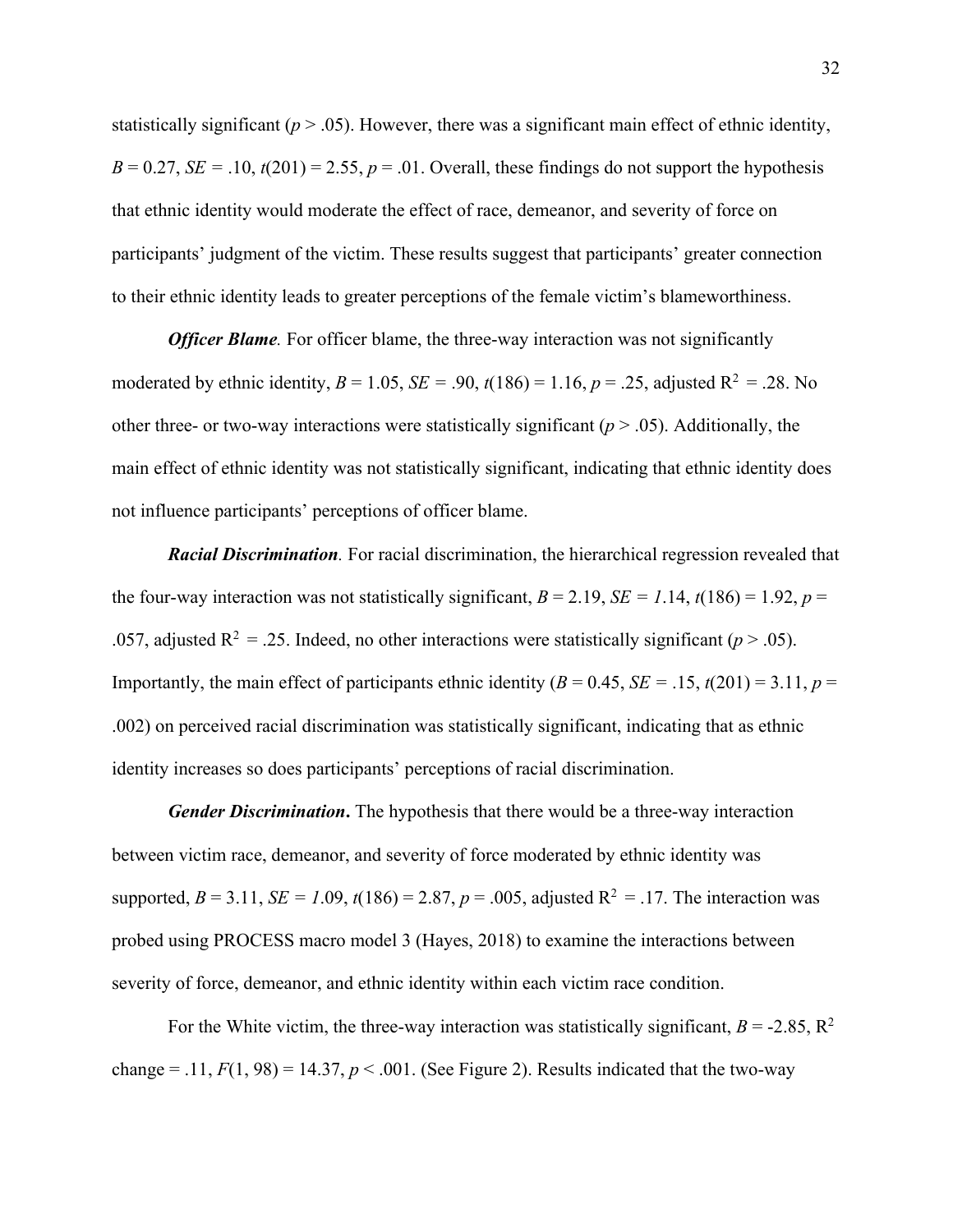statistically significant ($p > .05$). However, there was a significant main effect of ethnic identity, $B = 0.27$, $SE = .10$, $t(201) = 2.55$, $p = .01$. Overall, these findings do not support the hypothesis that ethnic identity would moderate the effect of race, demeanor, and severity of force on participants' judgment of the victim. These results suggest that participants' greater connection to their ethnic identity leads to greater perceptions of the female victim's blameworthiness.

***Officer Blame.*** For officer blame, the three-way interaction was not significantly moderated by ethnic identity, $B = 1.05$, $SE = .90$, $t(186) = 1.16$, $p = .25$, adjusted $R^2 = .28$. No other three- or two-way interactions were statistically significant ($p > .05$). Additionally, the main effect of ethnic identity was not statistically significant, indicating that ethnic identity does not influence participants' perceptions of officer blame.

***Racial Discrimination.*** For racial discrimination, the hierarchical regression revealed that the four-way interaction was not statistically significant, $B = 2.19$, $SE = 1.14$, $t(186) = 1.92$, $p = .057$, adjusted $R^2 = .25$. Indeed, no other interactions were statistically significant ($p > .05$). Importantly, the main effect of participants ethnic identity ($B = 0.45$, $SE = .15$, $t(201) = 3.11$, $p = .002$) on perceived racial discrimination was statistically significant, indicating that as ethnic identity increases so does participants' perceptions of racial discrimination.

***Gender Discrimination.*** The hypothesis that there would be a three-way interaction between victim race, demeanor, and severity of force moderated by ethnic identity was supported, $B = 3.11$, $SE = 1.09$, $t(186) = 2.87$, $p = .005$, adjusted $R^2 = .17$. The interaction was probed using PROCESS macro model 3 (Hayes, 2018) to examine the interactions between severity of force, demeanor, and ethnic identity within each victim race condition.

For the White victim, the three-way interaction was statistically significant, $B = -2.85$, $R^2$ change = .11, $F(1, 98) = 14.37$, $p < .001$. (See Figure 2). Results indicated that the two-way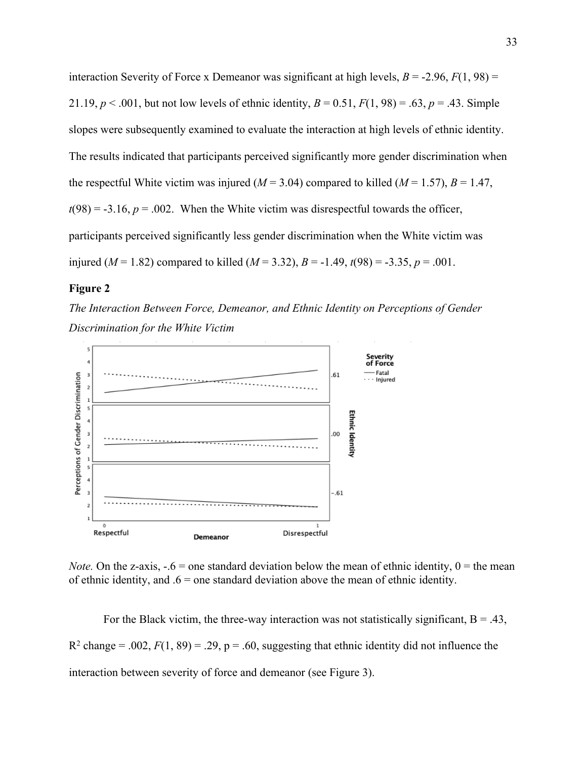interaction Severity of Force x Demeanor was significant at high levels, $B = -2.96$, $F(1, 98) = 21.19$, $p < .001$, but not low levels of ethnic identity, $B = 0.51$, $F(1, 98) = .63$, $p = .43$. Simple slopes were subsequently examined to evaluate the interaction at high levels of ethnic identity. The results indicated that participants perceived significantly more gender discrimination when the respectful White victim was injured ($M = 3.04$) compared to killed ($M = 1.57$), $B = 1.47$, $t(98) = -3.16$, $p = .002$. When the White victim was disrespectful towards the officer, participants perceived significantly less gender discrimination when the White victim was injured ($M = 1.82$) compared to killed ($M = 3.32$), $B = -1.49$, $t(98) = -3.35$, $p = .001$.

**Figure 2**

*The Interaction Between Force, Demeanor, and Ethnic Identity on Perceptions of Gender Discrimination for the White Victim*

*Note.* On the z-axis, -.6 = one standard deviation below the mean of ethnic identity, 0 = the mean of ethnic identity, and .6 = one standard deviation above the mean of ethnic identity.

For the Black victim, the three-way interaction was not statistically significant, B = .43, $R^2$ change = .002, $F(1, 89) = .29$, p = .60, suggesting that ethnic identity did not influence the interaction between severity of force and demeanor (see Figure 3).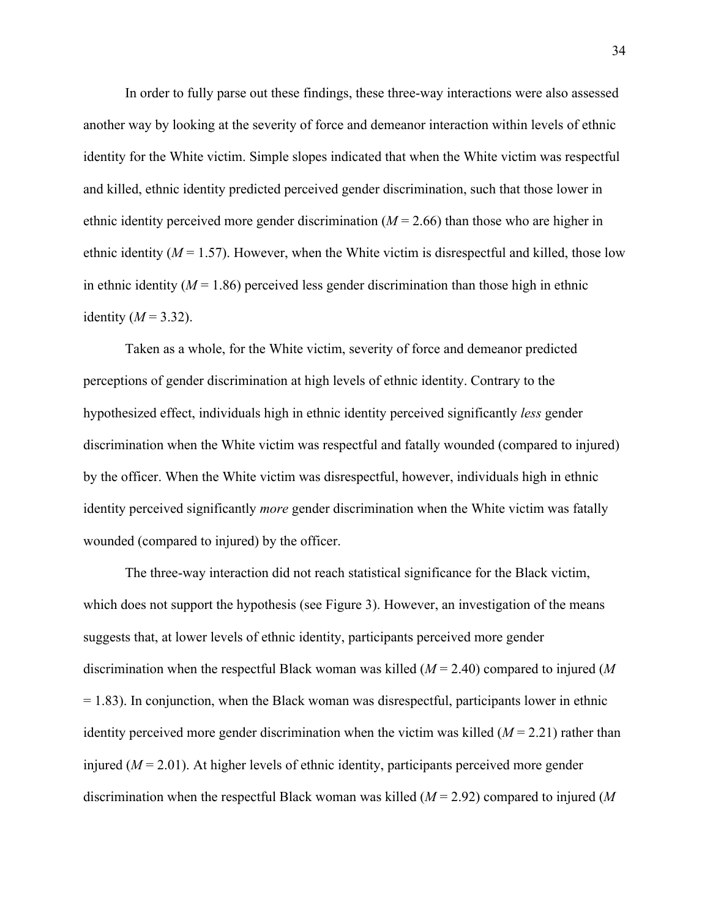In order to fully parse out these findings, these three-way interactions were also assessed another way by looking at the severity of force and demeanor interaction within levels of ethnic identity for the White victim. Simple slopes indicated that when the White victim was respectful and killed, ethnic identity predicted perceived gender discrimination, such that those lower in ethnic identity perceived more gender discrimination ($M = 2.66$) than those who are higher in ethnic identity ($M = 1.57$). However, when the White victim is disrespectful and killed, those low in ethnic identity ($M = 1.86$) perceived less gender discrimination than those high in ethnic identity ($M = 3.32$).

Taken as a whole, for the White victim, severity of force and demeanor predicted perceptions of gender discrimination at high levels of ethnic identity. Contrary to the hypothesized effect, individuals high in ethnic identity perceived significantly *less* gender discrimination when the White victim was respectful and fatally wounded (compared to injured) by the officer. When the White victim was disrespectful, however, individuals high in ethnic identity perceived significantly *more* gender discrimination when the White victim was fatally wounded (compared to injured) by the officer.

The three-way interaction did not reach statistical significance for the Black victim, which does not support the hypothesis (see Figure 3). However, an investigation of the means suggests that, at lower levels of ethnic identity, participants perceived more gender discrimination when the respectful Black woman was killed ($M = 2.40$) compared to injured ($M = 1.83$). In conjunction, when the Black woman was disrespectful, participants lower in ethnic identity perceived more gender discrimination when the victim was killed ($M = 2.21$) rather than injured ($M = 2.01$). At higher levels of ethnic identity, participants perceived more gender discrimination when the respectful Black woman was killed ($M = 2.92$) compared to injured ($M$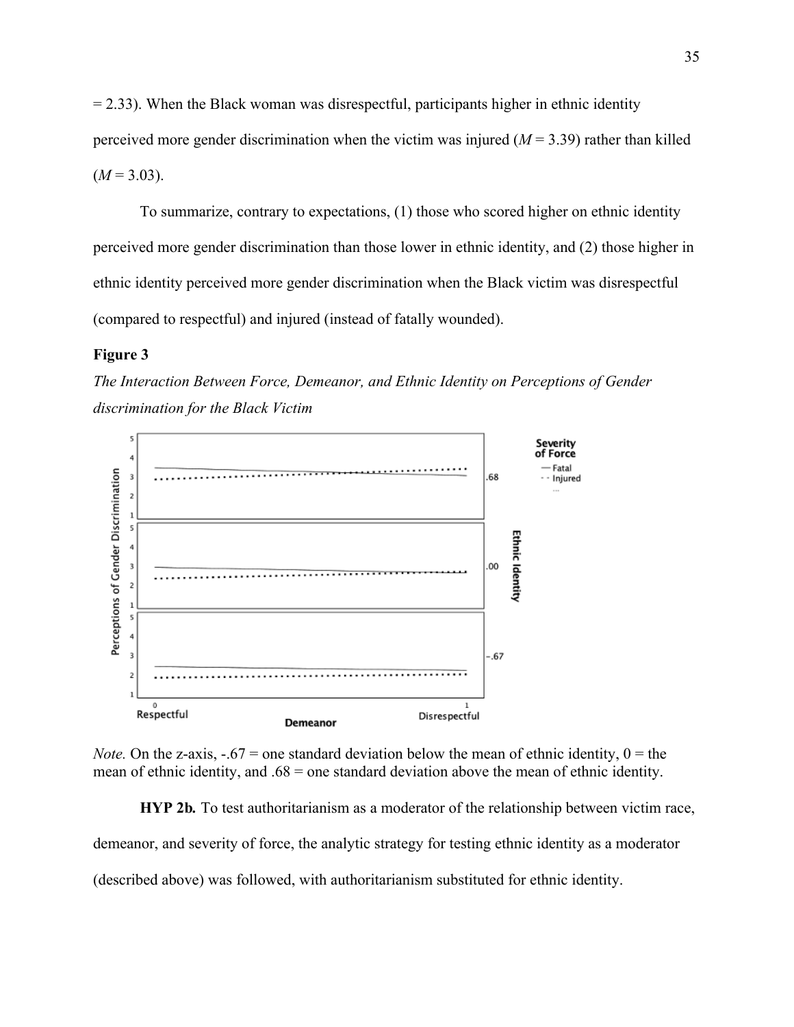= 2.33). When the Black woman was disrespectful, participants higher in ethnic identity perceived more gender discrimination when the victim was injured (*M* = 3.39) rather than killed (*M* = 3.03).

To summarize, contrary to expectations, (1) those who scored higher on ethnic identity perceived more gender discrimination than those lower in ethnic identity, and (2) those higher in ethnic identity perceived more gender discrimination when the Black victim was disrespectful (compared to respectful) and injured (instead of fatally wounded).

**Figure 3**

*The Interaction Between Force, Demeanor, and Ethnic Identity on Perceptions of Gender discrimination for the Black Victim*

*Note.* On the z-axis, -.67 = one standard deviation below the mean of ethnic identity, 0 = the mean of ethnic identity, and .68 = one standard deviation above the mean of ethnic identity.

**HYP 2b.** To test authoritarianism as a moderator of the relationship between victim race, demeanor, and severity of force, the analytic strategy for testing ethnic identity as a moderator (described above) was followed, with authoritarianism substituted for ethnic identity.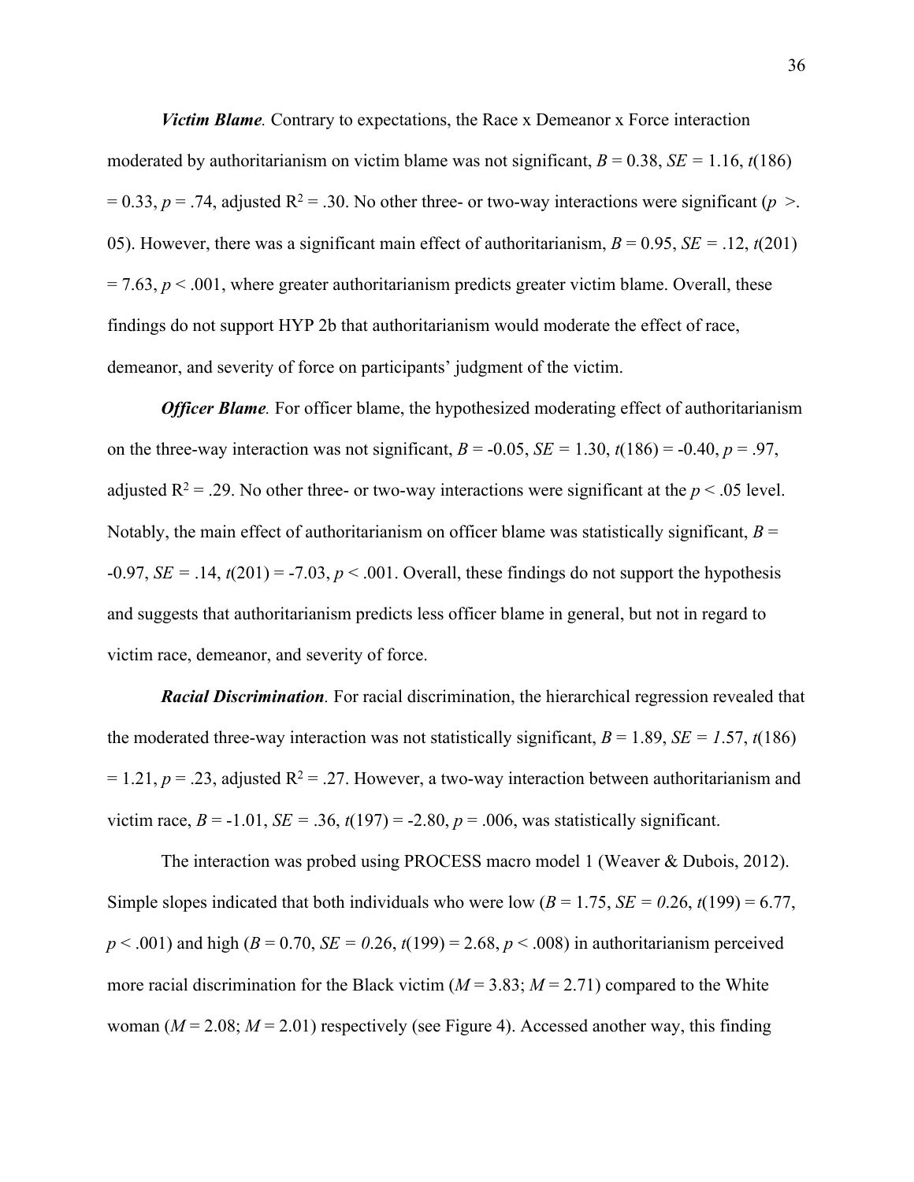***Victim Blame****.* Contrary to expectations, the Race x Demeanor x Force interaction moderated by authoritarianism on victim blame was not significant, $B = 0.38$, $SE = 1.16$, $t(186) = 0.33$, $p = .74$, adjusted $R^2 = .30$. No other three- or two-way interactions were significant ($p >. 05$). However, there was a significant main effect of authoritarianism, $B = 0.95$, $SE = .12$, $t(201) = 7.63$, $p < .001$, where greater authoritarianism predicts greater victim blame. Overall, these findings do not support HYP 2b that authoritarianism would moderate the effect of race, demeanor, and severity of force on participants' judgment of the victim.

***Officer Blame****.* For officer blame, the hypothesized moderating effect of authoritarianism on the three-way interaction was not significant, $B = -0.05$, $SE = 1.30$, $t(186) = -0.40$, $p = .97$, adjusted $R^2 = .29$. No other three- or two-way interactions were significant at the $p < .05$ level. Notably, the main effect of authoritarianism on officer blame was statistically significant, $B = -0.97$, $SE = .14$, $t(201) = -7.03$, $p < .001$. Overall, these findings do not support the hypothesis and suggests that authoritarianism predicts less officer blame in general, but not in regard to victim race, demeanor, and severity of force.

***Racial Discrimination****.* For racial discrimination, the hierarchical regression revealed that the moderated three-way interaction was not statistically significant, $B = 1.89$, $SE = 1.57$, $t(186) = 1.21$, $p = .23$, adjusted $R^2 = .27$. However, a two-way interaction between authoritarianism and victim race, $B = -1.01$, $SE = .36$, $t(197) = -2.80$, $p = .006$, was statistically significant.

The interaction was probed using PROCESS macro model 1 (Weaver & Dubois, 2012). Simple slopes indicated that both individuals who were low ($B = 1.75$, $SE = 0.26$, $t(199) = 6.77$, $p < .001$) and high ($B = 0.70$, $SE = 0.26$, $t(199) = 2.68$, $p < .008$) in authoritarianism perceived more racial discrimination for the Black victim ($M = 3.83$; $M = 2.71$) compared to the White woman ($M = 2.08$; $M = 2.01$) respectively (see Figure 4). Accessed another way, this finding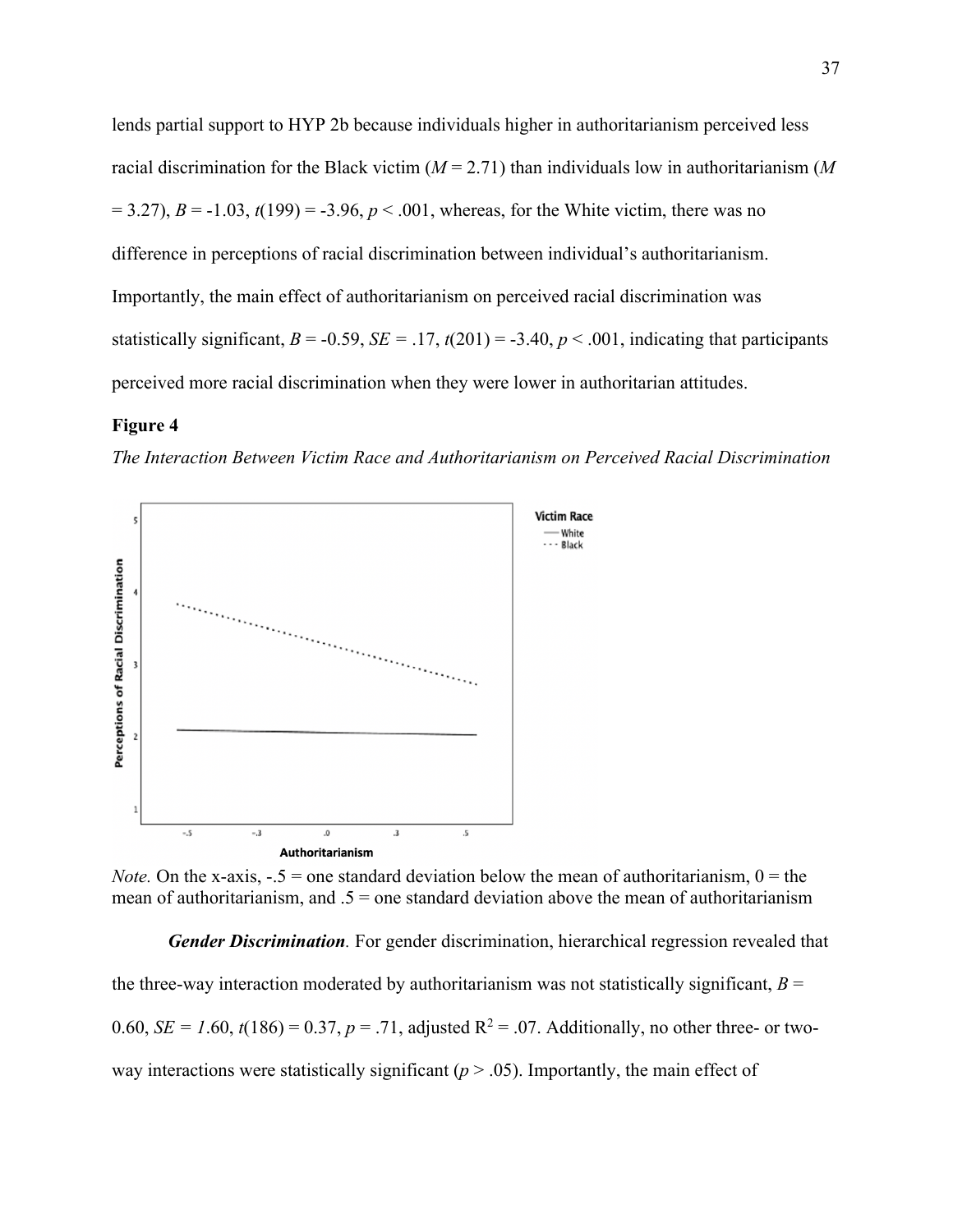lends partial support to HYP 2b because individuals higher in authoritarianism perceived less racial discrimination for the Black victim ($M$ = 2.71) than individuals low in authoritarianism ($M$ = 3.27), $B$ = -1.03, $t(199)$ = -3.96, $p$ < .001, whereas, for the White victim, there was no difference in perceptions of racial discrimination between individual's authoritarianism. Importantly, the main effect of authoritarianism on perceived racial discrimination was statistically significant, $B$ = -0.59, $SE$ = .17, $t(201)$ = -3.40, $p$ < .001, indicating that participants perceived more racial discrimination when they were lower in authoritarian attitudes.

**Figure 4**

*The Interaction Between Victim Race and Authoritarianism on Perceived Racial Discrimination*

*Note.* On the x-axis, -.5 = one standard deviation below the mean of authoritarianism, 0 = the mean of authoritarianism, and .5 = one standard deviation above the mean of authoritarianism

***Gender Discrimination***. For gender discrimination, hierarchical regression revealed that the three-way interaction moderated by authoritarianism was not statistically significant, $B$ = 0.60, $SE$ = 1.60, $t(186)$ = 0.37, $p$ = .71, adjusted $R^2$ = .07. Additionally, no other three- or two-way interactions were statistically significant ($p$ > .05). Importantly, the main effect of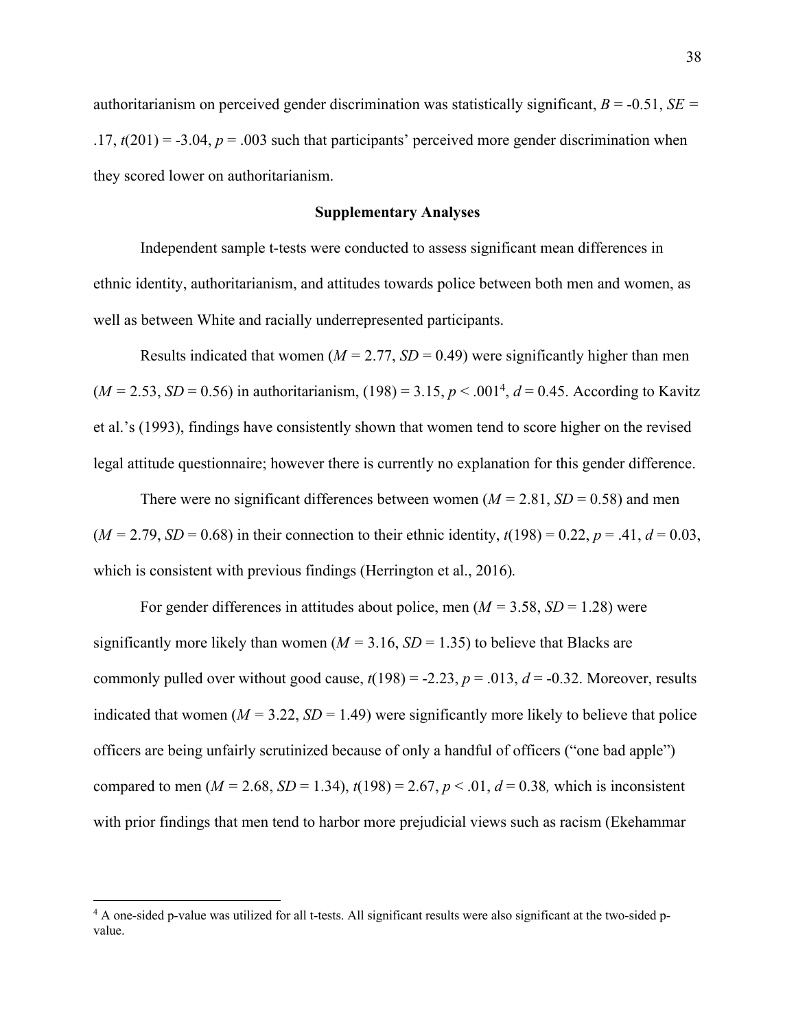authoritarianism on perceived gender discrimination was statistically significant, $B = -0.51$, $SE = .17$, $t(201) = -3.04$, $p = .003$ such that participants' perceived more gender discrimination when they scored lower on authoritarianism.

## Supplementary Analyses

Independent sample t-tests were conducted to assess significant mean differences in ethnic identity, authoritarianism, and attitudes towards police between both men and women, as well as between White and racially underrepresented participants.

Results indicated that women ($M = 2.77$, $SD = 0.49$) were significantly higher than men ($M = 2.53$, $SD = 0.56$) in authoritarianism, $(198) = 3.15$, $p < .001$[4], $d = 0.45$. According to Kavitz et al.'s (1993), findings have consistently shown that women tend to score higher on the revised legal attitude questionnaire; however there is currently no explanation for this gender difference.

There were no significant differences between women ($M = 2.81$, $SD = 0.58$) and men ($M = 2.79$, $SD = 0.68$) in their connection to their ethnic identity, $t(198) = 0.22$, $p = .41$, $d = 0.03$, which is consistent with previous findings (Herrington et al., 2016).

For gender differences in attitudes about police, men ($M = 3.58$, $SD = 1.28$) were significantly more likely than women ($M = 3.16$, $SD = 1.35$) to believe that Blacks are commonly pulled over without good cause, $t(198) = -2.23$, $p = .013$, $d = -0.32$. Moreover, results indicated that women ($M = 3.22$, $SD = 1.49$) were significantly more likely to believe that police officers are being unfairly scrutinized because of only a handful of officers ("one bad apple") compared to men ($M = 2.68$, $SD = 1.34$), $t(198) = 2.67$, $p < .01$, $d = 0.38$, which is inconsistent with prior findings that men tend to harbor more prejudicial views such as racism (Ekehammar

---

[4] A one-sided p-value was utilized for all t-tests. All significant results were also significant at the two-sided p-value.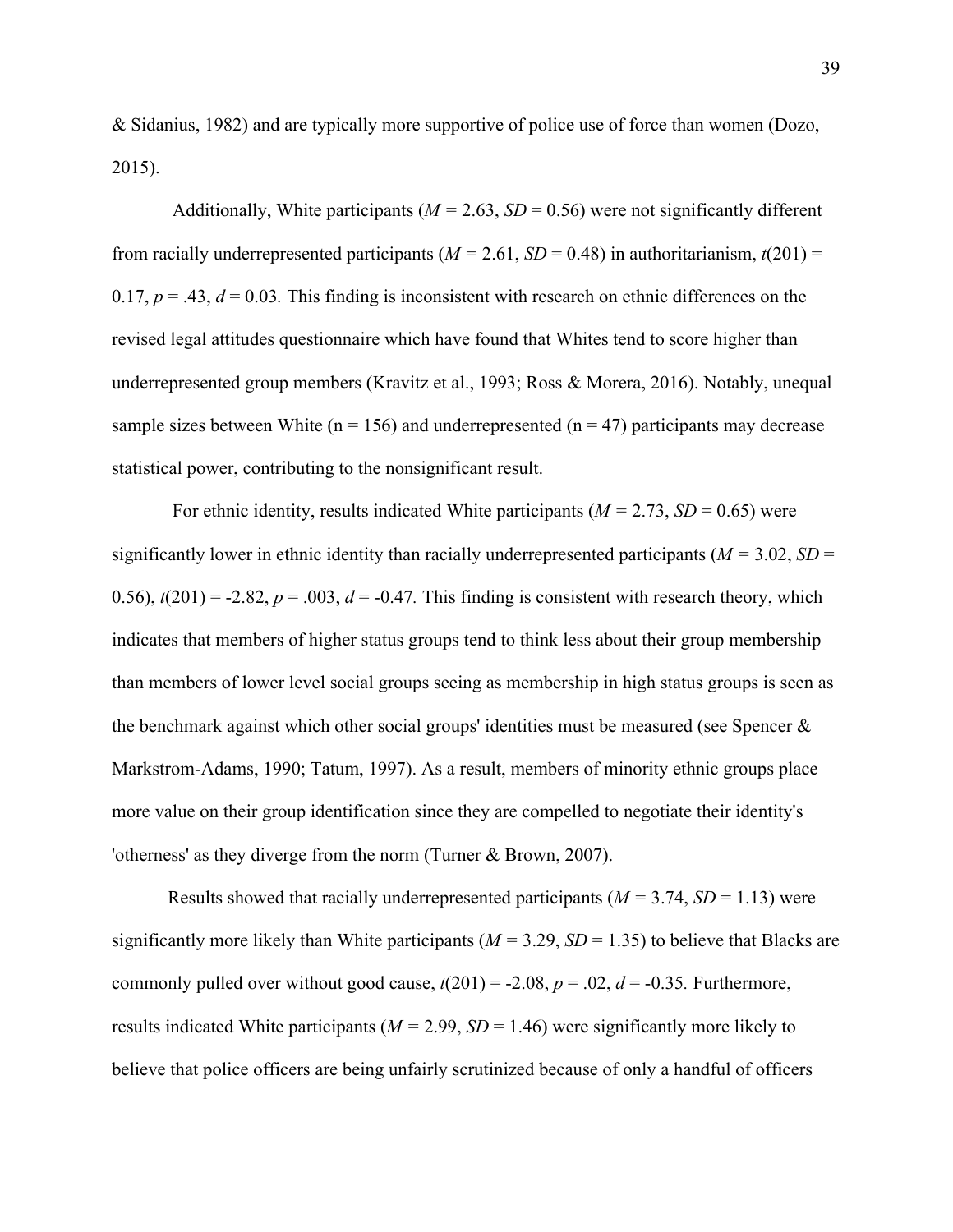& Sidanius, 1982) and are typically more supportive of police use of force than women (Dozo, 2015).

Additionally, White participants ($M$ = 2.63, $SD$ = 0.56) were not significantly different from racially underrepresented participants ($M$ = 2.61, $SD$ = 0.48) in authoritarianism, $t(201)$ = 0.17, $p$ = .43, $d$ = 0.03. This finding is inconsistent with research on ethnic differences on the revised legal attitudes questionnaire which have found that Whites tend to score higher than underrepresented group members (Kravitz et al., 1993; Ross & Morera, 2016). Notably, unequal sample sizes between White (n = 156) and underrepresented (n = 47) participants may decrease statistical power, contributing to the nonsignificant result.

For ethnic identity, results indicated White participants ($M$ = 2.73, $SD$ = 0.65) were significantly lower in ethnic identity than racially underrepresented participants ($M$ = 3.02, $SD$ = 0.56), $t(201)$ = -2.82, $p$ = .003, $d$ = -0.47. This finding is consistent with research theory, which indicates that members of higher status groups tend to think less about their group membership than members of lower level social groups seeing as membership in high status groups is seen as the benchmark against which other social groups' identities must be measured (see Spencer & Markstrom-Adams, 1990; Tatum, 1997). As a result, members of minority ethnic groups place more value on their group identification since they are compelled to negotiate their identity's 'otherness' as they diverge from the norm (Turner & Brown, 2007).

Results showed that racially underrepresented participants ($M$ = 3.74, $SD$ = 1.13) were significantly more likely than White participants ($M$ = 3.29, $SD$ = 1.35) to believe that Blacks are commonly pulled over without good cause, $t(201)$ = -2.08, $p$ = .02, $d$ = -0.35. Furthermore, results indicated White participants ($M$ = 2.99, $SD$ = 1.46) were significantly more likely to believe that police officers are being unfairly scrutinized because of only a handful of officers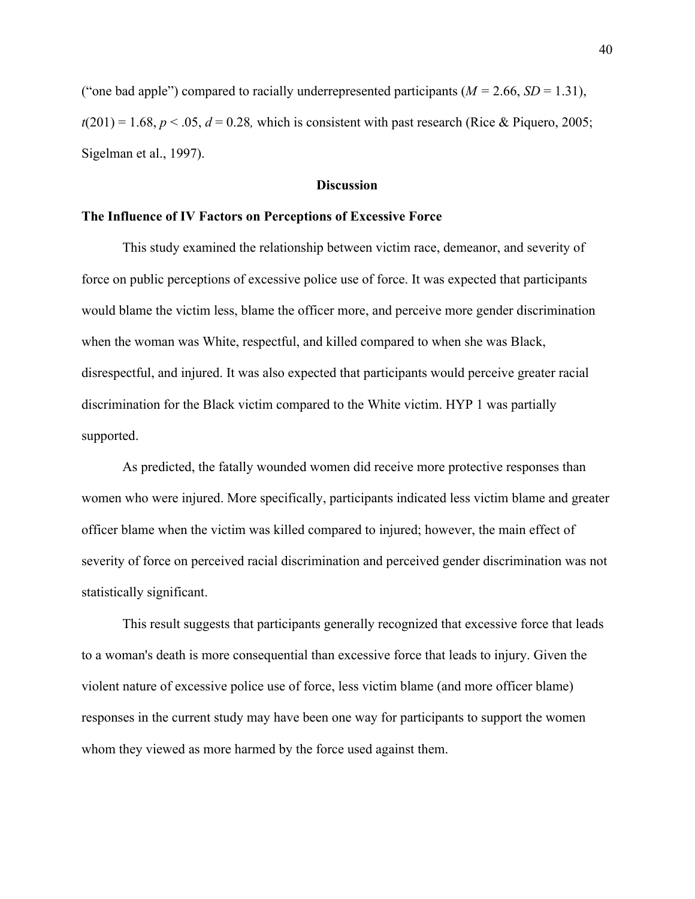("one bad apple") compared to racially underrepresented participants ($M = 2.66$, $SD = 1.31$), $t(201) = 1.68$, $p < .05$, $d = 0.28$, which is consistent with past research (Rice & Piquero, 2005; Sigelman et al., 1997).

## Discussion

### The Influence of IV Factors on Perceptions of Excessive Force

This study examined the relationship between victim race, demeanor, and severity of force on public perceptions of excessive police use of force. It was expected that participants would blame the victim less, blame the officer more, and perceive more gender discrimination when the woman was White, respectful, and killed compared to when she was Black, disrespectful, and injured. It was also expected that participants would perceive greater racial discrimination for the Black victim compared to the White victim. HYP 1 was partially supported.

As predicted, the fatally wounded women did receive more protective responses than women who were injured. More specifically, participants indicated less victim blame and greater officer blame when the victim was killed compared to injured; however, the main effect of severity of force on perceived racial discrimination and perceived gender discrimination was not statistically significant.

This result suggests that participants generally recognized that excessive force that leads to a woman's death is more consequential than excessive force that leads to injury. Given the violent nature of excessive police use of force, less victim blame (and more officer blame) responses in the current study may have been one way for participants to support the women whom they viewed as more harmed by the force used against them.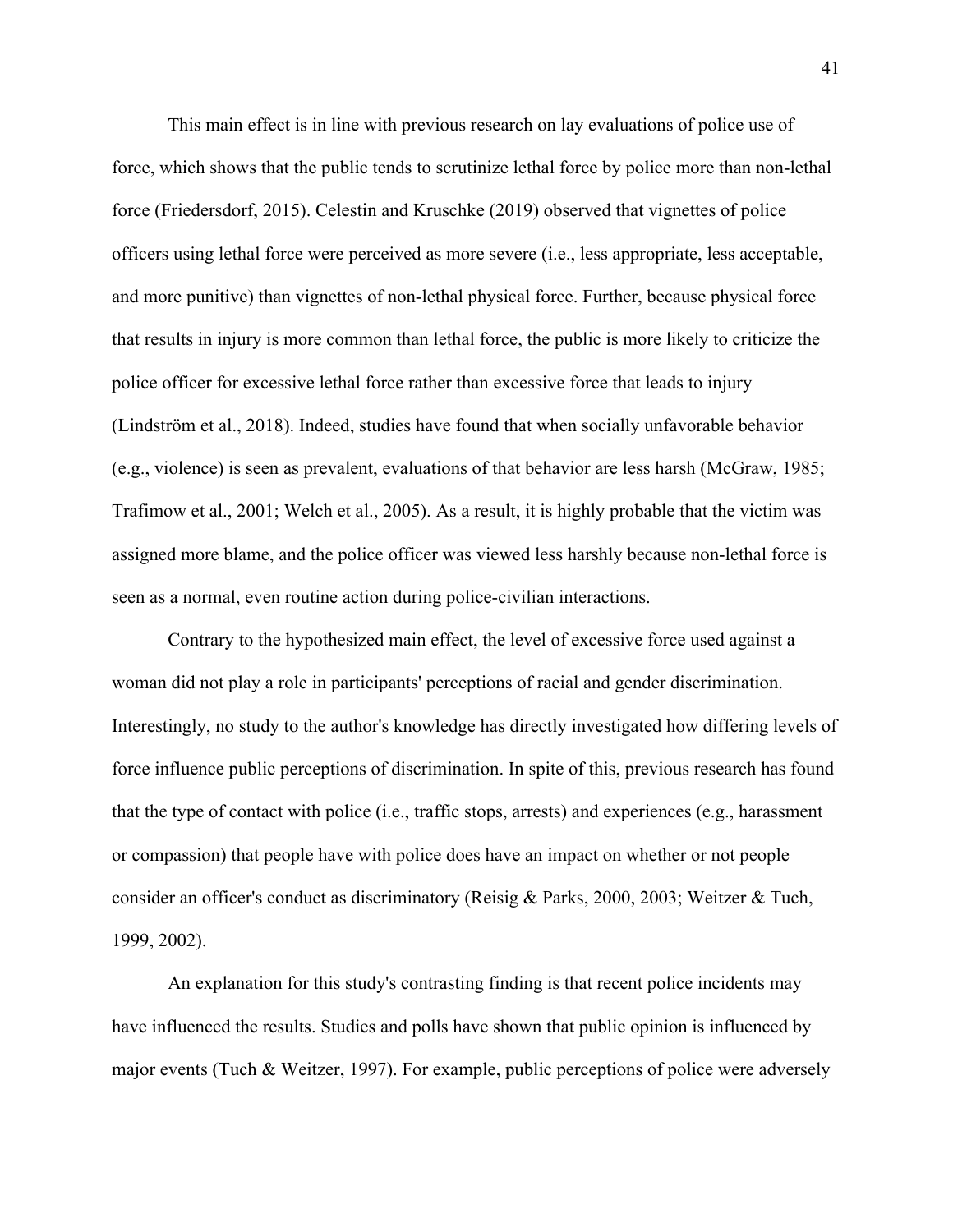This main effect is in line with previous research on lay evaluations of police use of force, which shows that the public tends to scrutinize lethal force by police more than non-lethal force (Friedersdorf, 2015). Celestin and Kruschke (2019) observed that vignettes of police officers using lethal force were perceived as more severe (i.e., less appropriate, less acceptable, and more punitive) than vignettes of non-lethal physical force. Further, because physical force that results in injury is more common than lethal force, the public is more likely to criticize the police officer for excessive lethal force rather than excessive force that leads to injury (Lindström et al., 2018). Indeed, studies have found that when socially unfavorable behavior (e.g., violence) is seen as prevalent, evaluations of that behavior are less harsh (McGraw, 1985; Trafimow et al., 2001; Welch et al., 2005). As a result, it is highly probable that the victim was assigned more blame, and the police officer was viewed less harshly because non-lethal force is seen as a normal, even routine action during police-civilian interactions.

Contrary to the hypothesized main effect, the level of excessive force used against a woman did not play a role in participants' perceptions of racial and gender discrimination. Interestingly, no study to the author's knowledge has directly investigated how differing levels of force influence public perceptions of discrimination. In spite of this, previous research has found that the type of contact with police (i.e., traffic stops, arrests) and experiences (e.g., harassment or compassion) that people have with police does have an impact on whether or not people consider an officer's conduct as discriminatory (Reisig & Parks, 2000, 2003; Weitzer & Tuch, 1999, 2002).

An explanation for this study's contrasting finding is that recent police incidents may have influenced the results. Studies and polls have shown that public opinion is influenced by major events (Tuch & Weitzer, 1997). For example, public perceptions of police were adversely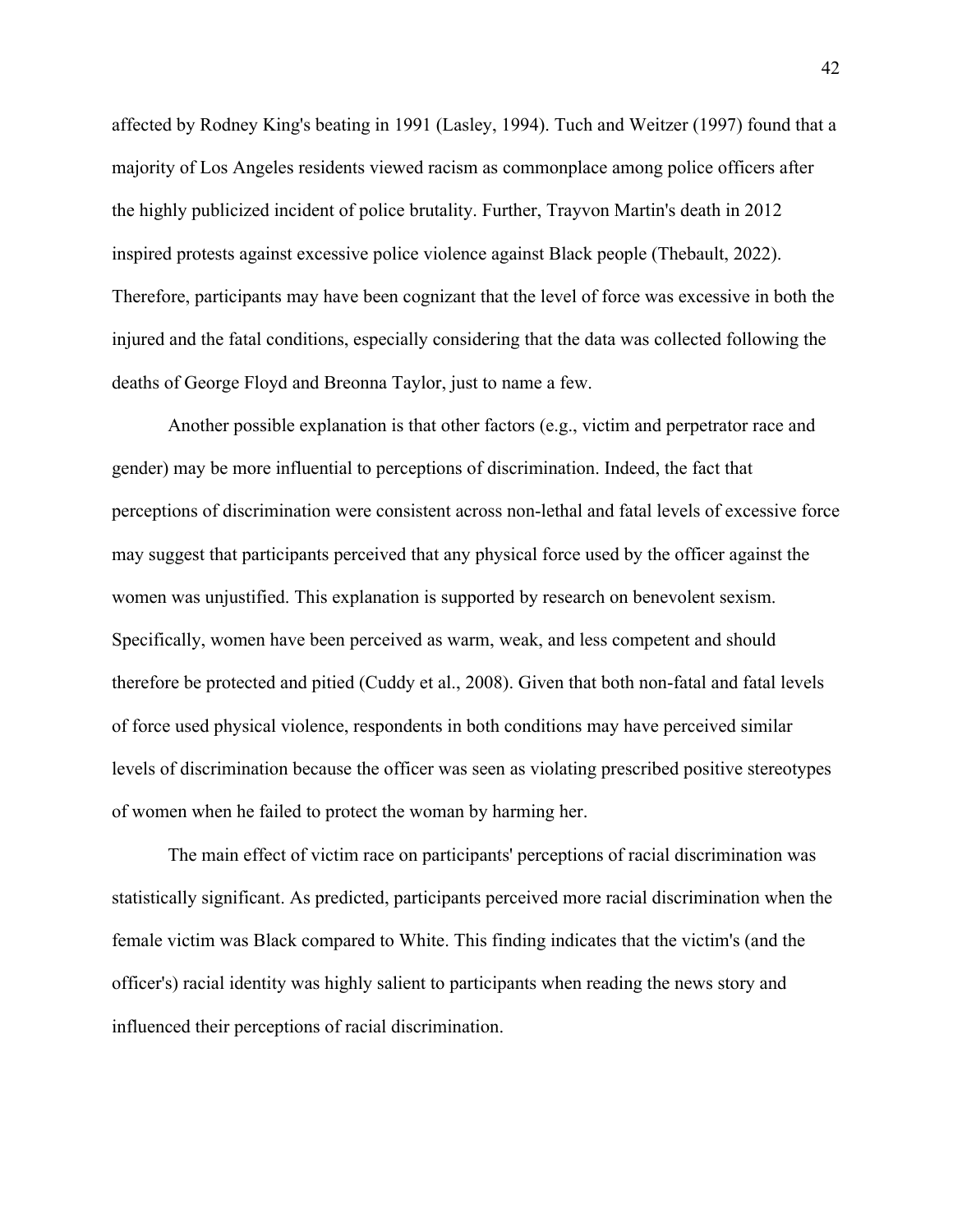affected by Rodney King's beating in 1991 (Lasley, 1994). Tuch and Weitzer (1997) found that a majority of Los Angeles residents viewed racism as commonplace among police officers after the highly publicized incident of police brutality. Further, Trayvon Martin's death in 2012 inspired protests against excessive police violence against Black people (Thebault, 2022). Therefore, participants may have been cognizant that the level of force was excessive in both the injured and the fatal conditions, especially considering that the data was collected following the deaths of George Floyd and Breonna Taylor, just to name a few.

Another possible explanation is that other factors (e.g., victim and perpetrator race and gender) may be more influential to perceptions of discrimination. Indeed, the fact that perceptions of discrimination were consistent across non-lethal and fatal levels of excessive force may suggest that participants perceived that any physical force used by the officer against the women was unjustified. This explanation is supported by research on benevolent sexism. Specifically, women have been perceived as warm, weak, and less competent and should therefore be protected and pitied (Cuddy et al., 2008). Given that both non-fatal and fatal levels of force used physical violence, respondents in both conditions may have perceived similar levels of discrimination because the officer was seen as violating prescribed positive stereotypes of women when he failed to protect the woman by harming her.

The main effect of victim race on participants' perceptions of racial discrimination was statistically significant. As predicted, participants perceived more racial discrimination when the female victim was Black compared to White. This finding indicates that the victim's (and the officer's) racial identity was highly salient to participants when reading the news story and influenced their perceptions of racial discrimination.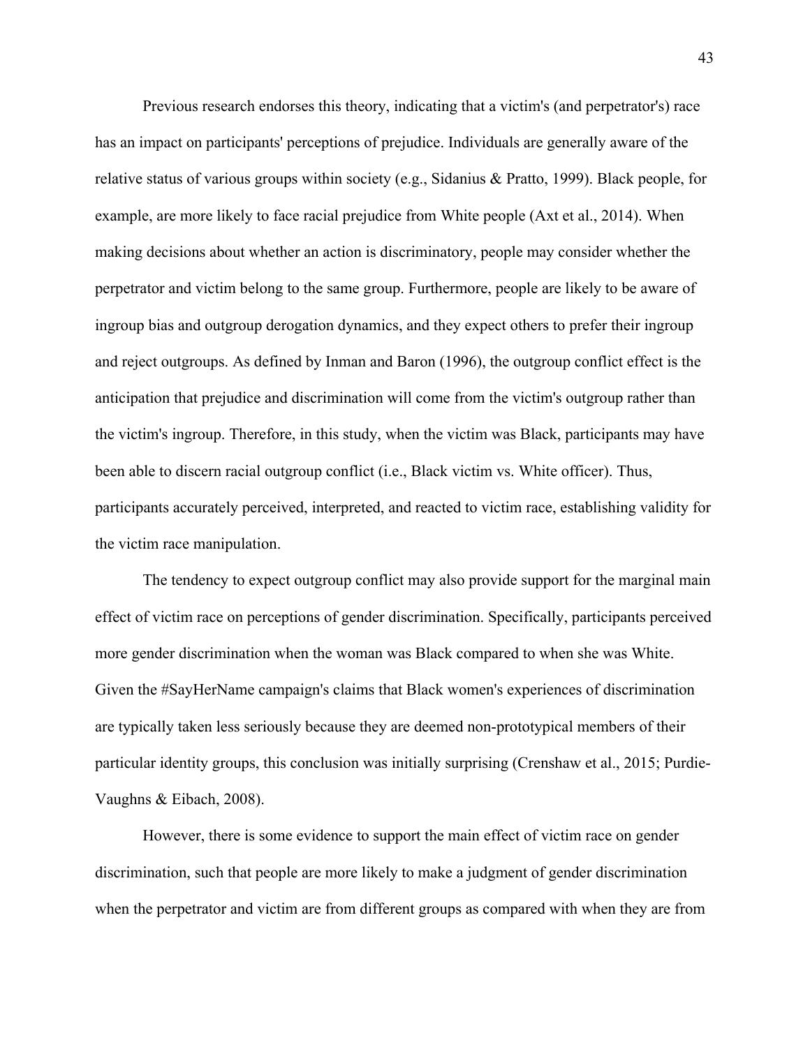Previous research endorses this theory, indicating that a victim's (and perpetrator's) race has an impact on participants' perceptions of prejudice. Individuals are generally aware of the relative status of various groups within society (e.g., Sidanius & Pratto, 1999). Black people, for example, are more likely to face racial prejudice from White people (Axt et al., 2014). When making decisions about whether an action is discriminatory, people may consider whether the perpetrator and victim belong to the same group. Furthermore, people are likely to be aware of ingroup bias and outgroup derogation dynamics, and they expect others to prefer their ingroup and reject outgroups. As defined by Inman and Baron (1996), the outgroup conflict effect is the anticipation that prejudice and discrimination will come from the victim's outgroup rather than the victim's ingroup. Therefore, in this study, when the victim was Black, participants may have been able to discern racial outgroup conflict (i.e., Black victim vs. White officer). Thus, participants accurately perceived, interpreted, and reacted to victim race, establishing validity for the victim race manipulation.

The tendency to expect outgroup conflict may also provide support for the marginal main effect of victim race on perceptions of gender discrimination. Specifically, participants perceived more gender discrimination when the woman was Black compared to when she was White. Given the #SayHerName campaign's claims that Black women's experiences of discrimination are typically taken less seriously because they are deemed non-prototypical members of their particular identity groups, this conclusion was initially surprising (Crenshaw et al., 2015; Purdie-Vaughns & Eibach, 2008).

However, there is some evidence to support the main effect of victim race on gender discrimination, such that people are more likely to make a judgment of gender discrimination when the perpetrator and victim are from different groups as compared with when they are from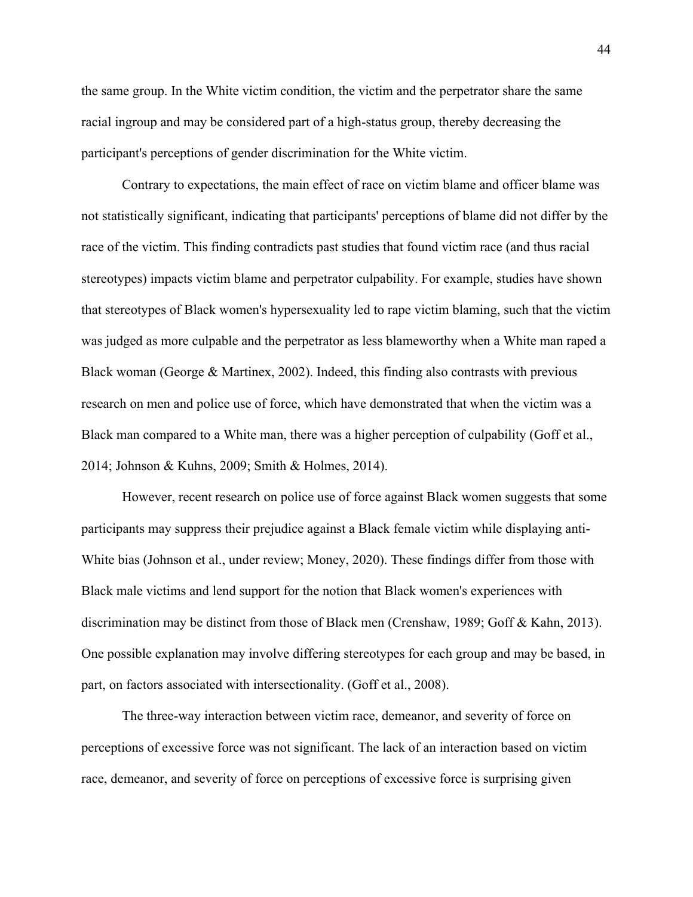the same group. In the White victim condition, the victim and the perpetrator share the same racial ingroup and may be considered part of a high-status group, thereby decreasing the participant's perceptions of gender discrimination for the White victim.

Contrary to expectations, the main effect of race on victim blame and officer blame was not statistically significant, indicating that participants' perceptions of blame did not differ by the race of the victim. This finding contradicts past studies that found victim race (and thus racial stereotypes) impacts victim blame and perpetrator culpability. For example, studies have shown that stereotypes of Black women's hypersexuality led to rape victim blaming, such that the victim was judged as more culpable and the perpetrator as less blameworthy when a White man raped a Black woman (George & Martinex, 2002). Indeed, this finding also contrasts with previous research on men and police use of force, which have demonstrated that when the victim was a Black man compared to a White man, there was a higher perception of culpability (Goff et al., 2014; Johnson & Kuhns, 2009; Smith & Holmes, 2014).

However, recent research on police use of force against Black women suggests that some participants may suppress their prejudice against a Black female victim while displaying anti-White bias (Johnson et al., under review; Money, 2020). These findings differ from those with Black male victims and lend support for the notion that Black women's experiences with discrimination may be distinct from those of Black men (Crenshaw, 1989; Goff & Kahn, 2013). One possible explanation may involve differing stereotypes for each group and may be based, in part, on factors associated with intersectionality. (Goff et al., 2008).

The three-way interaction between victim race, demeanor, and severity of force on perceptions of excessive force was not significant. The lack of an interaction based on victim race, demeanor, and severity of force on perceptions of excessive force is surprising given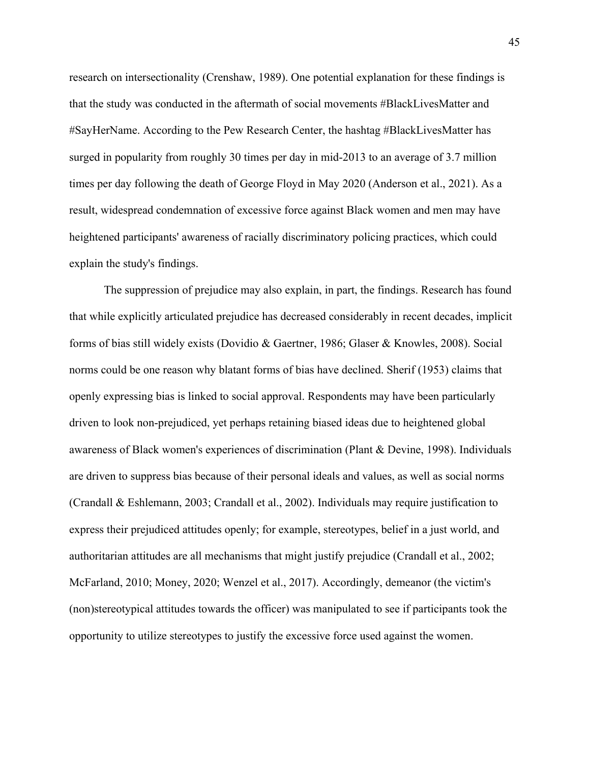research on intersectionality (Crenshaw, 1989). One potential explanation for these findings is that the study was conducted in the aftermath of social movements #BlackLivesMatter and #SayHerName. According to the Pew Research Center, the hashtag #BlackLivesMatter has surged in popularity from roughly 30 times per day in mid-2013 to an average of 3.7 million times per day following the death of George Floyd in May 2020 (Anderson et al., 2021). As a result, widespread condemnation of excessive force against Black women and men may have heightened participants' awareness of racially discriminatory policing practices, which could explain the study's findings.

The suppression of prejudice may also explain, in part, the findings. Research has found that while explicitly articulated prejudice has decreased considerably in recent decades, implicit forms of bias still widely exists (Dovidio & Gaertner, 1986; Glaser & Knowles, 2008). Social norms could be one reason why blatant forms of bias have declined. Sherif (1953) claims that openly expressing bias is linked to social approval. Respondents may have been particularly driven to look non-prejudiced, yet perhaps retaining biased ideas due to heightened global awareness of Black women's experiences of discrimination (Plant & Devine, 1998). Individuals are driven to suppress bias because of their personal ideals and values, as well as social norms (Crandall & Eshlemann, 2003; Crandall et al., 2002). Individuals may require justification to express their prejudiced attitudes openly; for example, stereotypes, belief in a just world, and authoritarian attitudes are all mechanisms that might justify prejudice (Crandall et al., 2002; McFarland, 2010; Money, 2020; Wenzel et al., 2017). Accordingly, demeanor (the victim's (non)stereotypical attitudes towards the officer) was manipulated to see if participants took the opportunity to utilize stereotypes to justify the excessive force used against the women.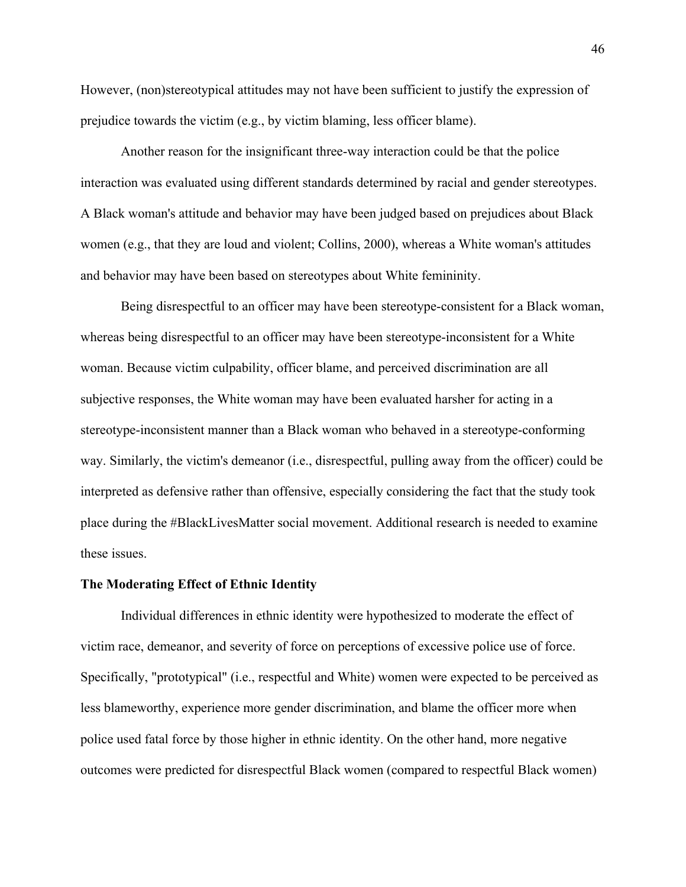However, (non)stereotypical attitudes may not have been sufficient to justify the expression of prejudice towards the victim (e.g., by victim blaming, less officer blame).

Another reason for the insignificant three-way interaction could be that the police interaction was evaluated using different standards determined by racial and gender stereotypes. A Black woman's attitude and behavior may have been judged based on prejudices about Black women (e.g., that they are loud and violent; Collins, 2000), whereas a White woman's attitudes and behavior may have been based on stereotypes about White femininity.

Being disrespectful to an officer may have been stereotype-consistent for a Black woman, whereas being disrespectful to an officer may have been stereotype-inconsistent for a White woman. Because victim culpability, officer blame, and perceived discrimination are all subjective responses, the White woman may have been evaluated harsher for acting in a stereotype-inconsistent manner than a Black woman who behaved in a stereotype-conforming way. Similarly, the victim's demeanor (i.e., disrespectful, pulling away from the officer) could be interpreted as defensive rather than offensive, especially considering the fact that the study took place during the #BlackLivesMatter social movement. Additional research is needed to examine these issues.

**The Moderating Effect of Ethnic Identity**

Individual differences in ethnic identity were hypothesized to moderate the effect of victim race, demeanor, and severity of force on perceptions of excessive police use of force. Specifically, "prototypical" (i.e., respectful and White) women were expected to be perceived as less blameworthy, experience more gender discrimination, and blame the officer more when police used fatal force by those higher in ethnic identity. On the other hand, more negative outcomes were predicted for disrespectful Black women (compared to respectful Black women)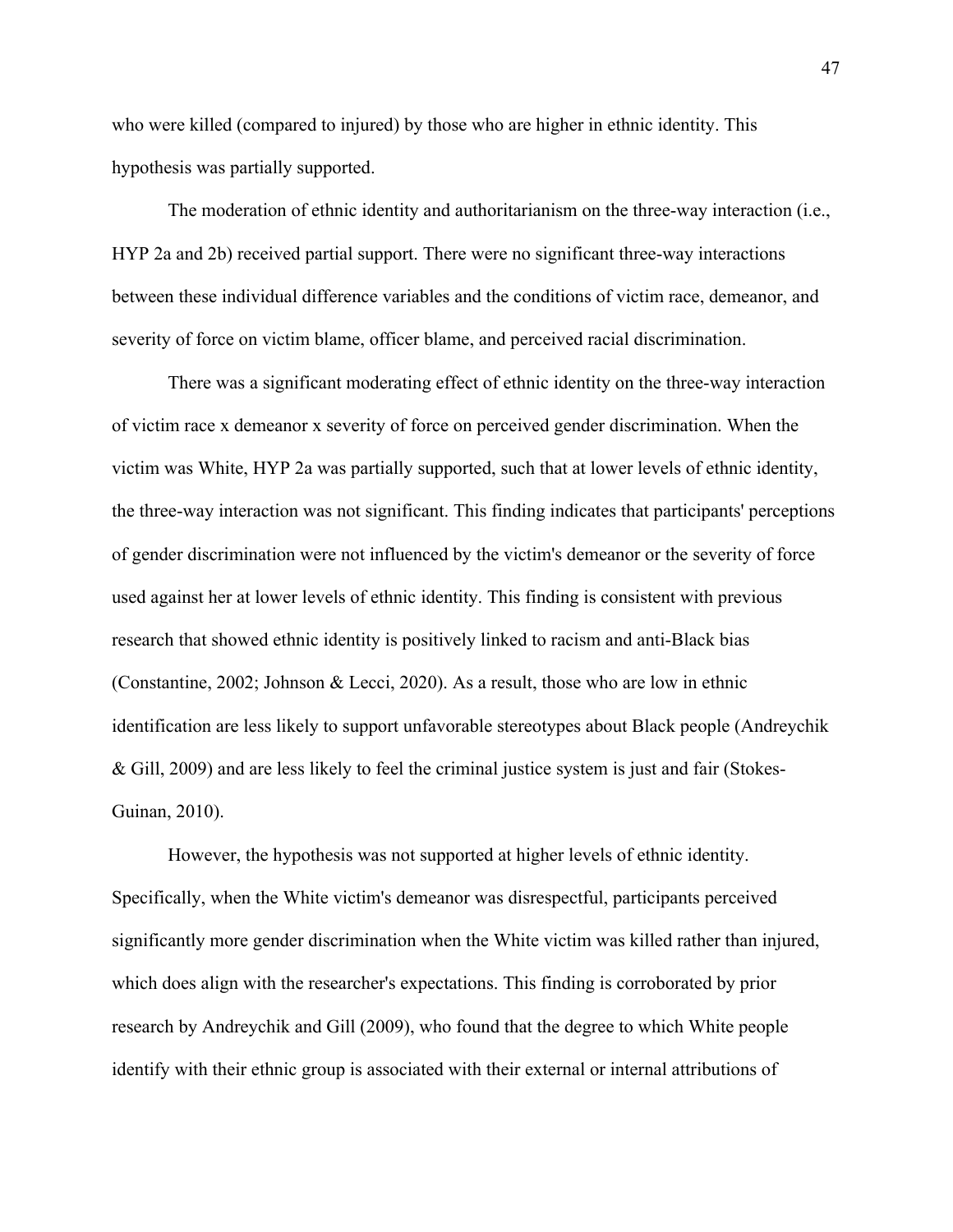who were killed (compared to injured) by those who are higher in ethnic identity. This hypothesis was partially supported.

The moderation of ethnic identity and authoritarianism on the three-way interaction (i.e., HYP 2a and 2b) received partial support. There were no significant three-way interactions between these individual difference variables and the conditions of victim race, demeanor, and severity of force on victim blame, officer blame, and perceived racial discrimination.

There was a significant moderating effect of ethnic identity on the three-way interaction of victim race x demeanor x severity of force on perceived gender discrimination. When the victim was White, HYP 2a was partially supported, such that at lower levels of ethnic identity, the three-way interaction was not significant. This finding indicates that participants' perceptions of gender discrimination were not influenced by the victim's demeanor or the severity of force used against her at lower levels of ethnic identity. This finding is consistent with previous research that showed ethnic identity is positively linked to racism and anti-Black bias (Constantine, 2002; Johnson & Lecci, 2020). As a result, those who are low in ethnic identification are less likely to support unfavorable stereotypes about Black people (Andreychik & Gill, 2009) and are less likely to feel the criminal justice system is just and fair (Stokes-Guinan, 2010).

However, the hypothesis was not supported at higher levels of ethnic identity. Specifically, when the White victim's demeanor was disrespectful, participants perceived significantly more gender discrimination when the White victim was killed rather than injured, which does align with the researcher's expectations. This finding is corroborated by prior research by Andreychik and Gill (2009), who found that the degree to which White people identify with their ethnic group is associated with their external or internal attributions of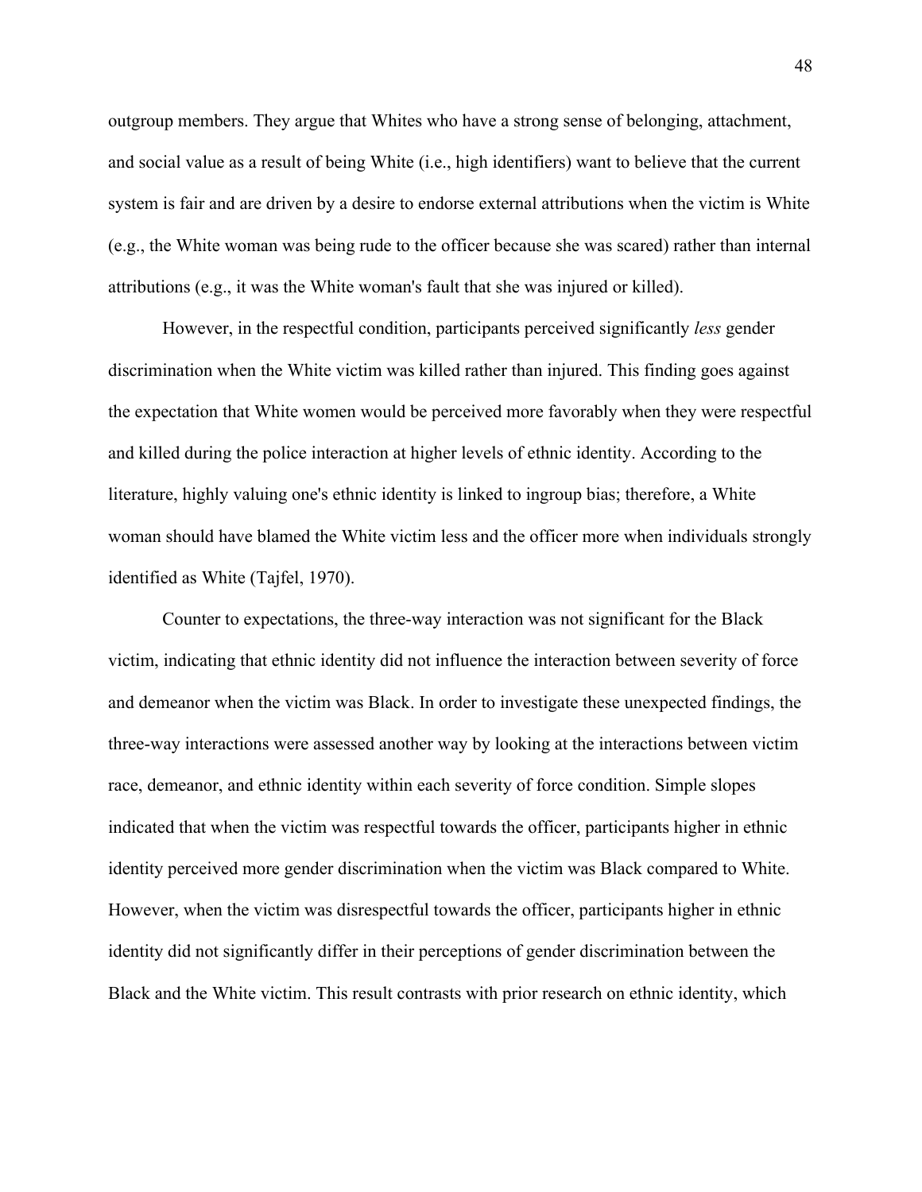outgroup members. They argue that Whites who have a strong sense of belonging, attachment, and social value as a result of being White (i.e., high identifiers) want to believe that the current system is fair and are driven by a desire to endorse external attributions when the victim is White (e.g., the White woman was being rude to the officer because she was scared) rather than internal attributions (e.g., it was the White woman's fault that she was injured or killed).

However, in the respectful condition, participants perceived significantly *less* gender discrimination when the White victim was killed rather than injured. This finding goes against the expectation that White women would be perceived more favorably when they were respectful and killed during the police interaction at higher levels of ethnic identity. According to the literature, highly valuing one's ethnic identity is linked to ingroup bias; therefore, a White woman should have blamed the White victim less and the officer more when individuals strongly identified as White (Tajfel, 1970).

Counter to expectations, the three-way interaction was not significant for the Black victim, indicating that ethnic identity did not influence the interaction between severity of force and demeanor when the victim was Black. In order to investigate these unexpected findings, the three-way interactions were assessed another way by looking at the interactions between victim race, demeanor, and ethnic identity within each severity of force condition. Simple slopes indicated that when the victim was respectful towards the officer, participants higher in ethnic identity perceived more gender discrimination when the victim was Black compared to White. However, when the victim was disrespectful towards the officer, participants higher in ethnic identity did not significantly differ in their perceptions of gender discrimination between the Black and the White victim. This result contrasts with prior research on ethnic identity, which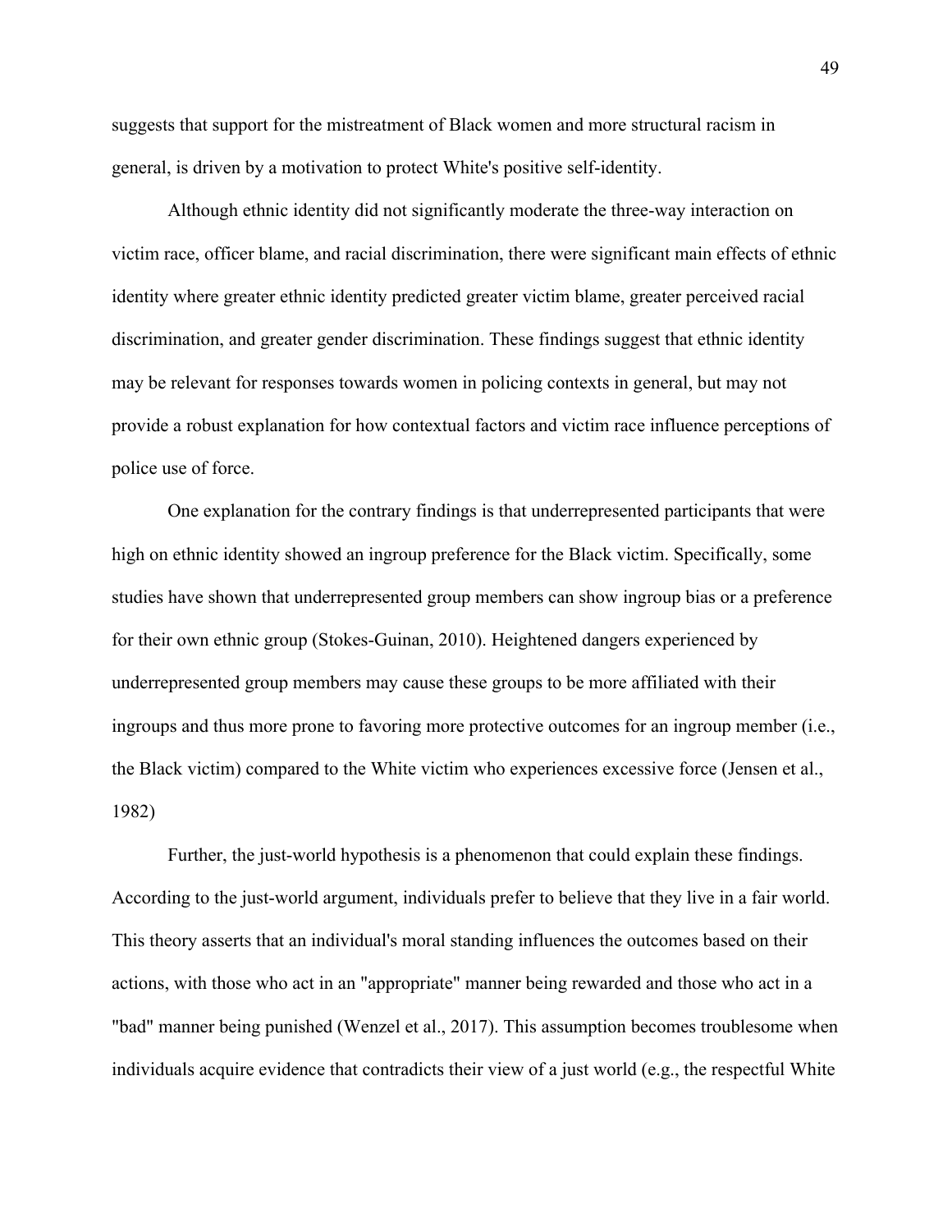suggests that support for the mistreatment of Black women and more structural racism in general, is driven by a motivation to protect White's positive self-identity.

Although ethnic identity did not significantly moderate the three-way interaction on victim race, officer blame, and racial discrimination, there were significant main effects of ethnic identity where greater ethnic identity predicted greater victim blame, greater perceived racial discrimination, and greater gender discrimination. These findings suggest that ethnic identity may be relevant for responses towards women in policing contexts in general, but may not provide a robust explanation for how contextual factors and victim race influence perceptions of police use of force.

One explanation for the contrary findings is that underrepresented participants that were high on ethnic identity showed an ingroup preference for the Black victim. Specifically, some studies have shown that underrepresented group members can show ingroup bias or a preference for their own ethnic group (Stokes-Guinan, 2010). Heightened dangers experienced by underrepresented group members may cause these groups to be more affiliated with their ingroups and thus more prone to favoring more protective outcomes for an ingroup member (i.e., the Black victim) compared to the White victim who experiences excessive force (Jensen et al., 1982)

Further, the just-world hypothesis is a phenomenon that could explain these findings. According to the just-world argument, individuals prefer to believe that they live in a fair world. This theory asserts that an individual's moral standing influences the outcomes based on their actions, with those who act in an "appropriate" manner being rewarded and those who act in a "bad" manner being punished (Wenzel et al., 2017). This assumption becomes troublesome when individuals acquire evidence that contradicts their view of a just world (e.g., the respectful White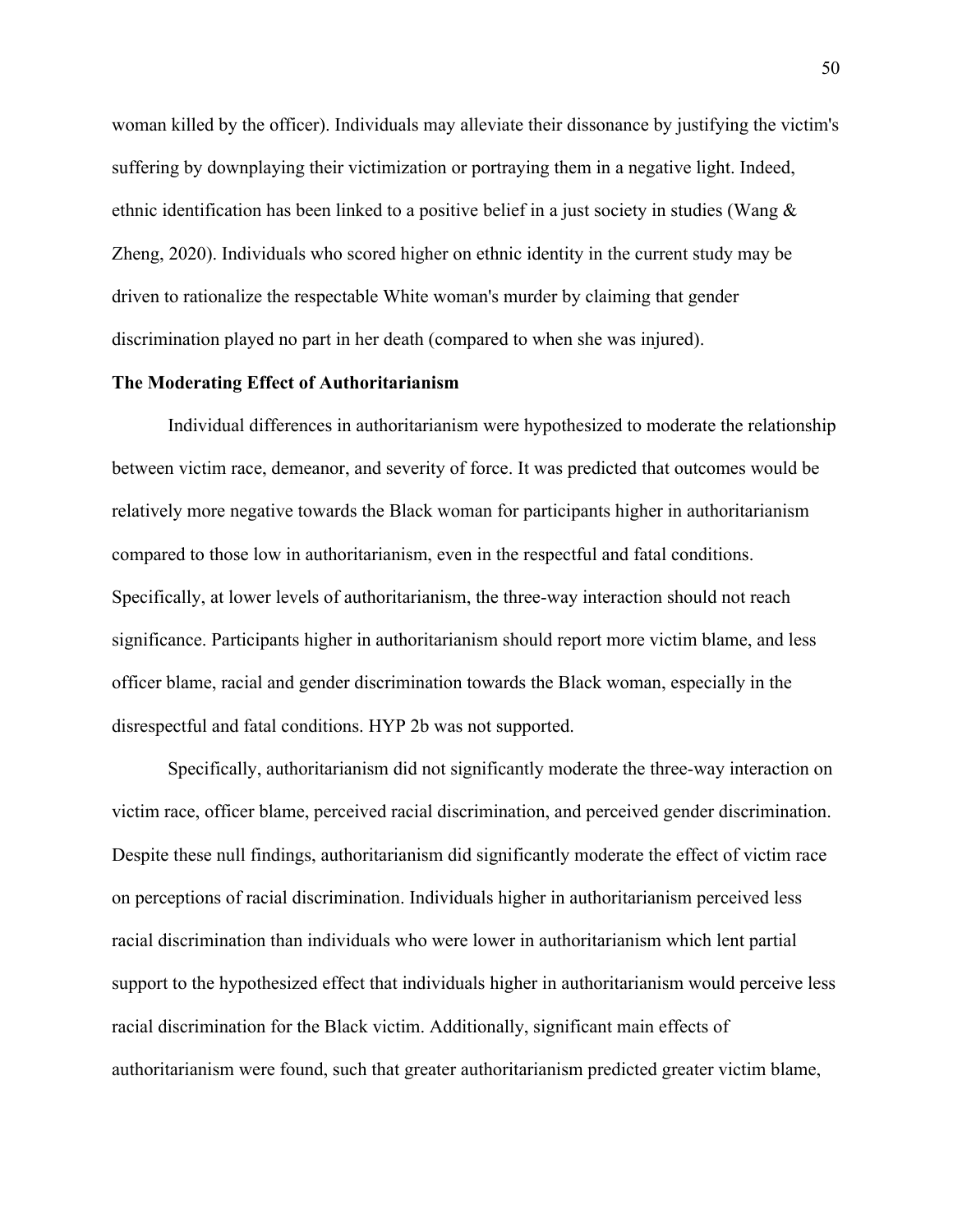woman killed by the officer). Individuals may alleviate their dissonance by justifying the victim's suffering by downplaying their victimization or portraying them in a negative light. Indeed, ethnic identification has been linked to a positive belief in a just society in studies (Wang & Zheng, 2020). Individuals who scored higher on ethnic identity in the current study may be driven to rationalize the respectable White woman's murder by claiming that gender discrimination played no part in her death (compared to when she was injured).

**The Moderating Effect of Authoritarianism**

Individual differences in authoritarianism were hypothesized to moderate the relationship between victim race, demeanor, and severity of force. It was predicted that outcomes would be relatively more negative towards the Black woman for participants higher in authoritarianism compared to those low in authoritarianism, even in the respectful and fatal conditions. Specifically, at lower levels of authoritarianism, the three-way interaction should not reach significance. Participants higher in authoritarianism should report more victim blame, and less officer blame, racial and gender discrimination towards the Black woman, especially in the disrespectful and fatal conditions. HYP 2b was not supported.

Specifically, authoritarianism did not significantly moderate the three-way interaction on victim race, officer blame, perceived racial discrimination, and perceived gender discrimination. Despite these null findings, authoritarianism did significantly moderate the effect of victim race on perceptions of racial discrimination. Individuals higher in authoritarianism perceived less racial discrimination than individuals who were lower in authoritarianism which lent partial support to the hypothesized effect that individuals higher in authoritarianism would perceive less racial discrimination for the Black victim. Additionally, significant main effects of authoritarianism were found, such that greater authoritarianism predicted greater victim blame,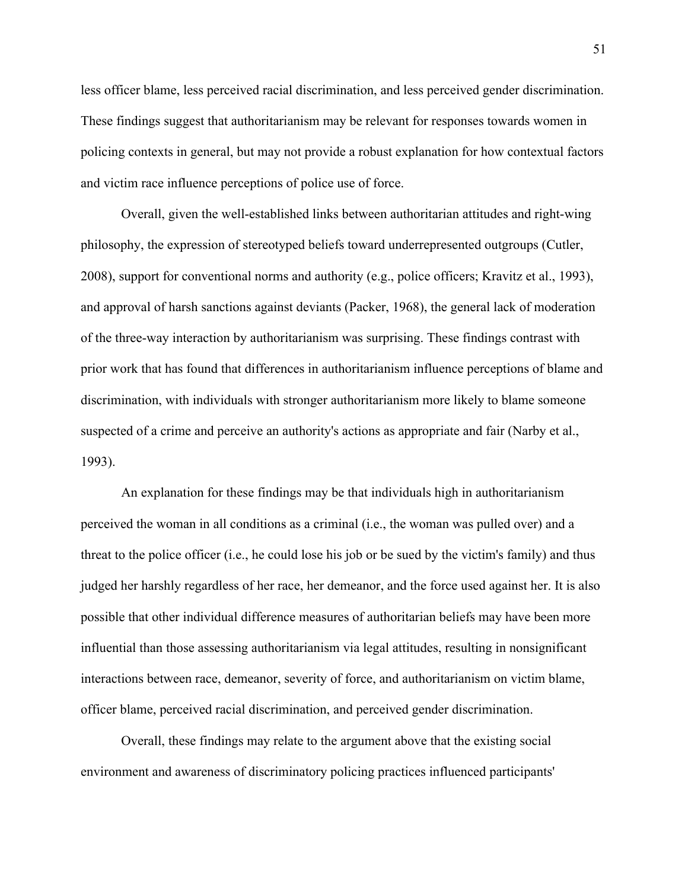less officer blame, less perceived racial discrimination, and less perceived gender discrimination. These findings suggest that authoritarianism may be relevant for responses towards women in policing contexts in general, but may not provide a robust explanation for how contextual factors and victim race influence perceptions of police use of force.

Overall, given the well-established links between authoritarian attitudes and right-wing philosophy, the expression of stereotyped beliefs toward underrepresented outgroups (Cutler, 2008), support for conventional norms and authority (e.g., police officers; Kravitz et al., 1993), and approval of harsh sanctions against deviants (Packer, 1968), the general lack of moderation of the three-way interaction by authoritarianism was surprising. These findings contrast with prior work that has found that differences in authoritarianism influence perceptions of blame and discrimination, with individuals with stronger authoritarianism more likely to blame someone suspected of a crime and perceive an authority's actions as appropriate and fair (Narby et al., 1993).

An explanation for these findings may be that individuals high in authoritarianism perceived the woman in all conditions as a criminal (i.e., the woman was pulled over) and a threat to the police officer (i.e., he could lose his job or be sued by the victim's family) and thus judged her harshly regardless of her race, her demeanor, and the force used against her. It is also possible that other individual difference measures of authoritarian beliefs may have been more influential than those assessing authoritarianism via legal attitudes, resulting in nonsignificant interactions between race, demeanor, severity of force, and authoritarianism on victim blame, officer blame, perceived racial discrimination, and perceived gender discrimination.

Overall, these findings may relate to the argument above that the existing social environment and awareness of discriminatory policing practices influenced participants'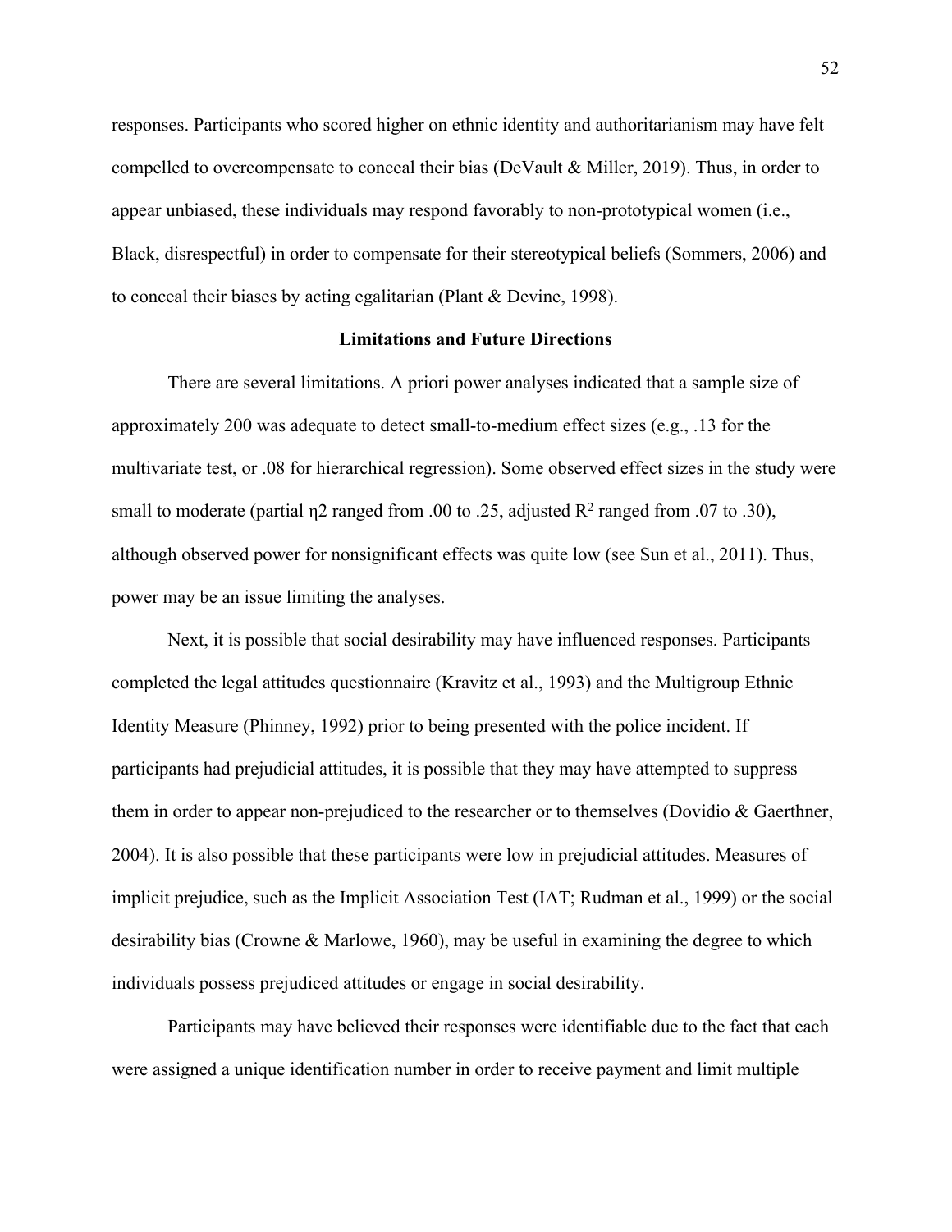responses. Participants who scored higher on ethnic identity and authoritarianism may have felt compelled to overcompensate to conceal their bias (DeVault & Miller, 2019). Thus, in order to appear unbiased, these individuals may respond favorably to non-prototypical women (i.e., Black, disrespectful) in order to compensate for their stereotypical beliefs (Sommers, 2006) and to conceal their biases by acting egalitarian (Plant & Devine, 1998).

## Limitations and Future Directions

There are several limitations. A priori power analyses indicated that a sample size of approximately 200 was adequate to detect small-to-medium effect sizes (e.g., .13 for the multivariate test, or .08 for hierarchical regression). Some observed effect sizes in the study were small to moderate (partial $\eta 2$ ranged from .00 to .25, adjusted $R^2$ ranged from .07 to .30), although observed power for nonsignificant effects was quite low (see Sun et al., 2011). Thus, power may be an issue limiting the analyses.

Next, it is possible that social desirability may have influenced responses. Participants completed the legal attitudes questionnaire (Kravitz et al., 1993) and the Multigroup Ethnic Identity Measure (Phinney, 1992) prior to being presented with the police incident. If participants had prejudicial attitudes, it is possible that they may have attempted to suppress them in order to appear non-prejudiced to the researcher or to themselves (Dovidio & Gaerthner, 2004). It is also possible that these participants were low in prejudicial attitudes. Measures of implicit prejudice, such as the Implicit Association Test (IAT; Rudman et al., 1999) or the social desirability bias (Crowne & Marlowe, 1960), may be useful in examining the degree to which individuals possess prejudiced attitudes or engage in social desirability.

Participants may have believed their responses were identifiable due to the fact that each were assigned a unique identification number in order to receive payment and limit multiple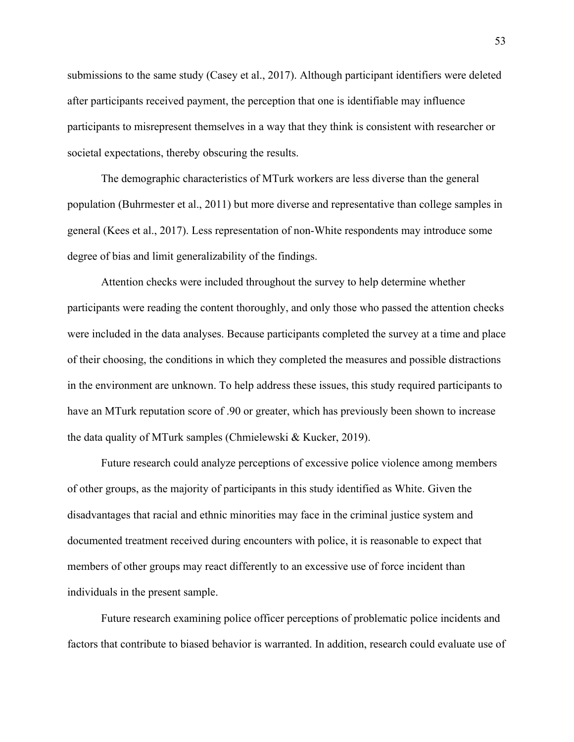submissions to the same study (Casey et al., 2017). Although participant identifiers were deleted after participants received payment, the perception that one is identifiable may influence participants to misrepresent themselves in a way that they think is consistent with researcher or societal expectations, thereby obscuring the results.

The demographic characteristics of MTurk workers are less diverse than the general population (Buhrmester et al., 2011) but more diverse and representative than college samples in general (Kees et al., 2017). Less representation of non-White respondents may introduce some degree of bias and limit generalizability of the findings.

Attention checks were included throughout the survey to help determine whether participants were reading the content thoroughly, and only those who passed the attention checks were included in the data analyses. Because participants completed the survey at a time and place of their choosing, the conditions in which they completed the measures and possible distractions in the environment are unknown. To help address these issues, this study required participants to have an MTurk reputation score of .90 or greater, which has previously been shown to increase the data quality of MTurk samples (Chmielewski & Kucker, 2019).

Future research could analyze perceptions of excessive police violence among members of other groups, as the majority of participants in this study identified as White. Given the disadvantages that racial and ethnic minorities may face in the criminal justice system and documented treatment received during encounters with police, it is reasonable to expect that members of other groups may react differently to an excessive use of force incident than individuals in the present sample.

Future research examining police officer perceptions of problematic police incidents and factors that contribute to biased behavior is warranted. In addition, research could evaluate use of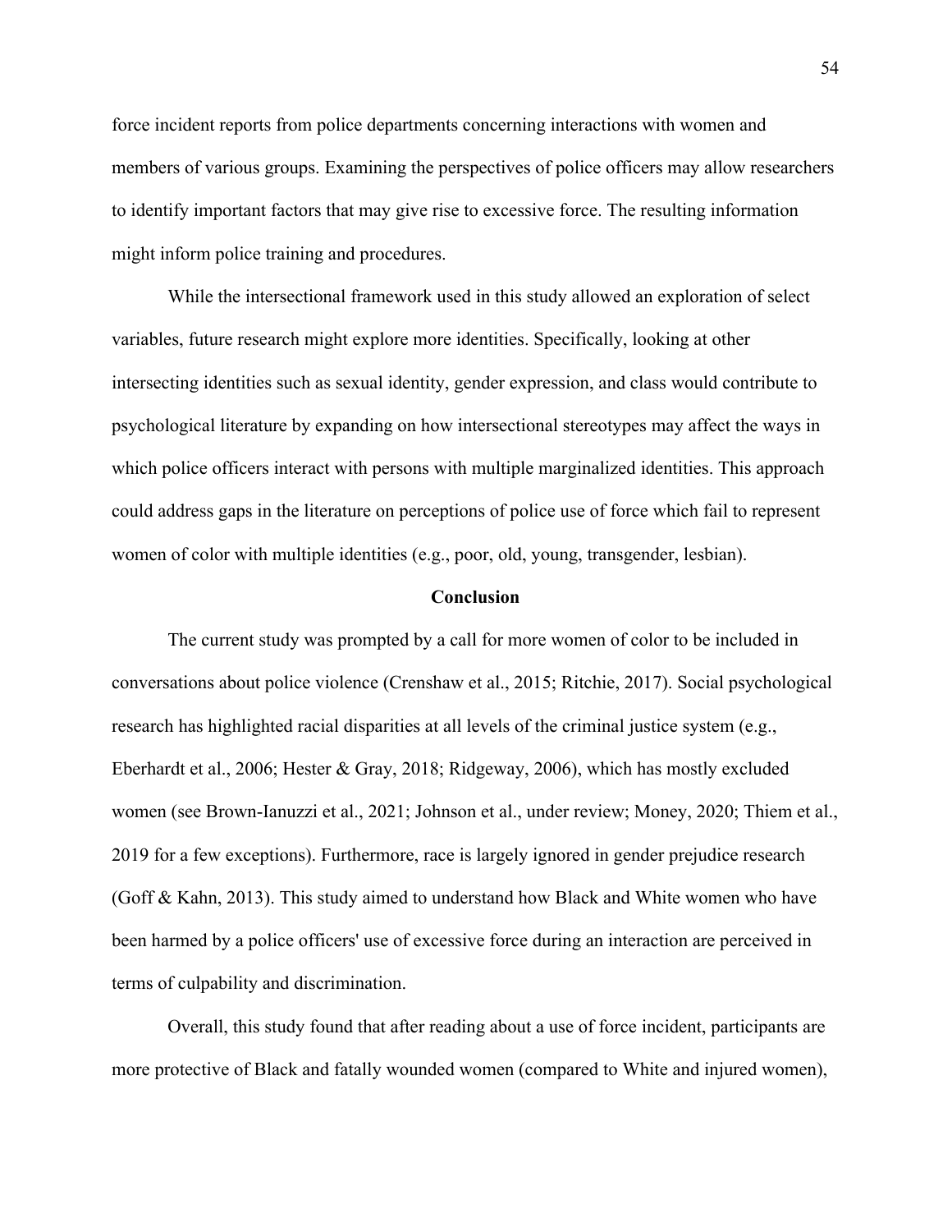force incident reports from police departments concerning interactions with women and members of various groups. Examining the perspectives of police officers may allow researchers to identify important factors that may give rise to excessive force. The resulting information might inform police training and procedures.

While the intersectional framework used in this study allowed an exploration of select variables, future research might explore more identities. Specifically, looking at other intersecting identities such as sexual identity, gender expression, and class would contribute to psychological literature by expanding on how intersectional stereotypes may affect the ways in which police officers interact with persons with multiple marginalized identities. This approach could address gaps in the literature on perceptions of police use of force which fail to represent women of color with multiple identities (e.g., poor, old, young, transgender, lesbian).

## Conclusion

The current study was prompted by a call for more women of color to be included in conversations about police violence (Crenshaw et al., 2015; Ritchie, 2017). Social psychological research has highlighted racial disparities at all levels of the criminal justice system (e.g., Eberhardt et al., 2006; Hester & Gray, 2018; Ridgeway, 2006), which has mostly excluded women (see Brown-Ianuzzi et al., 2021; Johnson et al., under review; Money, 2020; Thiem et al., 2019 for a few exceptions). Furthermore, race is largely ignored in gender prejudice research (Goff & Kahn, 2013). This study aimed to understand how Black and White women who have been harmed by a police officers' use of excessive force during an interaction are perceived in terms of culpability and discrimination.

Overall, this study found that after reading about a use of force incident, participants are more protective of Black and fatally wounded women (compared to White and injured women),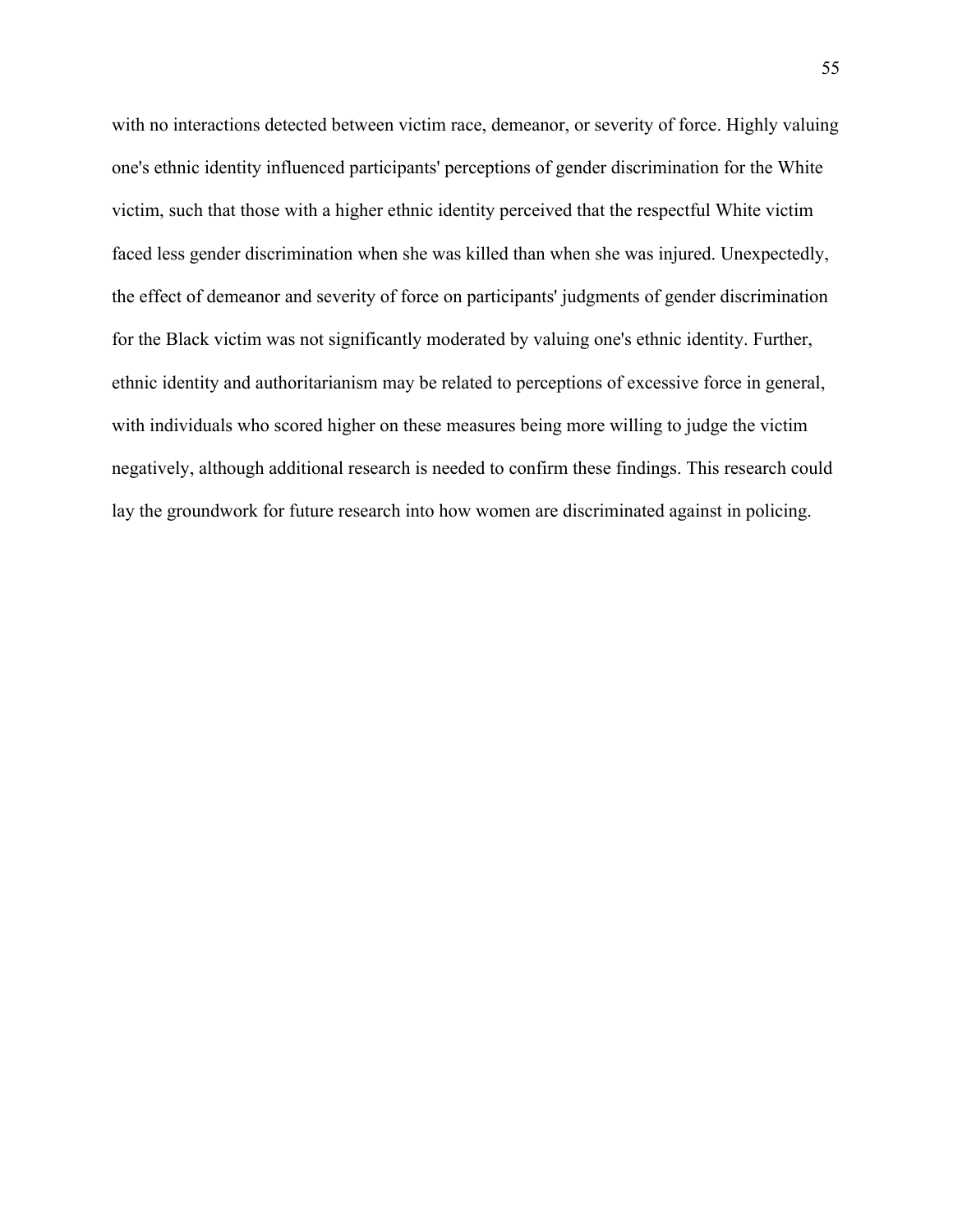with no interactions detected between victim race, demeanor, or severity of force. Highly valuing one's ethnic identity influenced participants' perceptions of gender discrimination for the White victim, such that those with a higher ethnic identity perceived that the respectful White victim faced less gender discrimination when she was killed than when she was injured. Unexpectedly, the effect of demeanor and severity of force on participants' judgments of gender discrimination for the Black victim was not significantly moderated by valuing one's ethnic identity. Further, ethnic identity and authoritarianism may be related to perceptions of excessive force in general, with individuals who scored higher on these measures being more willing to judge the victim negatively, although additional research is needed to confirm these findings. This research could lay the groundwork for future research into how women are discriminated against in policing.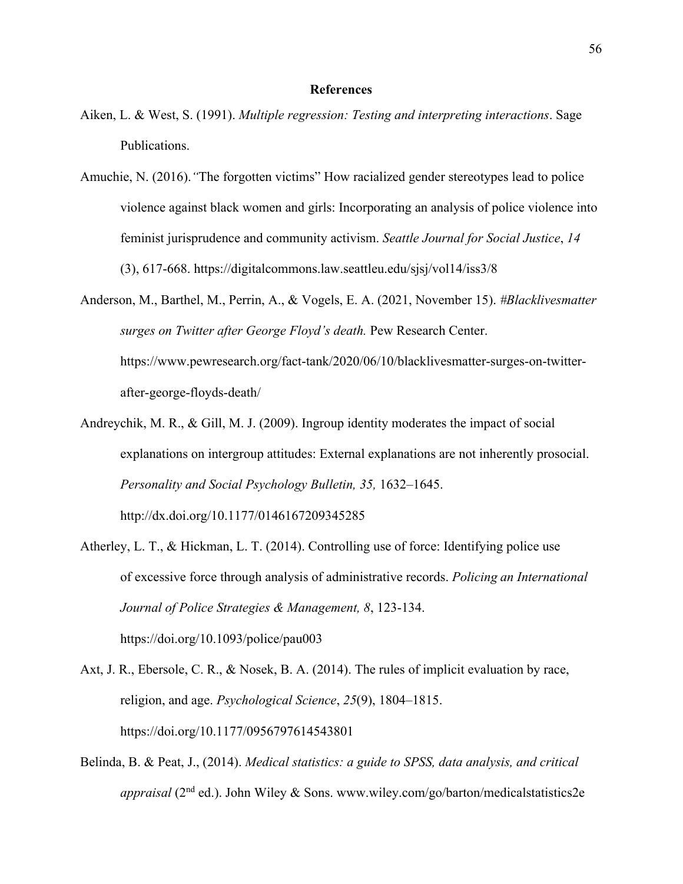# References

Aiken, L. & West, S. (1991). *Multiple regression: Testing and interpreting interactions*. Sage Publications.

Amuchie, N. (2016). *"*The forgotten victims" How racialized gender stereotypes lead to police violence against black women and girls: Incorporating an analysis of police violence into feminist jurisprudence and community activism. *Seattle Journal for Social Justice*, *14* (3), 617-668. https://digitalcommons.law.seattleu.edu/sjsj/vol14/iss3/8

Anderson, M., Barthel, M., Perrin, A., & Vogels, E. A. (2021, November 15). *#Blacklivesmatter surges on Twitter after George Floyd's death.* Pew Research Center. https://www.pewresearch.org/fact-tank/2020/06/10/blacklivesmatter-surges-on-twitter-after-george-floyds-death/

Andreychik, M. R., & Gill, M. J. (2009). Ingroup identity moderates the impact of social explanations on intergroup attitudes: External explanations are not inherently prosocial. *Personality and Social Psychology Bulletin, 35,* 1632–1645. http://dx.doi.org/10.1177/0146167209345285

Atherley, L. T., & Hickman, L. T. (2014). Controlling use of force: Identifying police use of excessive force through analysis of administrative records. *Policing an International Journal of Police Strategies & Management, 8*, 123-134. https://doi.org/10.1093/police/pau003

Axt, J. R., Ebersole, C. R., & Nosek, B. A. (2014). The rules of implicit evaluation by race, religion, and age. *Psychological Science*, *25*(9), 1804–1815. https://doi.org/10.1177/0956797614543801

Belinda, B. & Peat, J., (2014). *Medical statistics: a guide to SPSS, data analysis, and critical appraisal* (2nd ed.). John Wiley & Sons. www.wiley.com/go/barton/medicalstatistics2e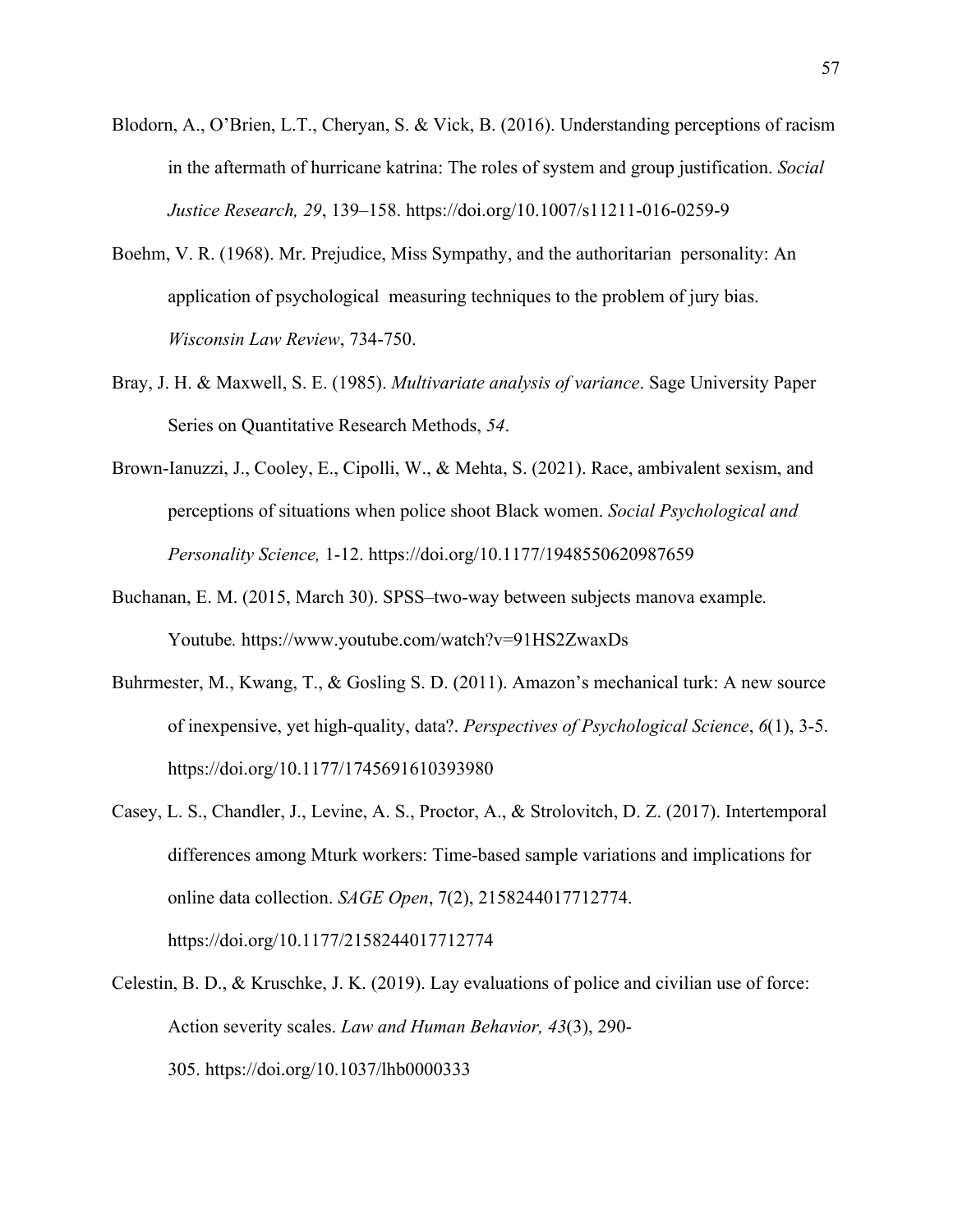Blodorn, A., O'Brien, L.T., Cheryan, S. & Vick, B. (2016). Understanding perceptions of racism in the aftermath of hurricane katrina: The roles of system and group justification. *Social Justice Research, 29*, 139–158. https://doi.org/10.1007/s11211-016-0259-9

Boehm, V. R. (1968). Mr. Prejudice, Miss Sympathy, and the authoritarian personality: An application of psychological measuring techniques to the problem of jury bias. *Wisconsin Law Review*, 734-750.

Bray, J. H. & Maxwell, S. E. (1985). *Multivariate analysis of variance*. Sage University Paper Series on Quantitative Research Methods, *54*.

Brown-Ianuzzi, J., Cooley, E., Cipolli, W., & Mehta, S. (2021). Race, ambivalent sexism, and perceptions of situations when police shoot Black women. *Social Psychological and Personality Science,* 1-12. https://doi.org/10.1177/1948550620987659

Buchanan, E. M. (2015, March 30). SPSS–two-way between subjects manova example*.* Youtube*.* https://www.youtube.com/watch?v=91HS2ZwaxDs

Buhrmester, M., Kwang, T., & Gosling S. D. (2011). Amazon's mechanical turk: A new source of inexpensive, yet high-quality, data?. *Perspectives of Psychological Science*, *6*(1), 3-5. https://doi.org/10.1177/1745691610393980

Casey, L. S., Chandler, J., Levine, A. S., Proctor, A., & Strolovitch, D. Z. (2017). Intertemporal differences among Mturk workers: Time-based sample variations and implications for online data collection. *SAGE Open*, 7(2), 2158244017712774. https://doi.org/10.1177/2158244017712774

Celestin, B. D., & Kruschke, J. K. (2019). Lay evaluations of police and civilian use of force: Action severity scales. *Law and Human Behavior, 43*(3), 290-305. https://doi.org/10.1037/lhb0000333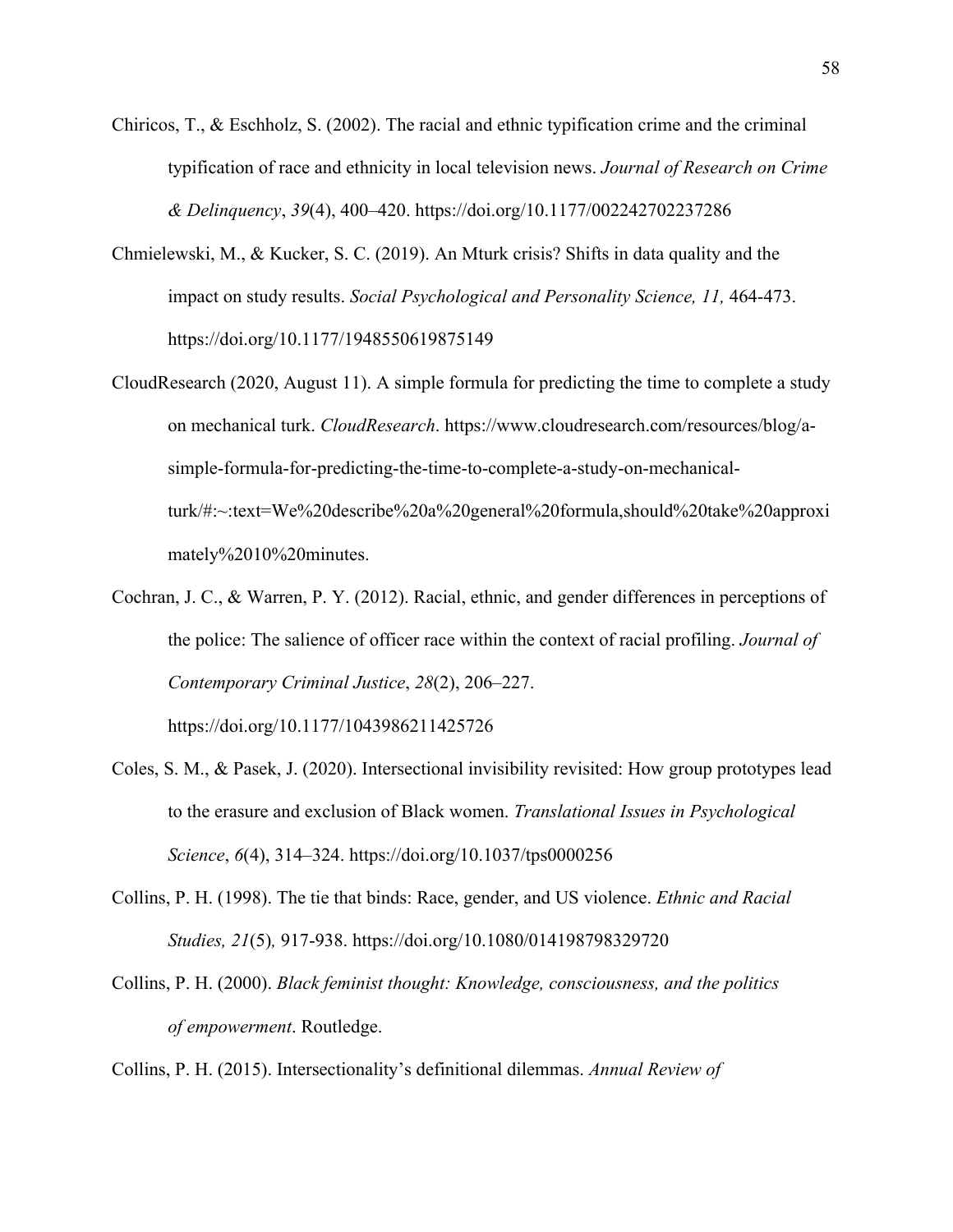Chiricos, T., & Eschholz, S. (2002). The racial and ethnic typification crime and the criminal typification of race and ethnicity in local television news. *Journal of Research on Crime & Delinquency*, *39*(4), 400–420. https://doi.org/10.1177/002242702237286

Chmielewski, M., & Kucker, S. C. (2019). An Mturk crisis? Shifts in data quality and the impact on study results. *Social Psychological and Personality Science, 11,* 464-473. https://doi.org/10.1177/1948550619875149

CloudResearch (2020, August 11). A simple formula for predicting the time to complete a study on mechanical turk. *CloudResearch*. https://www.cloudresearch.com/resources/blog/a-simple-formula-for-predicting-the-time-to-complete-a-study-on-mechanical-turk/#:~:text=We%20describe%20a%20general%20formula,should%20take%20approximately%2010%20minutes.

Cochran, J. C., & Warren, P. Y. (2012). Racial, ethnic, and gender differences in perceptions of the police: The salience of officer race within the context of racial profiling. *Journal of Contemporary Criminal Justice*, *28*(2), 206–227. https://doi.org/10.1177/1043986211425726

Coles, S. M., & Pasek, J. (2020). Intersectional invisibility revisited: How group prototypes lead to the erasure and exclusion of Black women. *Translational Issues in Psychological Science*, *6*(4), 314–324. https://doi.org/10.1037/tps0000256

Collins, P. H. (1998). The tie that binds: Race, gender, and US violence. *Ethnic and Racial Studies, 21*(5)*,* 917-938. https://doi.org/10.1080/014198798329720

Collins, P. H. (2000). *Black feminist thought: Knowledge, consciousness, and the politics of empowerment*. Routledge.

Collins, P. H. (2015). Intersectionality's definitional dilemmas. *Annual Review of*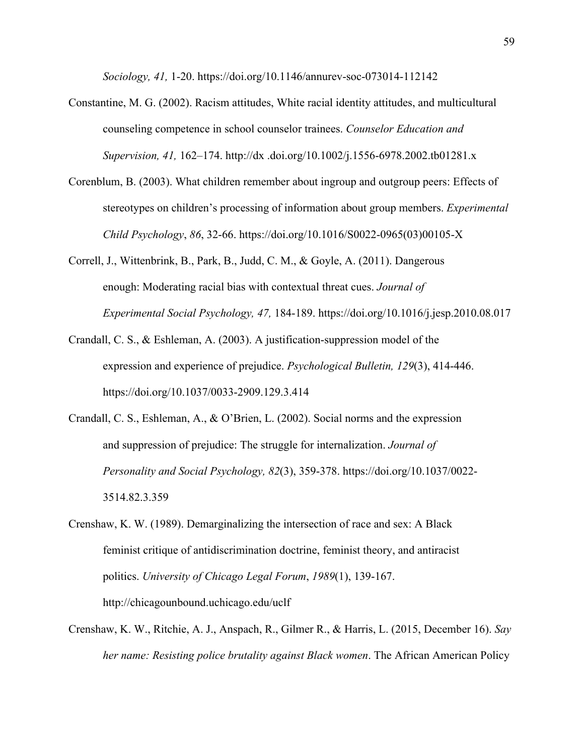*Sociology, 41,* 1-20. https://doi.org/10.1146/annurev-soc-073014-112142

Constantine, M. G. (2002). Racism attitudes, White racial identity attitudes, and multicultural counseling competence in school counselor trainees. *Counselor Education and Supervision, 41,* 162–174. http://dx .doi.org/10.1002/j.1556-6978.2002.tb01281.x

Corenblum, B. (2003). What children remember about ingroup and outgroup peers: Effects of stereotypes on children's processing of information about group members. *Experimental Child Psychology*, *86*, 32-66. https://doi.org/10.1016/S0022-0965(03)00105-X

Correll, J., Wittenbrink, B., Park, B., Judd, C. M., & Goyle, A. (2011). Dangerous enough: Moderating racial bias with contextual threat cues. *Journal of Experimental Social Psychology, 47,* 184-189. https://doi.org/10.1016/j.jesp.2010.08.017

Crandall, C. S., & Eshleman, A. (2003). A justification-suppression model of the expression and experience of prejudice. *Psychological Bulletin, 129*(3), 414-446. https://doi.org/10.1037/0033-2909.129.3.414

Crandall, C. S., Eshleman, A., & O'Brien, L. (2002). Social norms and the expression and suppression of prejudice: The struggle for internalization. *Journal of Personality and Social Psychology, 82*(3), 359-378. https://doi.org/10.1037/0022-3514.82.3.359

Crenshaw, K. W. (1989). Demarginalizing the intersection of race and sex: A Black feminist critique of antidiscrimination doctrine, feminist theory, and antiracist politics. *University of Chicago Legal Forum*, *1989*(1), 139-167. http://chicagounbound.uchicago.edu/uclf

Crenshaw, K. W., Ritchie, A. J., Anspach, R., Gilmer R., & Harris, L. (2015, December 16). *Say her name: Resisting police brutality against Black women*. The African American Policy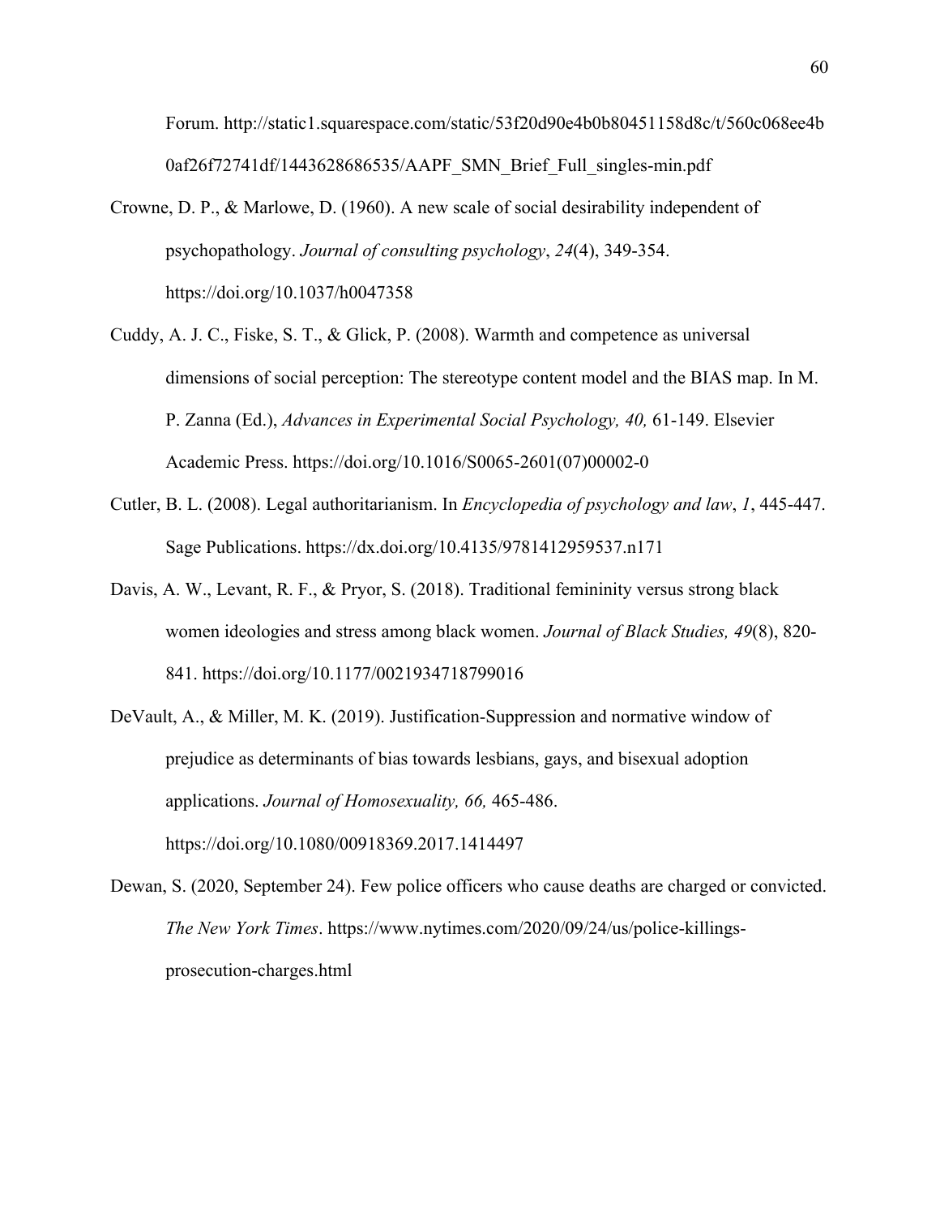Forum. http://static1.squarespace.com/static/53f20d90e4b0b80451158d8c/t/560c068ee4b0af26f72741df/1443628686535/AAPF_SMN_Brief_Full_singles-min.pdf

Crowne, D. P., & Marlowe, D. (1960). A new scale of social desirability independent of psychopathology. *Journal of consulting psychology*, *24*(4), 349-354. https://doi.org/10.1037/h0047358

Cuddy, A. J. C., Fiske, S. T., & Glick, P. (2008). Warmth and competence as universal dimensions of social perception: The stereotype content model and the BIAS map. In M. P. Zanna (Ed.), *Advances in Experimental Social Psychology, 40,* 61-149. Elsevier Academic Press. https://doi.org/10.1016/S0065-2601(07)00002-0

Cutler, B. L. (2008). Legal authoritarianism. In *Encyclopedia of psychology and law*, *1*, 445-447. Sage Publications. https://dx.doi.org/10.4135/9781412959537.n171

Davis, A. W., Levant, R. F., & Pryor, S. (2018). Traditional femininity versus strong black women ideologies and stress among black women. *Journal of Black Studies, 49*(8), 820-841. https://doi.org/10.1177/0021934718799016

DeVault, A., & Miller, M. K. (2019). Justification-Suppression and normative window of prejudice as determinants of bias towards lesbians, gays, and bisexual adoption applications. *Journal of Homosexuality, 66,* 465-486. https://doi.org/10.1080/00918369.2017.1414497

Dewan, S. (2020, September 24). Few police officers who cause deaths are charged or convicted. *The New York Times*. https://www.nytimes.com/2020/09/24/us/police-killings-prosecution-charges.html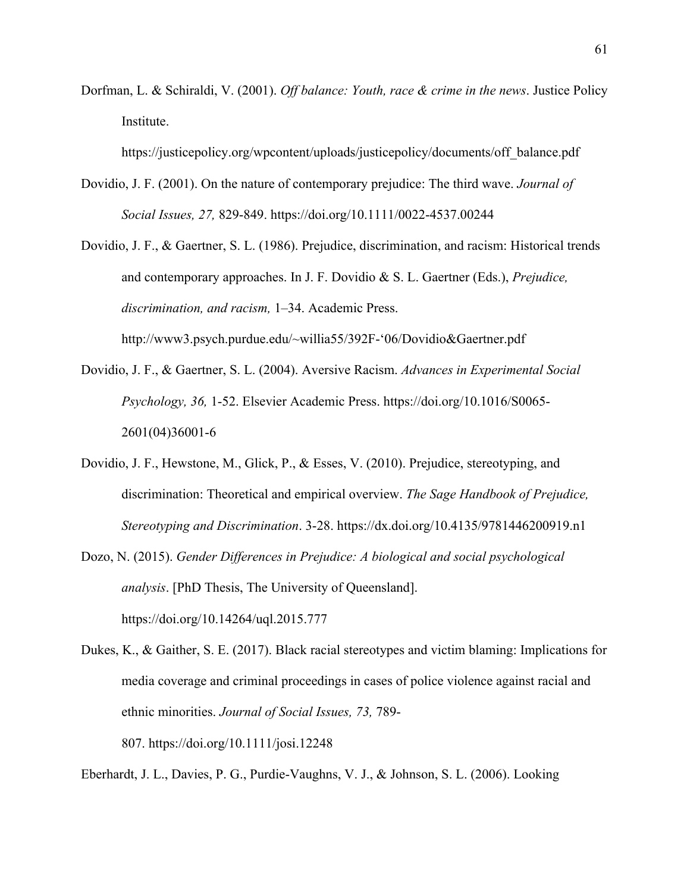Dorfman, L. & Schiraldi, V. (2001). *Off balance: Youth, race & crime in the news*. Justice Policy Institute. https://justicepolicy.org/wpcontent/uploads/justicepolicy/documents/off_balance.pdf

Dovidio, J. F. (2001). On the nature of contemporary prejudice: The third wave. *Journal of Social Issues, 27,* 829-849. https://doi.org/10.1111/0022-4537.00244

Dovidio, J. F., & Gaertner, S. L. (1986). Prejudice, discrimination, and racism: Historical trends and contemporary approaches. In J. F. Dovidio & S. L. Gaertner (Eds.), *Prejudice, discrimination, and racism,* 1–34. Academic Press. http://www3.psych.purdue.edu/~willia55/392F-'06/Dovidio&Gaertner.pdf

Dovidio, J. F., & Gaertner, S. L. (2004). Aversive Racism. *Advances in Experimental Social Psychology, 36,* 1-52. Elsevier Academic Press. https://doi.org/10.1016/S0065-2601(04)36001-6

Dovidio, J. F., Hewstone, M., Glick, P., & Esses, V. (2010). Prejudice, stereotyping, and discrimination: Theoretical and empirical overview. *The Sage Handbook of Prejudice, Stereotyping and Discrimination*. 3-28. https://dx.doi.org/10.4135/9781446200919.n1

Dozo, N. (2015). *Gender Differences in Prejudice: A biological and social psychological analysis*. [PhD Thesis, The University of Queensland]. https://doi.org/10.14264/uql.2015.777

Dukes, K., & Gaither, S. E. (2017). Black racial stereotypes and victim blaming: Implications for media coverage and criminal proceedings in cases of police violence against racial and ethnic minorities. *Journal of Social Issues, 73,* 789-807. https://doi.org/10.1111/josi.12248

Eberhardt, J. L., Davies, P. G., Purdie-Vaughns, V. J., & Johnson, S. L. (2006). Looking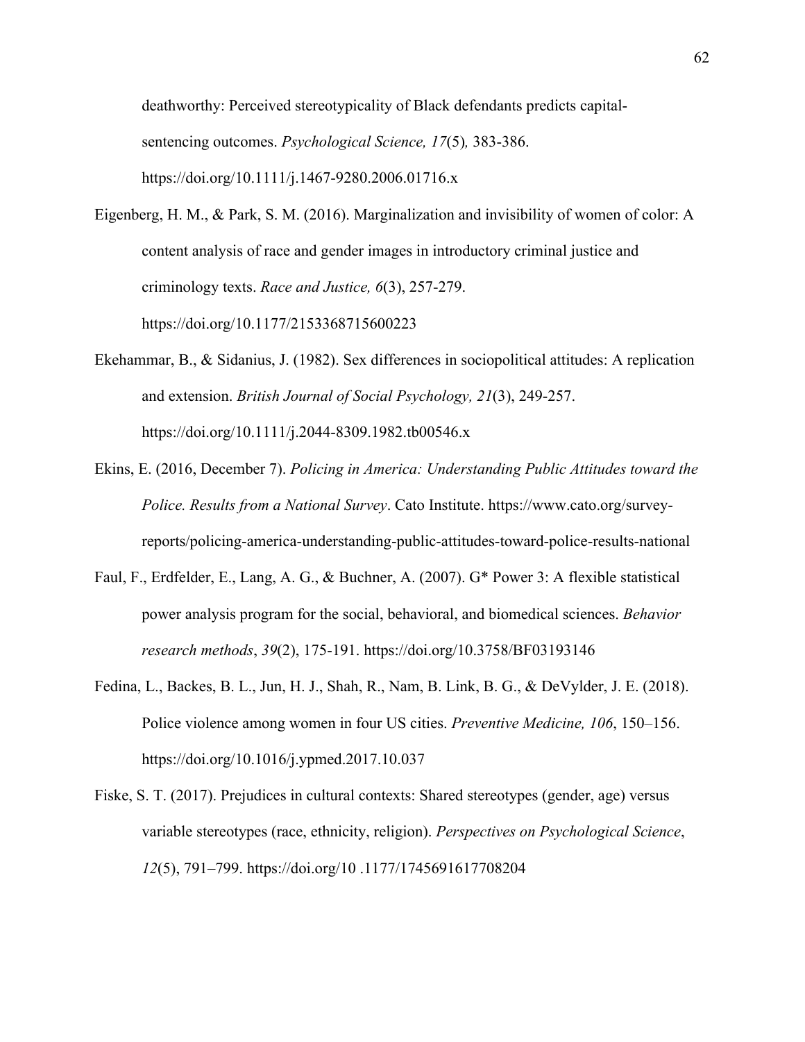deathworthy: Perceived stereotypicality of Black defendants predicts capital-sentencing outcomes. *Psychological Science, 17*(5)*,* 383-386. https://doi.org/10.1111/j.1467-9280.2006.01716.x

Eigenberg, H. M., & Park, S. M. (2016). Marginalization and invisibility of women of color: A content analysis of race and gender images in introductory criminal justice and criminology texts. *Race and Justice, 6*(3), 257-279. https://doi.org/10.1177/2153368715600223

Ekehammar, B., & Sidanius, J. (1982). Sex differences in sociopolitical attitudes: A replication and extension. *British Journal of Social Psychology, 21*(3), 249-257. https://doi.org/10.1111/j.2044-8309.1982.tb00546.x

Ekins, E. (2016, December 7). *Policing in America: Understanding Public Attitudes toward the Police. Results from a National Survey*. Cato Institute. https://www.cato.org/survey-reports/policing-america-understanding-public-attitudes-toward-police-results-national

Faul, F., Erdfelder, E., Lang, A. G., & Buchner, A. (2007). G* Power 3: A flexible statistical power analysis program for the social, behavioral, and biomedical sciences. *Behavior research methods*, *39*(2), 175-191. https://doi.org/10.3758/BF03193146

Fedina, L., Backes, B. L., Jun, H. J., Shah, R., Nam, B. Link, B. G., & DeVylder, J. E. (2018). Police violence among women in four US cities. *Preventive Medicine, 106*, 150–156. https://doi.org/10.1016/j.ypmed.2017.10.037

Fiske, S. T. (2017). Prejudices in cultural contexts: Shared stereotypes (gender, age) versus variable stereotypes (race, ethnicity, religion). *Perspectives on Psychological Science*, *12*(5), 791–799. https://doi.org/10 .1177/1745691617708204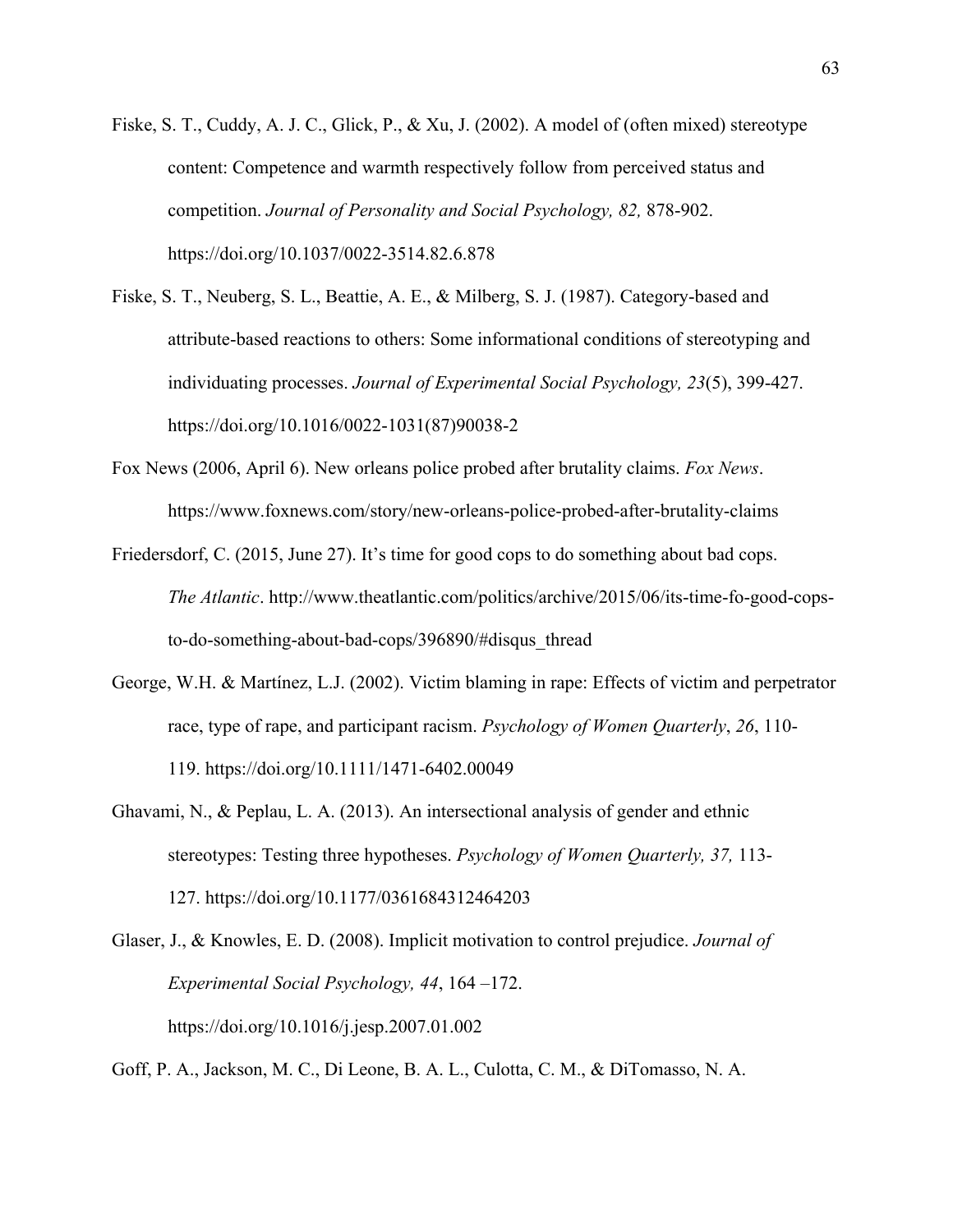Fiske, S. T., Cuddy, A. J. C., Glick, P., & Xu, J. (2002). A model of (often mixed) stereotype content: Competence and warmth respectively follow from perceived status and competition. *Journal of Personality and Social Psychology, 82,* 878-902. https://doi.org/10.1037/0022-3514.82.6.878

Fiske, S. T., Neuberg, S. L., Beattie, A. E., & Milberg, S. J. (1987). Category-based and attribute-based reactions to others: Some informational conditions of stereotyping and individuating processes. *Journal of Experimental Social Psychology, 23*(5), 399-427. https://doi.org/10.1016/0022-1031(87)90038-2

Fox News (2006, April 6). New orleans police probed after brutality claims. *Fox News*. https://www.foxnews.com/story/new-orleans-police-probed-after-brutality-claims

Friedersdorf, C. (2015, June 27). It's time for good cops to do something about bad cops. *The Atlantic*. http://www.theatlantic.com/politics/archive/2015/06/its-time-fo-good-cops-to-do-something-about-bad-cops/396890/#disqus_thread

George, W.H. & Martínez, L.J. (2002). Victim blaming in rape: Effects of victim and perpetrator race, type of rape, and participant racism. *Psychology of Women Quarterly*, *26*, 110-119. https://doi.org/10.1111/1471-6402.00049

Ghavami, N., & Peplau, L. A. (2013). An intersectional analysis of gender and ethnic stereotypes: Testing three hypotheses. *Psychology of Women Quarterly, 37,* 113-127. https://doi.org/10.1177/0361684312464203

Glaser, J., & Knowles, E. D. (2008). Implicit motivation to control prejudice. *Journal of Experimental Social Psychology, 44*, 164 –172. https://doi.org/10.1016/j.jesp.2007.01.002

Goff, P. A., Jackson, M. C., Di Leone, B. A. L., Culotta, C. M., & DiTomasso, N. A.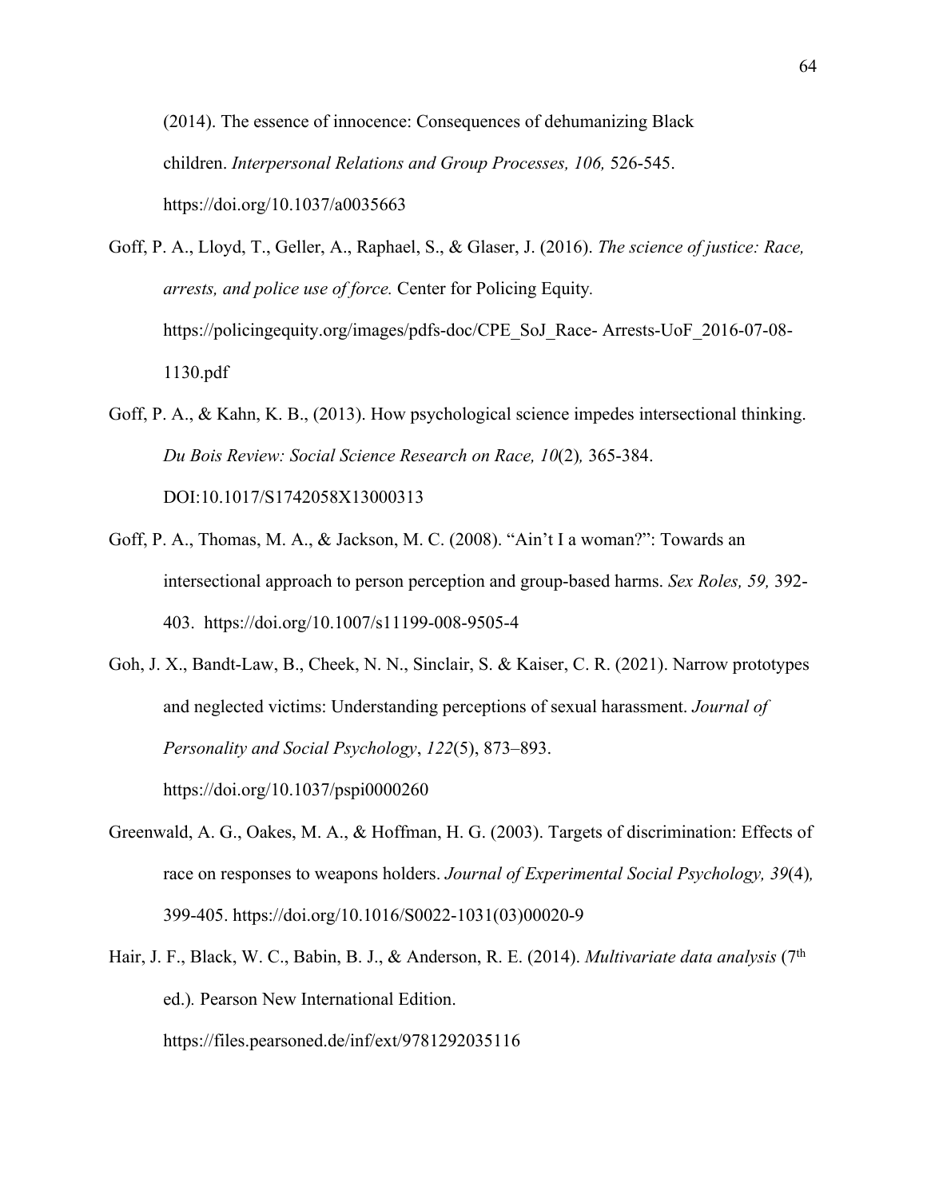(2014). The essence of innocence: Consequences of dehumanizing Black children. *Interpersonal Relations and Group Processes, 106,* 526-545. https://doi.org/10.1037/a0035663

Goff, P. A., Lloyd, T., Geller, A., Raphael, S., & Glaser, J. (2016). *The science of justice: Race, arrests, and police use of force.* Center for Policing Equity. https://policingequity.org/images/pdfs-doc/CPE_SoJ_Race- Arrests-UoF_2016-07-08-1130.pdf

Goff, P. A., & Kahn, K. B., (2013). How psychological science impedes intersectional thinking. *Du Bois Review: Social Science Research on Race, 10*(2)*,* 365-384. DOI:10.1017/S1742058X13000313

Goff, P. A., Thomas, M. A., & Jackson, M. C. (2008). "Ain't I a woman?": Towards an intersectional approach to person perception and group-based harms. *Sex Roles, 59,* 392-403. https://doi.org/10.1007/s11199-008-9505-4

Goh, J. X., Bandt-Law, B., Cheek, N. N., Sinclair, S. & Kaiser, C. R. (2021). Narrow prototypes and neglected victims: Understanding perceptions of sexual harassment. *Journal of Personality and Social Psychology*, *122*(5), 873–893. https://doi.org/10.1037/pspi0000260

Greenwald, A. G., Oakes, M. A., & Hoffman, H. G. (2003). Targets of discrimination: Effects of race on responses to weapons holders. *Journal of Experimental Social Psychology, 39*(4)*,* 399-405. https://doi.org/10.1016/S0022-1031(03)00020-9

Hair, J. F., Black, W. C., Babin, B. J., & Anderson, R. E. (2014). *Multivariate data analysis* (7th ed.)*.* Pearson New International Edition. https://files.pearsoned.de/inf/ext/9781292035116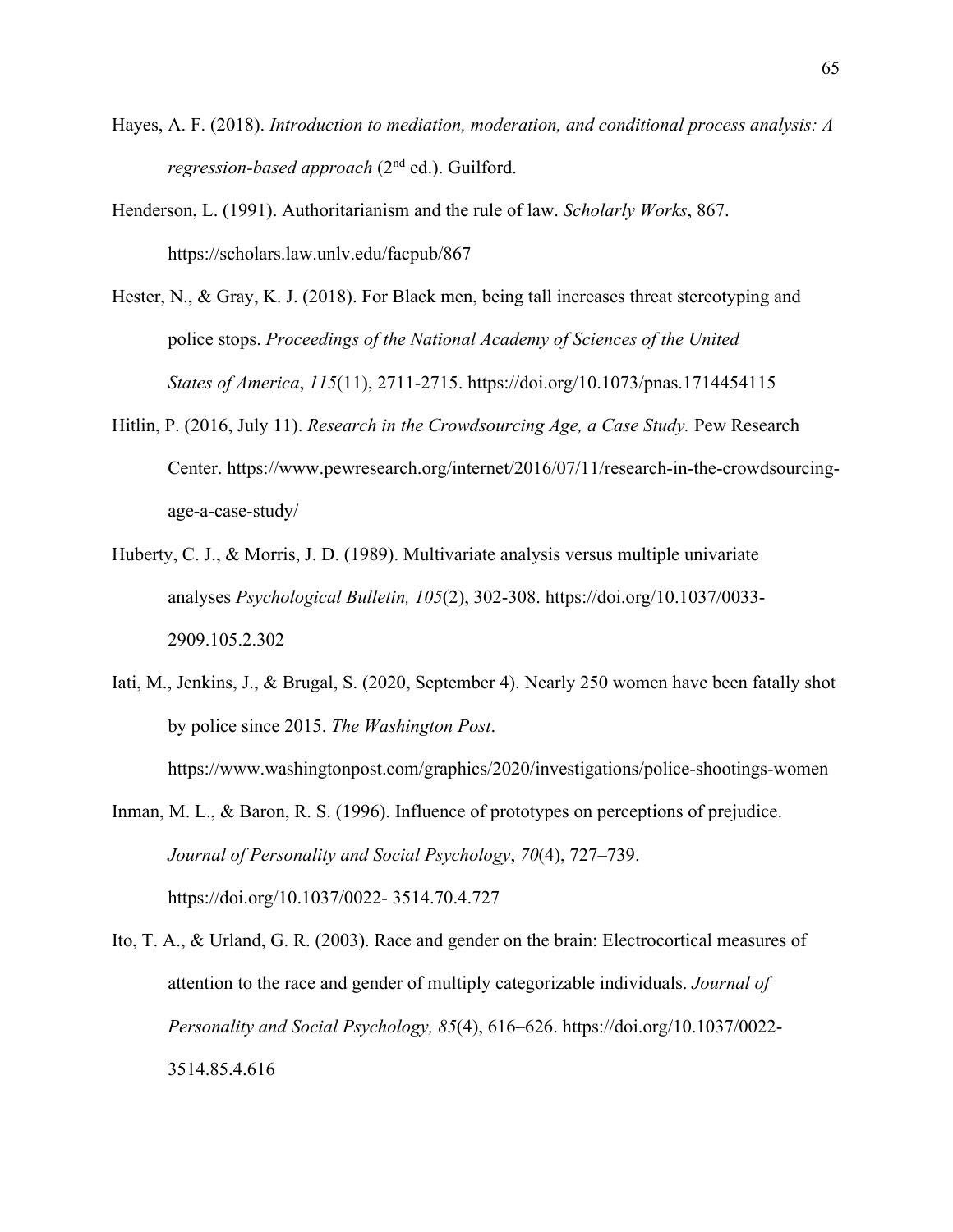Hayes, A. F. (2018). *Introduction to mediation, moderation, and conditional process analysis: A regression-based approach* (2nd ed.). Guilford.

Henderson, L. (1991). Authoritarianism and the rule of law. *Scholarly Works*, 867. https://scholars.law.unlv.edu/facpub/867

Hester, N., & Gray, K. J. (2018). For Black men, being tall increases threat stereotyping and police stops. *Proceedings of the National Academy of Sciences of the United States of America*, *115*(11), 2711-2715. https://doi.org/10.1073/pnas.1714454115

Hitlin, P. (2016, July 11). *Research in the Crowdsourcing Age, a Case Study.* Pew Research Center. https://www.pewresearch.org/internet/2016/07/11/research-in-the-crowdsourcing-age-a-case-study/

Huberty, C. J., & Morris, J. D. (1989). Multivariate analysis versus multiple univariate analyses *Psychological Bulletin, 105*(2), 302-308. https://doi.org/10.1037/0033-2909.105.2.302

Iati, M., Jenkins, J., & Brugal, S. (2020, September 4). Nearly 250 women have been fatally shot by police since 2015. *The Washington Post*. https://www.washingtonpost.com/graphics/2020/investigations/police-shootings-women

Inman, M. L., & Baron, R. S. (1996). Influence of prototypes on perceptions of prejudice. *Journal of Personality and Social Psychology*, *70*(4), 727–739. https://doi.org/10.1037/0022- 3514.70.4.727

Ito, T. A., & Urland, G. R. (2003). Race and gender on the brain: Electrocortical measures of attention to the race and gender of multiply categorizable individuals. *Journal of Personality and Social Psychology, 85*(4), 616–626. https://doi.org/10.1037/0022-3514.85.4.616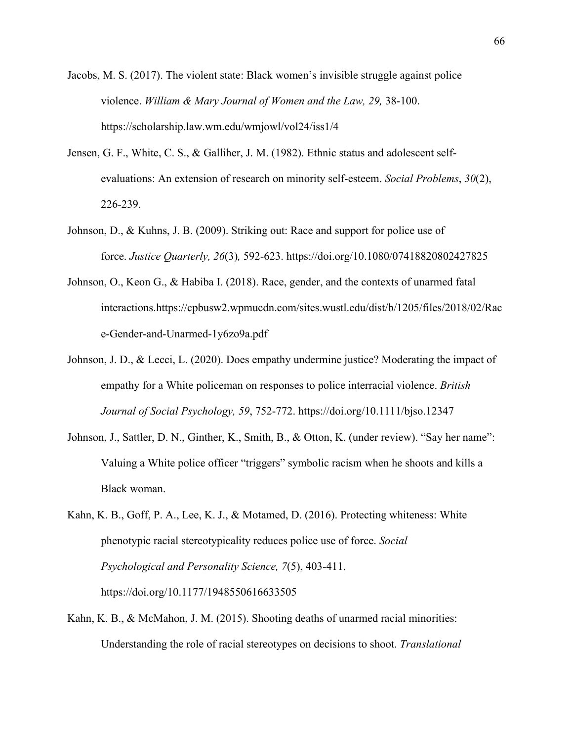Jacobs, M. S. (2017). The violent state: Black women's invisible struggle against police violence. *William & Mary Journal of Women and the Law, 29,* 38-100. https://scholarship.law.wm.edu/wmjowl/vol24/iss1/4

Jensen, G. F., White, C. S., & Galliher, J. M. (1982). Ethnic status and adolescent self-evaluations: An extension of research on minority self-esteem. *Social Problems*, *30*(2), 226-239.

Johnson, D., & Kuhns, J. B. (2009). Striking out: Race and support for police use of force. *Justice Quarterly, 26*(3)*,* 592-623. https://doi.org/10.1080/07418820802427825

Johnson, O., Keon G., & Habiba I. (2018). Race, gender, and the contexts of unarmed fatal interactions.https://cpbusw2.wpmucdn.com/sites.wustl.edu/dist/b/1205/files/2018/02/Race-Gender-and-Unarmed-1y6zo9a.pdf

Johnson, J. D., & Lecci, L. (2020). Does empathy undermine justice? Moderating the impact of empathy for a White policeman on responses to police interracial violence. *British Journal of Social Psychology, 59*, 752-772. https://doi.org/10.1111/bjso.12347

Johnson, J., Sattler, D. N., Ginther, K., Smith, B., & Otton, K. (under review). "Say her name": Valuing a White police officer "triggers" symbolic racism when he shoots and kills a Black woman.

Kahn, K. B., Goff, P. A., Lee, K. J., & Motamed, D. (2016). Protecting whiteness: White phenotypic racial stereotypicality reduces police use of force. *Social Psychological and Personality Science, 7*(5), 403-411. https://doi.org/10.1177/1948550616633505

Kahn, K. B., & McMahon, J. M. (2015). Shooting deaths of unarmed racial minorities: Understanding the role of racial stereotypes on decisions to shoot. *Translational*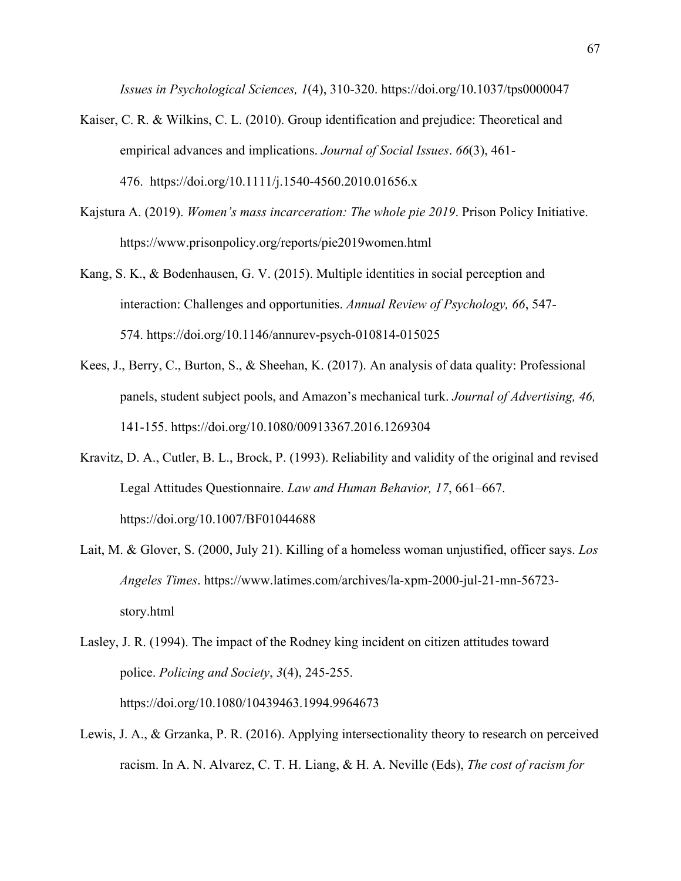*Issues in Psychological Sciences, 1*(4), 310-320. https://doi.org/10.1037/tps0000047

Kaiser, C. R. & Wilkins, C. L. (2010). Group identification and prejudice: Theoretical and empirical advances and implications. *Journal of Social Issues*. *66*(3), 461-476. https://doi.org/10.1111/j.1540-4560.2010.01656.x

Kajstura A. (2019). *Women's mass incarceration: The whole pie 2019*. Prison Policy Initiative. https://www.prisonpolicy.org/reports/pie2019women.html

Kang, S. K., & Bodenhausen, G. V. (2015). Multiple identities in social perception and interaction: Challenges and opportunities. *Annual Review of Psychology, 66*, 547-574. https://doi.org/10.1146/annurev-psych-010814-015025

Kees, J., Berry, C., Burton, S., & Sheehan, K. (2017). An analysis of data quality: Professional panels, student subject pools, and Amazon's mechanical turk. *Journal of Advertising, 46,* 141-155. https://doi.org/10.1080/00913367.2016.1269304

Kravitz, D. A., Cutler, B. L., Brock, P. (1993). Reliability and validity of the original and revised Legal Attitudes Questionnaire. *Law and Human Behavior, 17*, 661–667. https://doi.org/10.1007/BF01044688

Lait, M. & Glover, S. (2000, July 21). Killing of a homeless woman unjustified, officer says. *Los Angeles Times*. https://www.latimes.com/archives/la-xpm-2000-jul-21-mn-56723-story.html

Lasley, J. R. (1994). The impact of the Rodney king incident on citizen attitudes toward police. *Policing and Society*, *3*(4), 245-255. https://doi.org/10.1080/10439463.1994.9964673

Lewis, J. A., & Grzanka, P. R. (2016). Applying intersectionality theory to research on perceived racism. In A. N. Alvarez, C. T. H. Liang, & H. A. Neville (Eds), *The cost of racism for*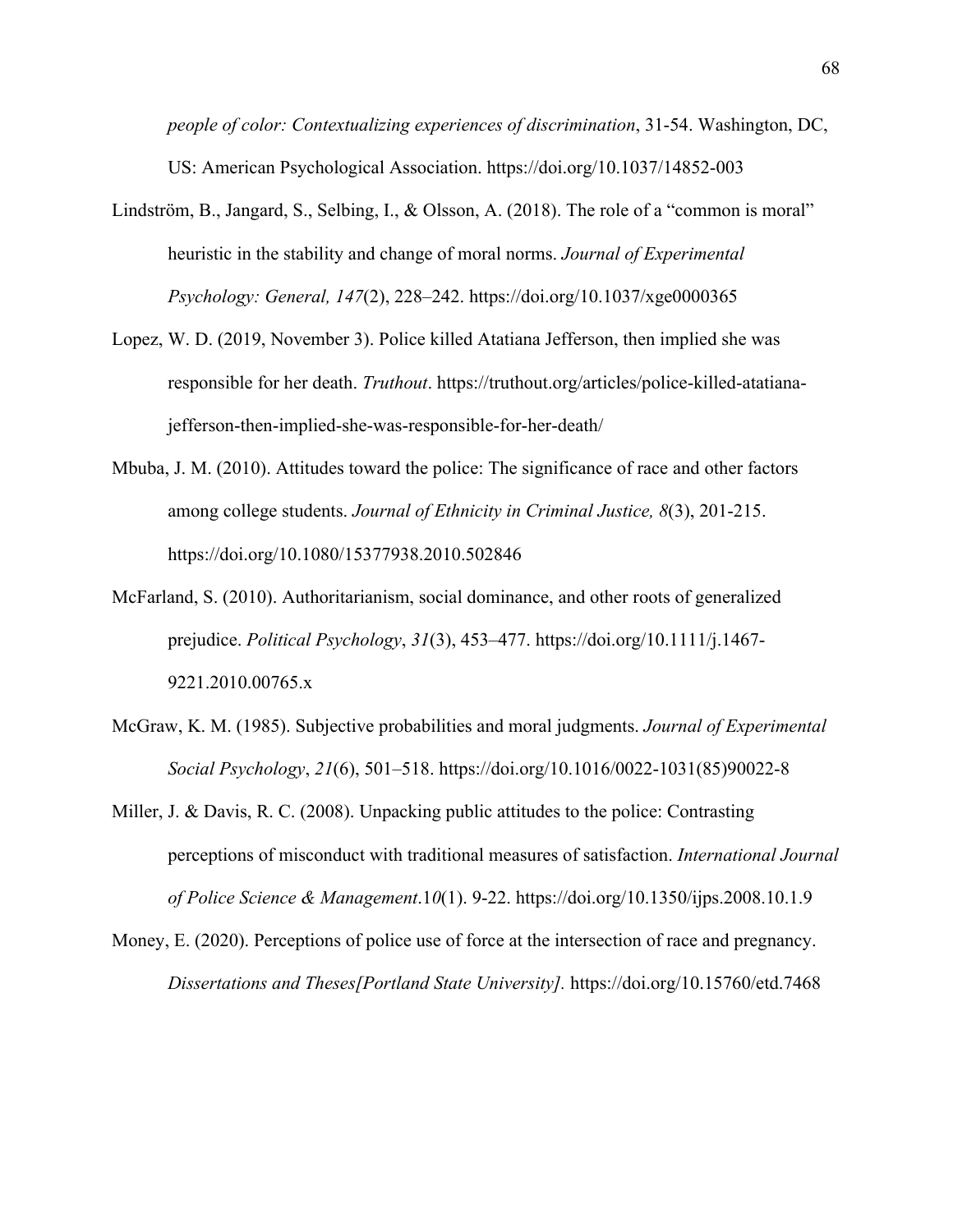*people of color: Contextualizing experiences of discrimination*, 31-54. Washington, DC, US: American Psychological Association. https://doi.org/10.1037/14852-003

Lindström, B., Jangard, S., Selbing, I., & Olsson, A. (2018). The role of a "common is moral" heuristic in the stability and change of moral norms. *Journal of Experimental Psychology: General, 147*(2), 228–242. https://doi.org/10.1037/xge0000365

Lopez, W. D. (2019, November 3). Police killed Atatiana Jefferson, then implied she was responsible for her death. *Truthout*. https://truthout.org/articles/police-killed-atatiana-jefferson-then-implied-she-was-responsible-for-her-death/

Mbuba, J. M. (2010). Attitudes toward the police: The significance of race and other factors among college students. *Journal of Ethnicity in Criminal Justice, 8*(3), 201-215. https://doi.org/10.1080/15377938.2010.502846

McFarland, S. (2010). Authoritarianism, social dominance, and other roots of generalized prejudice. *Political Psychology*, *31*(3), 453–477. https://doi.org/10.1111/j.1467-9221.2010.00765.x

McGraw, K. M. (1985). Subjective probabilities and moral judgments. *Journal of Experimental Social Psychology*, *21*(6), 501–518. https://doi.org/10.1016/0022-1031(85)90022-8

Miller, J. & Davis, R. C. (2008). Unpacking public attitudes to the police: Contrasting perceptions of misconduct with traditional measures of satisfaction. *International Journal of Police Science & Management*.1*0*(1). 9-22. https://doi.org/10.1350/ijps.2008.10.1.9

Money, E. (2020). Perceptions of police use of force at the intersection of race and pregnancy. *Dissertations and Theses[Portland State University].* https://doi.org/10.15760/etd.7468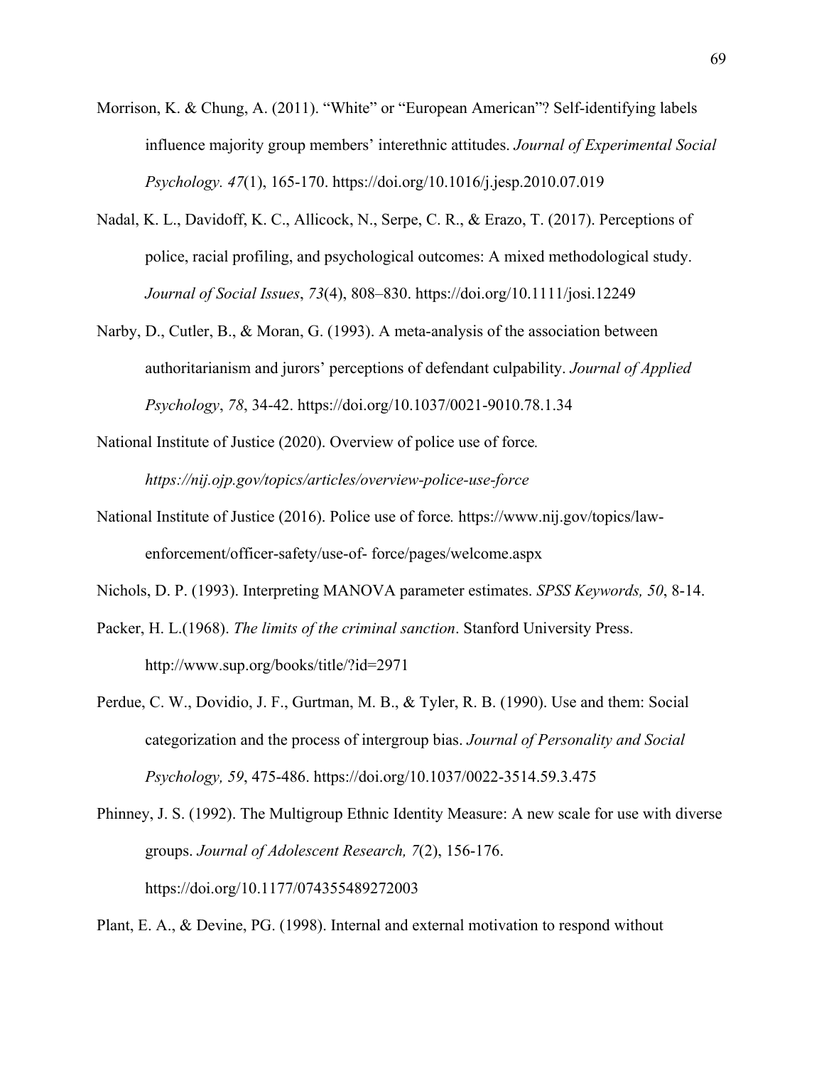Morrison, K. & Chung, A. (2011). "White" or "European American"? Self-identifying labels influence majority group members' interethnic attitudes. *Journal of Experimental Social Psychology. 47*(1), 165-170. https://doi.org/10.1016/j.jesp.2010.07.019

Nadal, K. L., Davidoff, K. C., Allicock, N., Serpe, C. R., & Erazo, T. (2017). Perceptions of police, racial profiling, and psychological outcomes: A mixed methodological study. *Journal of Social Issues*, *73*(4), 808–830. https://doi.org/10.1111/josi.12249

Narby, D., Cutler, B., & Moran, G. (1993). A meta-analysis of the association between authoritarianism and jurors' perceptions of defendant culpability. *Journal of Applied Psychology*, *78*, 34-42. https://doi.org/10.1037/0021-9010.78.1.34

National Institute of Justice (2020). Overview of police use of force*. https://nij.ojp.gov/topics/articles/overview-police-use-force*

National Institute of Justice (2016). Police use of force*.* https://www.nij.gov/topics/law-enforcement/officer-safety/use-of- force/pages/welcome.aspx

Nichols, D. P. (1993). Interpreting MANOVA parameter estimates. *SPSS Keywords, 50*, 8-14.

Packer, H. L.(1968). *The limits of the criminal sanction*. Stanford University Press. http://www.sup.org/books/title/?id=2971

Perdue, C. W., Dovidio, J. F., Gurtman, M. B., & Tyler, R. B. (1990). Use and them: Social categorization and the process of intergroup bias. *Journal of Personality and Social Psychology, 59*, 475-486. https://doi.org/10.1037/0022-3514.59.3.475

Phinney, J. S. (1992). The Multigroup Ethnic Identity Measure: A new scale for use with diverse groups. *Journal of Adolescent Research, 7*(2), 156-176. https://doi.org/10.1177/074355489272003

Plant, E. A., & Devine, PG. (1998). Internal and external motivation to respond without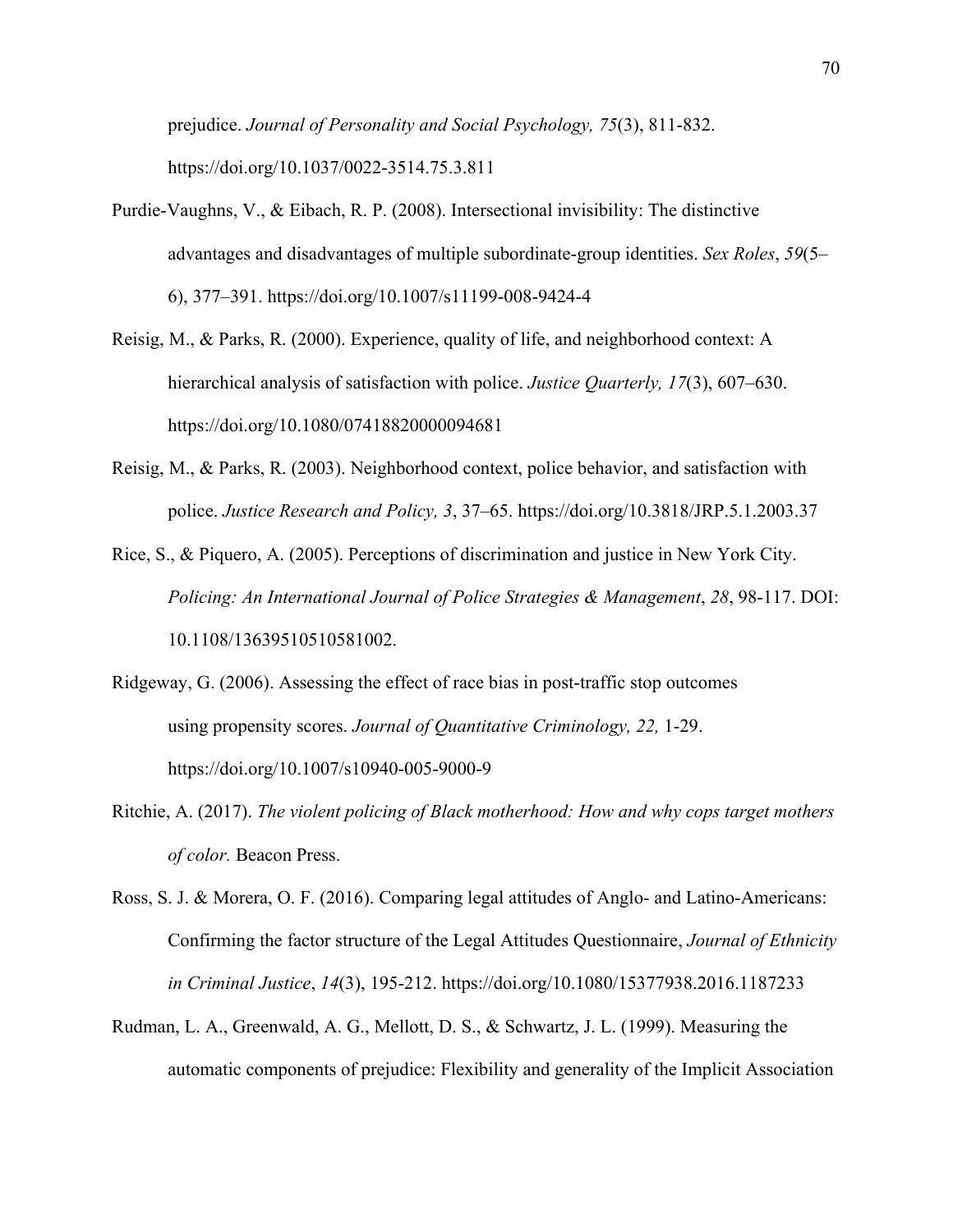prejudice. *Journal of Personality and Social Psychology, 75*(3), 811-832. https://doi.org/10.1037/0022-3514.75.3.811

Purdie-Vaughns, V., & Eibach, R. P. (2008). Intersectional invisibility: The distinctive advantages and disadvantages of multiple subordinate-group identities. *Sex Roles*, *59*(5–6), 377–391. https://doi.org/10.1007/s11199-008-9424-4

Reisig, M., & Parks, R. (2000). Experience, quality of life, and neighborhood context: A hierarchical analysis of satisfaction with police. *Justice Quarterly, 17*(3), 607–630. https://doi.org/10.1080/07418820000094681

Reisig, M., & Parks, R. (2003). Neighborhood context, police behavior, and satisfaction with police. *Justice Research and Policy, 3*, 37–65. https://doi.org/10.3818/JRP.5.1.2003.37

Rice, S., & Piquero, A. (2005). Perceptions of discrimination and justice in New York City. *Policing: An International Journal of Police Strategies & Management*, *28*, 98-117. DOI: 10.1108/13639510510581002.

Ridgeway, G. (2006). Assessing the effect of race bias in post-traffic stop outcomes using propensity scores. *Journal of Quantitative Criminology, 22,* 1-29. https://doi.org/10.1007/s10940-005-9000-9

Ritchie, A. (2017). *The violent policing of Black motherhood: How and why cops target mothers of color.* Beacon Press.

Ross, S. J. & Morera, O. F. (2016). Comparing legal attitudes of Anglo- and Latino-Americans: Confirming the factor structure of the Legal Attitudes Questionnaire, *Journal of Ethnicity in Criminal Justice*, *14*(3), 195-212. https://doi.org/10.1080/15377938.2016.1187233

Rudman, L. A., Greenwald, A. G., Mellott, D. S., & Schwartz, J. L. (1999). Measuring the automatic components of prejudice: Flexibility and generality of the Implicit Association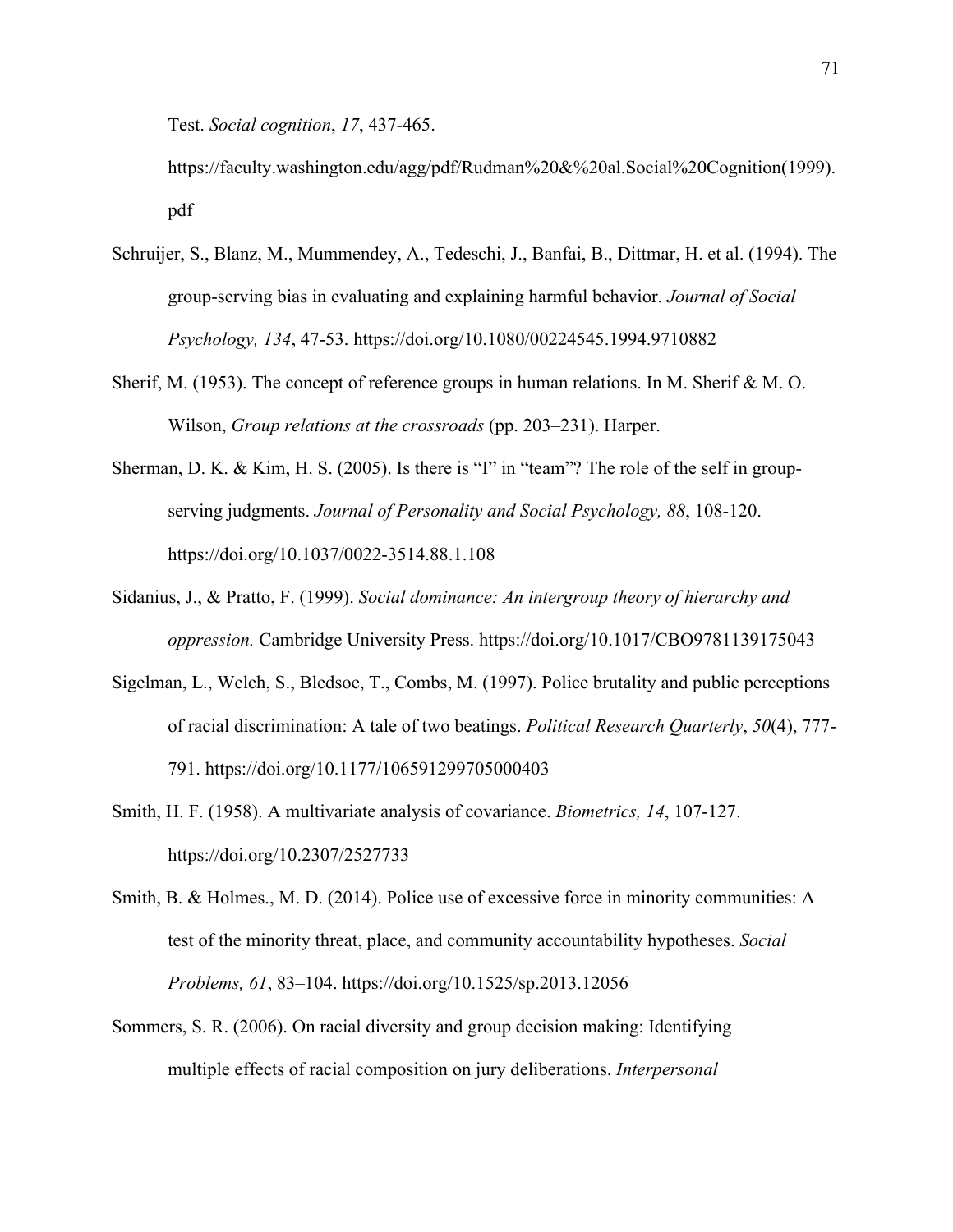Test. *Social cognition*, *17*, 437-465. https://faculty.washington.edu/agg/pdf/Rudman%20&%20al.Social%20Cognition(1999).pdf

Schruijer, S., Blanz, M., Mummendey, A., Tedeschi, J., Banfai, B., Dittmar, H. et al. (1994). The group-serving bias in evaluating and explaining harmful behavior. *Journal of Social Psychology, 134*, 47-53. https://doi.org/10.1080/00224545.1994.9710882

Sherif, M. (1953). The concept of reference groups in human relations. In M. Sherif & M. O. Wilson, *Group relations at the crossroads* (pp. 203–231). Harper.

Sherman, D. K. & Kim, H. S. (2005). Is there is "I" in "team"? The role of the self in group-serving judgments. *Journal of Personality and Social Psychology, 88*, 108-120. https://doi.org/10.1037/0022-3514.88.1.108

Sidanius, J., & Pratto, F. (1999). *Social dominance: An intergroup theory of hierarchy and oppression.* Cambridge University Press. https://doi.org/10.1017/CBO9781139175043

Sigelman, L., Welch, S., Bledsoe, T., Combs, M. (1997). Police brutality and public perceptions of racial discrimination: A tale of two beatings. *Political Research Quarterly*, *50*(4), 777-791. https://doi.org/10.1177/106591299705000403

Smith, H. F. (1958). A multivariate analysis of covariance. *Biometrics, 14*, 107-127. https://doi.org/10.2307/2527733

Smith, B. & Holmes., M. D. (2014). Police use of excessive force in minority communities: A test of the minority threat, place, and community accountability hypotheses. *Social Problems, 61*, 83–104. https://doi.org/10.1525/sp.2013.12056

Sommers, S. R. (2006). On racial diversity and group decision making: Identifying multiple effects of racial composition on jury deliberations. *Interpersonal*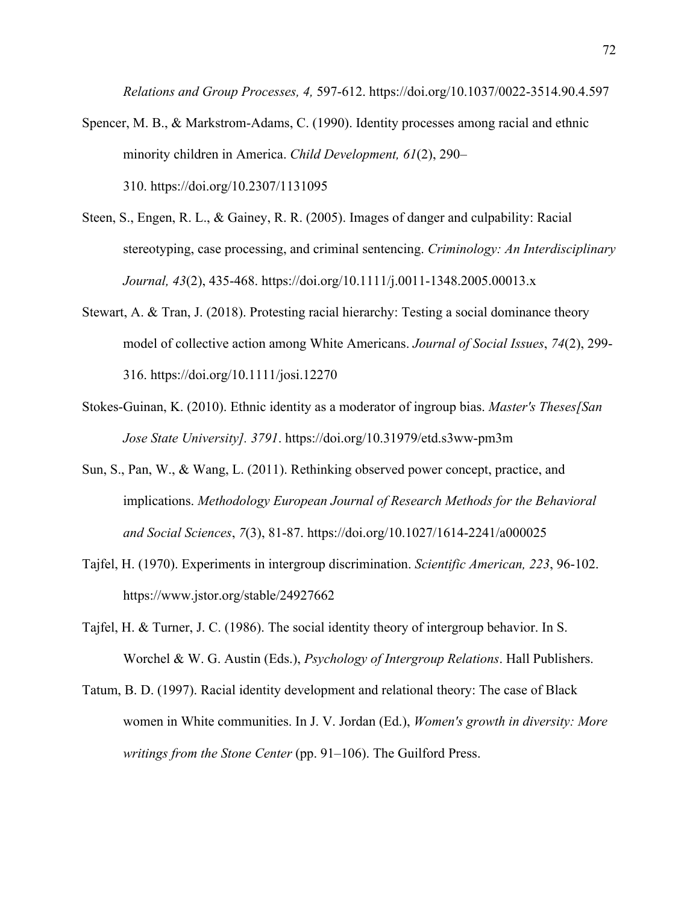*Relations and Group Processes, 4,* 597-612. https://doi.org/10.1037/0022-3514.90.4.597

Spencer, M. B., & Markstrom-Adams, C. (1990). Identity processes among racial and ethnic minority children in America. *Child Development, 61*(2), 290–310. https://doi.org/10.2307/1131095

Steen, S., Engen, R. L., & Gainey, R. R. (2005). Images of danger and culpability: Racial stereotyping, case processing, and criminal sentencing. *Criminology: An Interdisciplinary Journal, 43*(2), 435-468. https://doi.org/10.1111/j.0011-1348.2005.00013.x

Stewart, A. & Tran, J. (2018). Protesting racial hierarchy: Testing a social dominance theory model of collective action among White Americans. *Journal of Social Issues*, *74*(2), 299-316. https://doi.org/10.1111/josi.12270

Stokes-Guinan, K. (2010). Ethnic identity as a moderator of ingroup bias. *Master's Theses[San Jose State University]. 3791*. https://doi.org/10.31979/etd.s3ww-pm3m

Sun, S., Pan, W., & Wang, L. (2011). Rethinking observed power concept, practice, and implications. *Methodology European Journal of Research Methods for the Behavioral and Social Sciences*, *7*(3), 81-87. https://doi.org/10.1027/1614-2241/a000025

Tajfel, H. (1970). Experiments in intergroup discrimination. *Scientific American, 223*, 96-102. https://www.jstor.org/stable/24927662

Tajfel, H. & Turner, J. C. (1986). The social identity theory of intergroup behavior. In S. Worchel & W. G. Austin (Eds.), *Psychology of Intergroup Relations*. Hall Publishers.

Tatum, B. D. (1997). Racial identity development and relational theory: The case of Black women in White communities. In J. V. Jordan (Ed.), *Women's growth in diversity: More writings from the Stone Center* (pp. 91–106). The Guilford Press.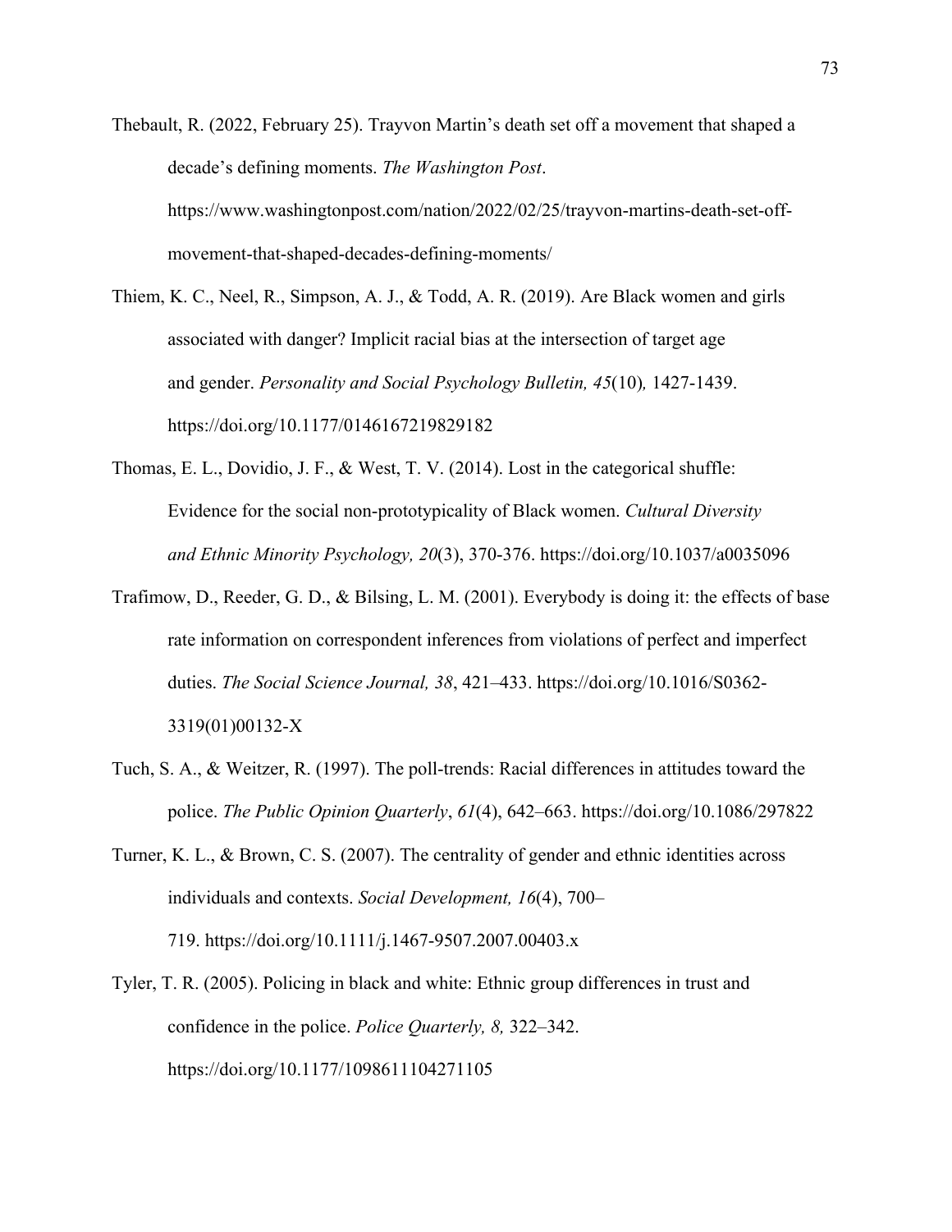Thebault, R. (2022, February 25). Trayvon Martin's death set off a movement that shaped a decade's defining moments. *The Washington Post*. https://www.washingtonpost.com/nation/2022/02/25/trayvon-martins-death-set-off-movement-that-shaped-decades-defining-moments/

Thiem, K. C., Neel, R., Simpson, A. J., & Todd, A. R. (2019). Are Black women and girls associated with danger? Implicit racial bias at the intersection of target age and gender. *Personality and Social Psychology Bulletin, 45*(10)*,* 1427-1439. https://doi.org/10.1177/0146167219829182

Thomas, E. L., Dovidio, J. F., & West, T. V. (2014). Lost in the categorical shuffle: Evidence for the social non-prototypicality of Black women. *Cultural Diversity and Ethnic Minority Psychology, 20*(3), 370-376. https://doi.org/10.1037/a0035096

Trafimow, D., Reeder, G. D., & Bilsing, L. M. (2001). Everybody is doing it: the effects of base rate information on correspondent inferences from violations of perfect and imperfect duties. *The Social Science Journal, 38*, 421–433. https://doi.org/10.1016/S0362-3319(01)00132-X

Tuch, S. A., & Weitzer, R. (1997). The poll-trends: Racial differences in attitudes toward the police. *The Public Opinion Quarterly*, *61*(4), 642–663. https://doi.org/10.1086/297822

Turner, K. L., & Brown, C. S. (2007). The centrality of gender and ethnic identities across individuals and contexts. *Social Development, 16*(4), 700–719. https://doi.org/10.1111/j.1467-9507.2007.00403.x

Tyler, T. R. (2005). Policing in black and white: Ethnic group differences in trust and confidence in the police. *Police Quarterly, 8,* 322–342. https://doi.org/10.1177/1098611104271105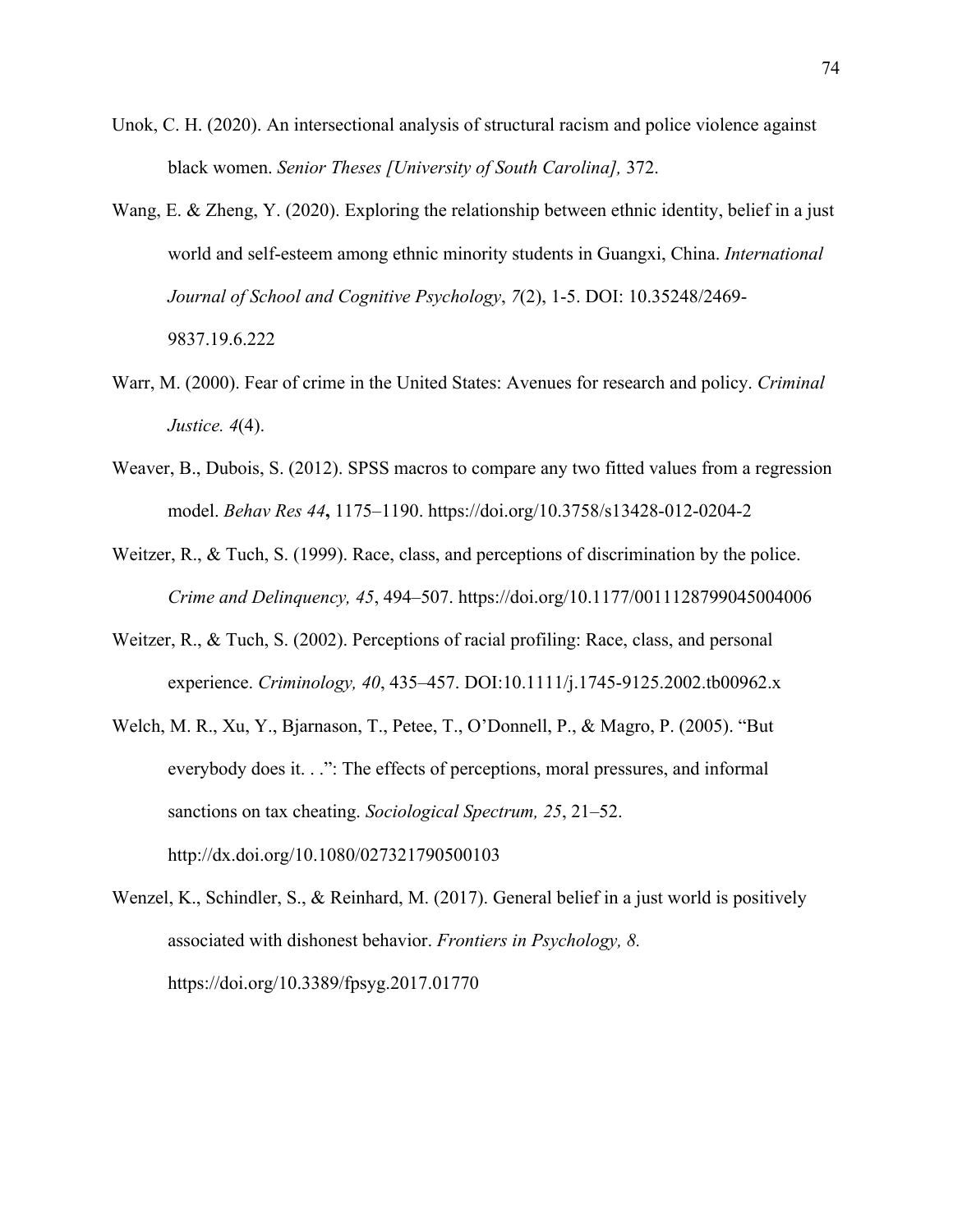Unok, C. H. (2020). An intersectional analysis of structural racism and police violence against black women. *Senior Theses [University of South Carolina],* 372.

Wang, E. & Zheng, Y. (2020). Exploring the relationship between ethnic identity, belief in a just world and self-esteem among ethnic minority students in Guangxi, China. *International Journal of School and Cognitive Psychology*, *7*(2), 1-5. DOI: 10.35248/2469-9837.19.6.222

Warr, M. (2000). Fear of crime in the United States: Avenues for research and policy. *Criminal Justice. 4*(4).

Weaver, B., Dubois, S. (2012). SPSS macros to compare any two fitted values from a regression model. *Behav Res 44***,** 1175–1190. https://doi.org/10.3758/s13428-012-0204-2

Weitzer, R., & Tuch, S. (1999). Race, class, and perceptions of discrimination by the police. *Crime and Delinquency, 45*, 494–507. https://doi.org/10.1177/0011128799045004006

Weitzer, R., & Tuch, S. (2002). Perceptions of racial profiling: Race, class, and personal experience. *Criminology, 40*, 435–457. DOI:10.1111/j.1745-9125.2002.tb00962.x

Welch, M. R., Xu, Y., Bjarnason, T., Petee, T., O'Donnell, P., & Magro, P. (2005). "But everybody does it. . .": The effects of perceptions, moral pressures, and informal sanctions on tax cheating. *Sociological Spectrum, 25*, 21–52. http://dx.doi.org/10.1080/027321790500103

Wenzel, K., Schindler, S., & Reinhard, M. (2017). General belief in a just world is positively associated with dishonest behavior. *Frontiers in Psychology, 8.* https://doi.org/10.3389/fpsyg.2017.01770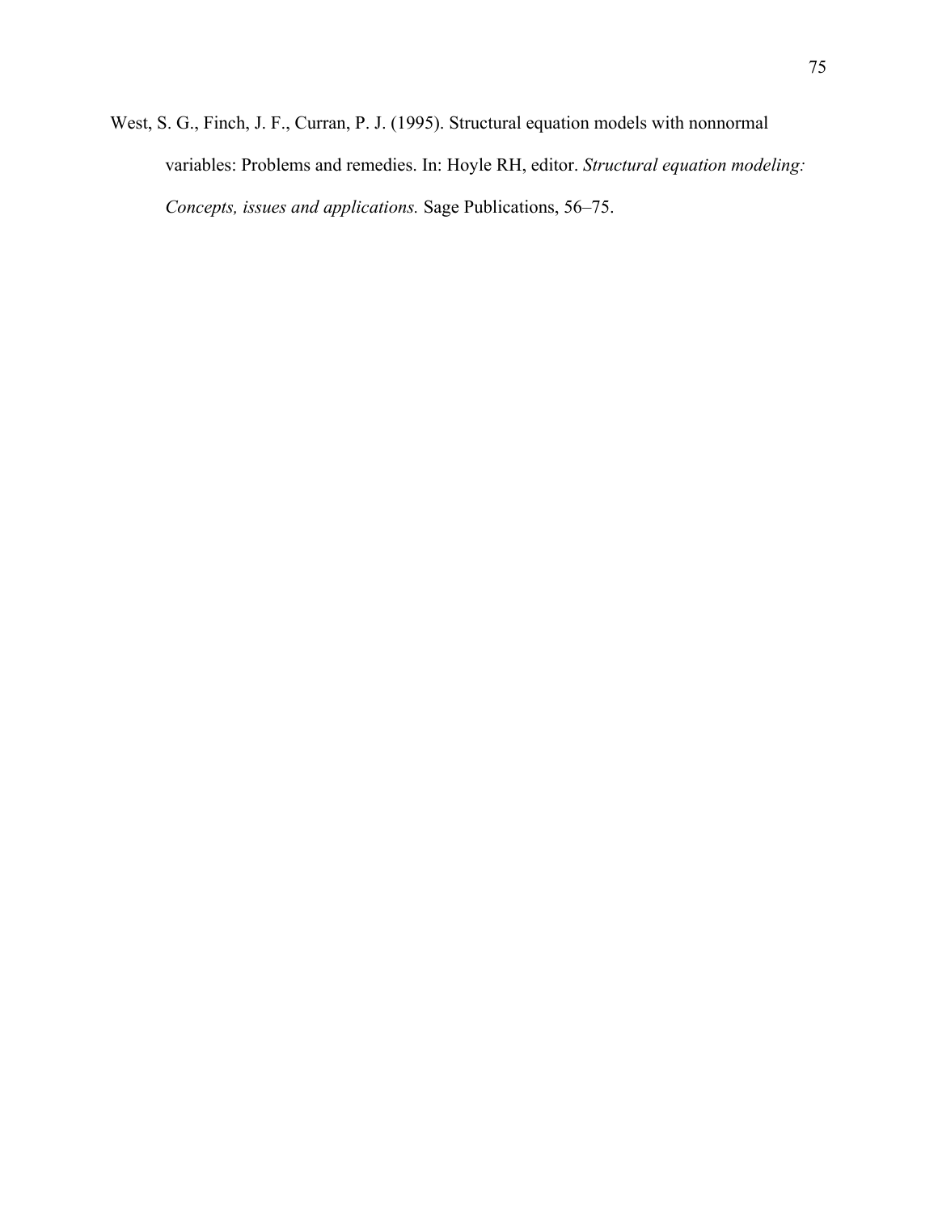West, S. G., Finch, J. F., Curran, P. J. (1995). Structural equation models with nonnormal variables: Problems and remedies. In: Hoyle RH, editor. *Structural equation modeling: Concepts, issues and applications.* Sage Publications, 56–75.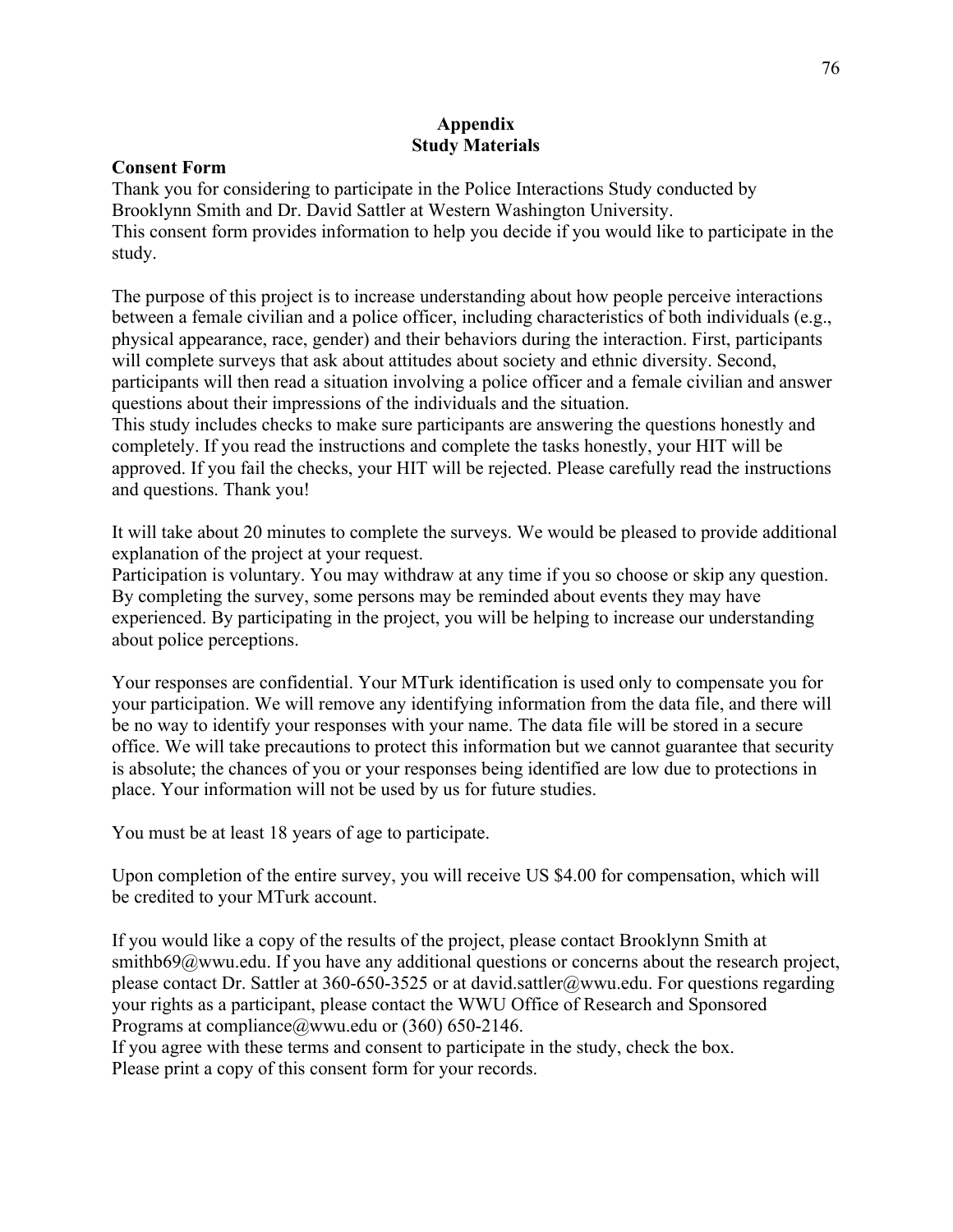# Appendix
## Study Materials

**Consent Form**

Thank you for considering to participate in the Police Interactions Study conducted by Brooklynn Smith and Dr. David Sattler at Western Washington University.
This consent form provides information to help you decide if you would like to participate in the study.

The purpose of this project is to increase understanding about how people perceive interactions between a female civilian and a police officer, including characteristics of both individuals (e.g., physical appearance, race, gender) and their behaviors during the interaction. First, participants will complete surveys that ask about attitudes about society and ethnic diversity. Second, participants will then read a situation involving a police officer and a female civilian and answer questions about their impressions of the individuals and the situation.
This study includes checks to make sure participants are answering the questions honestly and completely. If you read the instructions and complete the tasks honestly, your HIT will be approved. If you fail the checks, your HIT will be rejected. Please carefully read the instructions and questions. Thank you!

It will take about 20 minutes to complete the surveys. We would be pleased to provide additional explanation of the project at your request.
Participation is voluntary. You may withdraw at any time if you so choose or skip any question. By completing the survey, some persons may be reminded about events they may have experienced. By participating in the project, you will be helping to increase our understanding about police perceptions.

Your responses are confidential. Your MTurk identification is used only to compensate you for your participation. We will remove any identifying information from the data file, and there will be no way to identify your responses with your name. The data file will be stored in a secure office. We will take precautions to protect this information but we cannot guarantee that security is absolute; the chances of you or your responses being identified are low due to protections in place. Your information will not be used by us for future studies.

You must be at least 18 years of age to participate.

Upon completion of the entire survey, you will receive US $4.00 for compensation, which will be credited to your MTurk account.

If you would like a copy of the results of the project, please contact Brooklynn Smith at smithb69@wwu.edu. If you have any additional questions or concerns about the research project, please contact Dr. Sattler at 360-650-3525 or at david.sattler@wwu.edu. For questions regarding your rights as a participant, please contact the WWU Office of Research and Sponsored Programs at compliance@wwu.edu or (360) 650-2146.
If you agree with these terms and consent to participate in the study, check the box.
Please print a copy of this consent form for your records.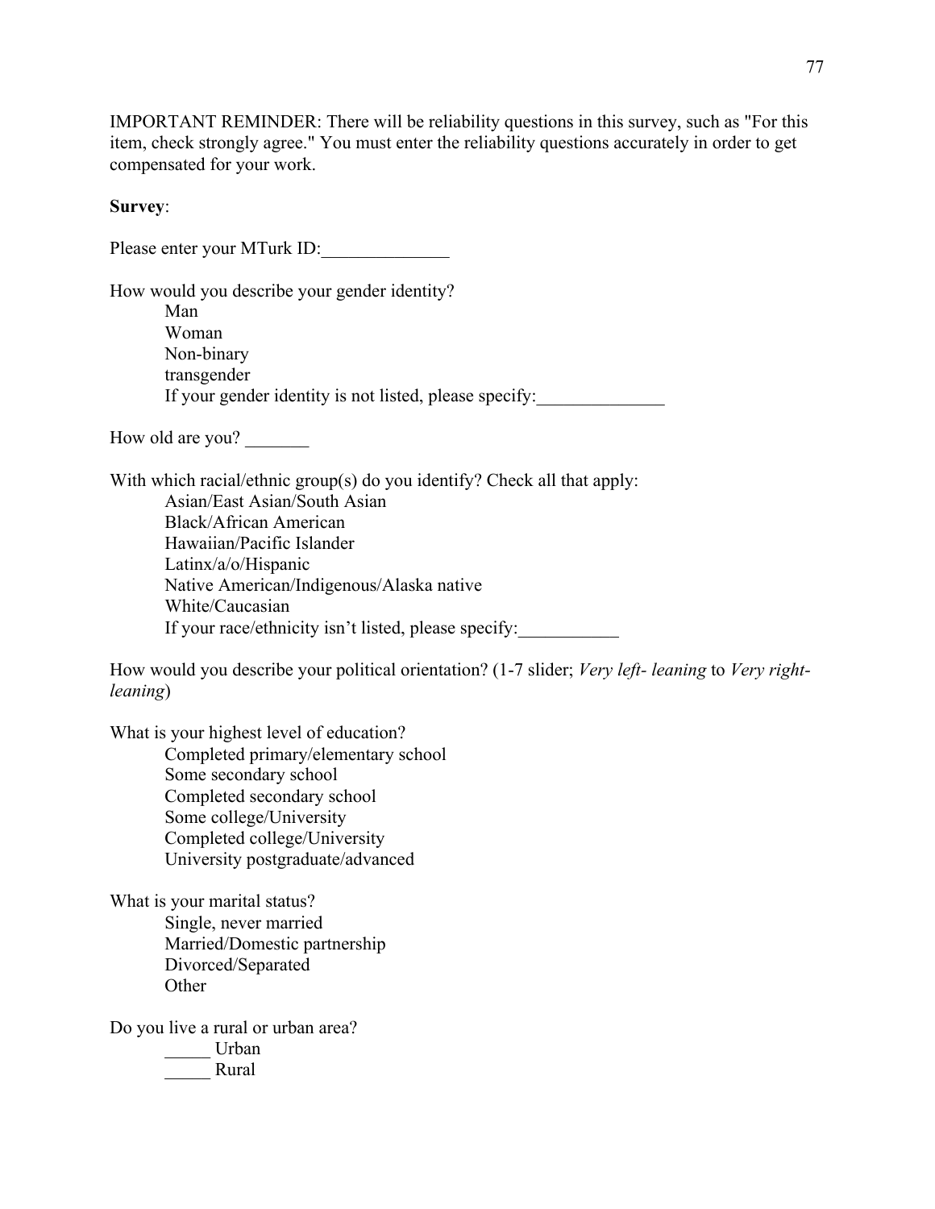IMPORTANT REMINDER: There will be reliability questions in this survey, such as "For this item, check strongly agree." You must enter the reliability questions accurately in order to get compensated for your work.

**Survey**:

Please enter your MTurk ID:______________

How would you describe your gender identity?

- Man
- Woman
- Non-binary
- transgender
- If your gender identity is not listed, please specify:______________

How old are you? _______

With which racial/ethnic group(s) do you identify? Check all that apply:

- Asian/East Asian/South Asian
- Black/African American
- Hawaiian/Pacific Islander
- Latinx/a/o/Hispanic
- Native American/Indigenous/Alaska native
- White/Caucasian
- If your race/ethnicity isn't listed, please specify:___________

How would you describe your political orientation? (1-7 slider; *Very left- leaning* to *Very right-leaning*)

What is your highest level of education?

- Completed primary/elementary school
- Some secondary school
- Completed secondary school
- Some college/University
- Completed college/University
- University postgraduate/advanced

What is your marital status?

- Single, never married
- Married/Domestic partnership
- Divorced/Separated
- Other

Do you live a rural or urban area?

- _____ Urban
- _____ Rural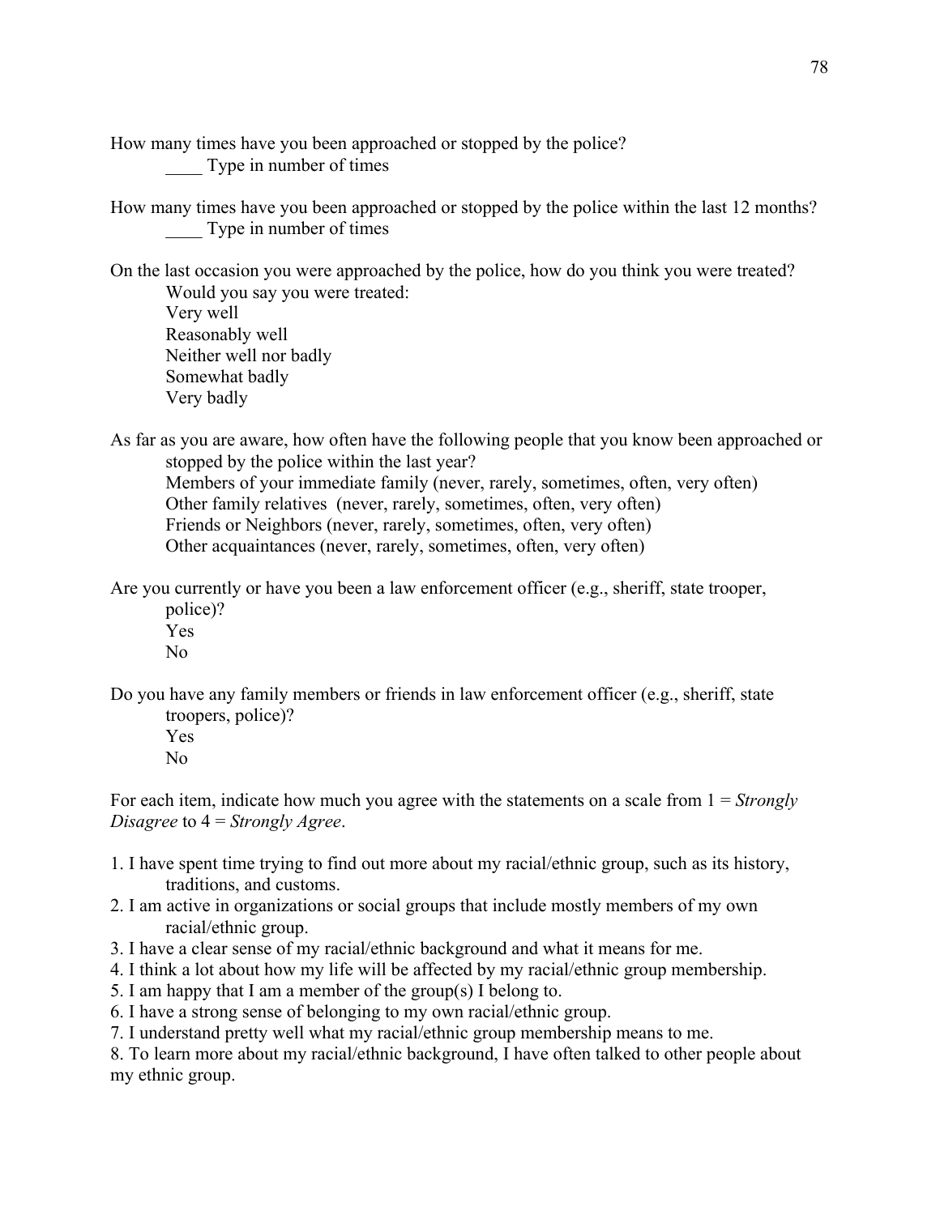How many times have you been approached or stopped by the police?

____ Type in number of times

How many times have you been approached or stopped by the police within the last 12 months?

____ Type in number of times

On the last occasion you were approached by the police, how do you think you were treated?

Would you say you were treated:

Very well

Reasonably well

Neither well nor badly

Somewhat badly

Very badly

As far as you are aware, how often have the following people that you know been approached or stopped by the police within the last year?

Members of your immediate family (never, rarely, sometimes, often, very often)

Other family relatives (never, rarely, sometimes, often, very often)

Friends or Neighbors (never, rarely, sometimes, often, very often)

Other acquaintances (never, rarely, sometimes, often, very often)

Are you currently or have you been a law enforcement officer (e.g., sheriff, state trooper, police)?

Yes

No

Do you have any family members or friends in law enforcement officer (e.g., sheriff, state troopers, police)?

Yes

No

For each item, indicate how much you agree with the statements on a scale from 1 = *Strongly Disagree* to 4 = *Strongly Agree*.

1. I have spent time trying to find out more about my racial/ethnic group, such as its history, traditions, and customs.
2. I am active in organizations or social groups that include mostly members of my own racial/ethnic group.
3. I have a clear sense of my racial/ethnic background and what it means for me.
4. I think a lot about how my life will be affected by my racial/ethnic group membership.
5. I am happy that I am a member of the group(s) I belong to.
6. I have a strong sense of belonging to my own racial/ethnic group.
7. I understand pretty well what my racial/ethnic group membership means to me.
8. To learn more about my racial/ethnic background, I have often talked to other people about my ethnic group.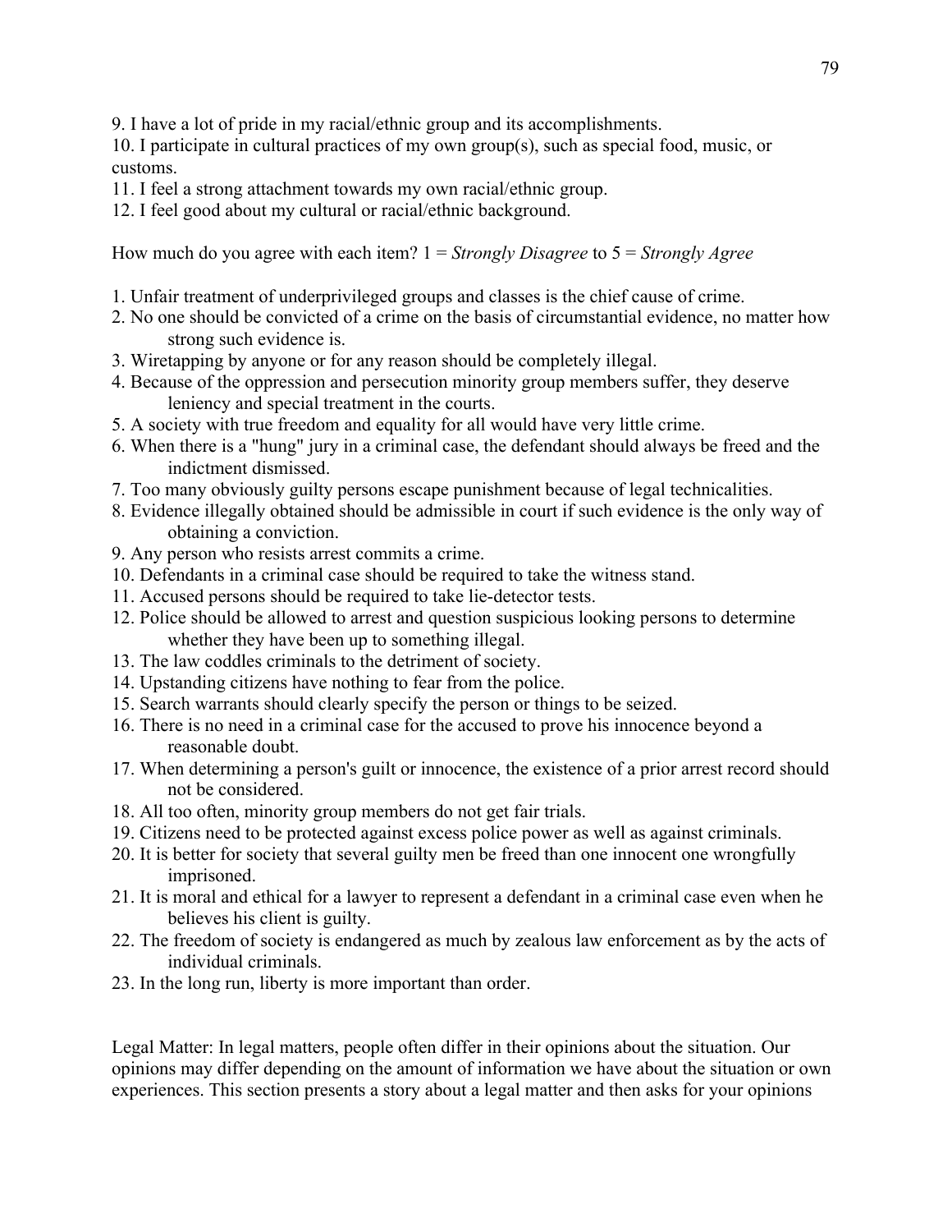9. I have a lot of pride in my racial/ethnic group and its accomplishments.
10. I participate in cultural practices of my own group(s), such as special food, music, or customs.
11. I feel a strong attachment towards my own racial/ethnic group.
12. I feel good about my cultural or racial/ethnic background.

How much do you agree with each item? 1 = *Strongly Disagree* to 5 = *Strongly Agree*

1. Unfair treatment of underprivileged groups and classes is the chief cause of crime.
2. No one should be convicted of a crime on the basis of circumstantial evidence, no matter how strong such evidence is.
3. Wiretapping by anyone or for any reason should be completely illegal.
4. Because of the oppression and persecution minority group members suffer, they deserve leniency and special treatment in the courts.
5. A society with true freedom and equality for all would have very little crime.
6. When there is a "hung" jury in a criminal case, the defendant should always be freed and the indictment dismissed.
7. Too many obviously guilty persons escape punishment because of legal technicalities.
8. Evidence illegally obtained should be admissible in court if such evidence is the only way of obtaining a conviction.
9. Any person who resists arrest commits a crime.
10. Defendants in a criminal case should be required to take the witness stand.
11. Accused persons should be required to take lie-detector tests.
12. Police should be allowed to arrest and question suspicious looking persons to determine whether they have been up to something illegal.
13. The law coddles criminals to the detriment of society.
14. Upstanding citizens have nothing to fear from the police.
15. Search warrants should clearly specify the person or things to be seized.
16. There is no need in a criminal case for the accused to prove his innocence beyond a reasonable doubt.
17. When determining a person's guilt or innocence, the existence of a prior arrest record should not be considered.
18. All too often, minority group members do not get fair trials.
19. Citizens need to be protected against excess police power as well as against criminals.
20. It is better for society that several guilty men be freed than one innocent one wrongfully imprisoned.
21. It is moral and ethical for a lawyer to represent a defendant in a criminal case even when he believes his client is guilty.
22. The freedom of society is endangered as much by zealous law enforcement as by the acts of individual criminals.
23. In the long run, liberty is more important than order.

Legal Matter: In legal matters, people often differ in their opinions about the situation. Our opinions may differ depending on the amount of information we have about the situation or own experiences. This section presents a story about a legal matter and then asks for your opinions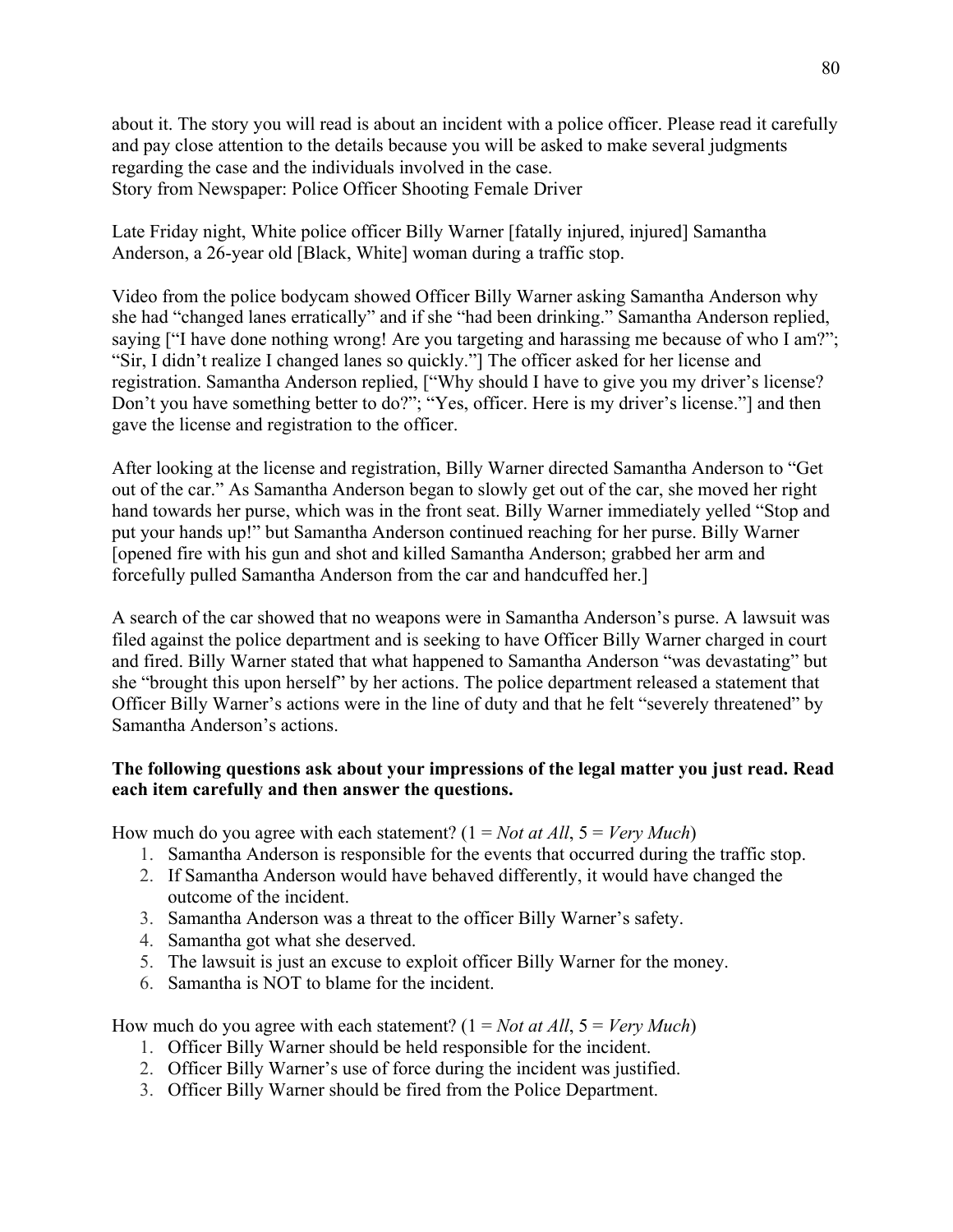about it. The story you will read is about an incident with a police officer. Please read it carefully and pay close attention to the details because you will be asked to make several judgments regarding the case and the individuals involved in the case.
Story from Newspaper: Police Officer Shooting Female Driver

Late Friday night, White police officer Billy Warner [fatally injured, injured] Samantha Anderson, a 26-year old [Black, White] woman during a traffic stop.

Video from the police bodycam showed Officer Billy Warner asking Samantha Anderson why she had "changed lanes erratically" and if she "had been drinking." Samantha Anderson replied, saying ["I have done nothing wrong! Are you targeting and harassing me because of who I am?"; "Sir, I didn't realize I changed lanes so quickly."] The officer asked for her license and registration. Samantha Anderson replied, ["Why should I have to give you my driver's license? Don't you have something better to do?"; "Yes, officer. Here is my driver's license."] and then gave the license and registration to the officer.

After looking at the license and registration, Billy Warner directed Samantha Anderson to "Get out of the car." As Samantha Anderson began to slowly get out of the car, she moved her right hand towards her purse, which was in the front seat. Billy Warner immediately yelled "Stop and put your hands up!" but Samantha Anderson continued reaching for her purse. Billy Warner [opened fire with his gun and shot and killed Samantha Anderson; grabbed her arm and forcefully pulled Samantha Anderson from the car and handcuffed her.]

A search of the car showed that no weapons were in Samantha Anderson's purse. A lawsuit was filed against the police department and is seeking to have Officer Billy Warner charged in court and fired. Billy Warner stated that what happened to Samantha Anderson "was devastating" but she "brought this upon herself" by her actions. The police department released a statement that Officer Billy Warner's actions were in the line of duty and that he felt "severely threatened" by Samantha Anderson's actions.

**The following questions ask about your impressions of the legal matter you just read. Read each item carefully and then answer the questions.**

How much do you agree with each statement? (1 = *Not at All*, 5 = *Very Much*)

1. Samantha Anderson is responsible for the events that occurred during the traffic stop.
2. If Samantha Anderson would have behaved differently, it would have changed the outcome of the incident.
3. Samantha Anderson was a threat to the officer Billy Warner's safety.
4. Samantha got what she deserved.
5. The lawsuit is just an excuse to exploit officer Billy Warner for the money.
6. Samantha is NOT to blame for the incident.

How much do you agree with each statement? (1 = *Not at All*, 5 = *Very Much*)

1. Officer Billy Warner should be held responsible for the incident.
2. Officer Billy Warner's use of force during the incident was justified.
3. Officer Billy Warner should be fired from the Police Department.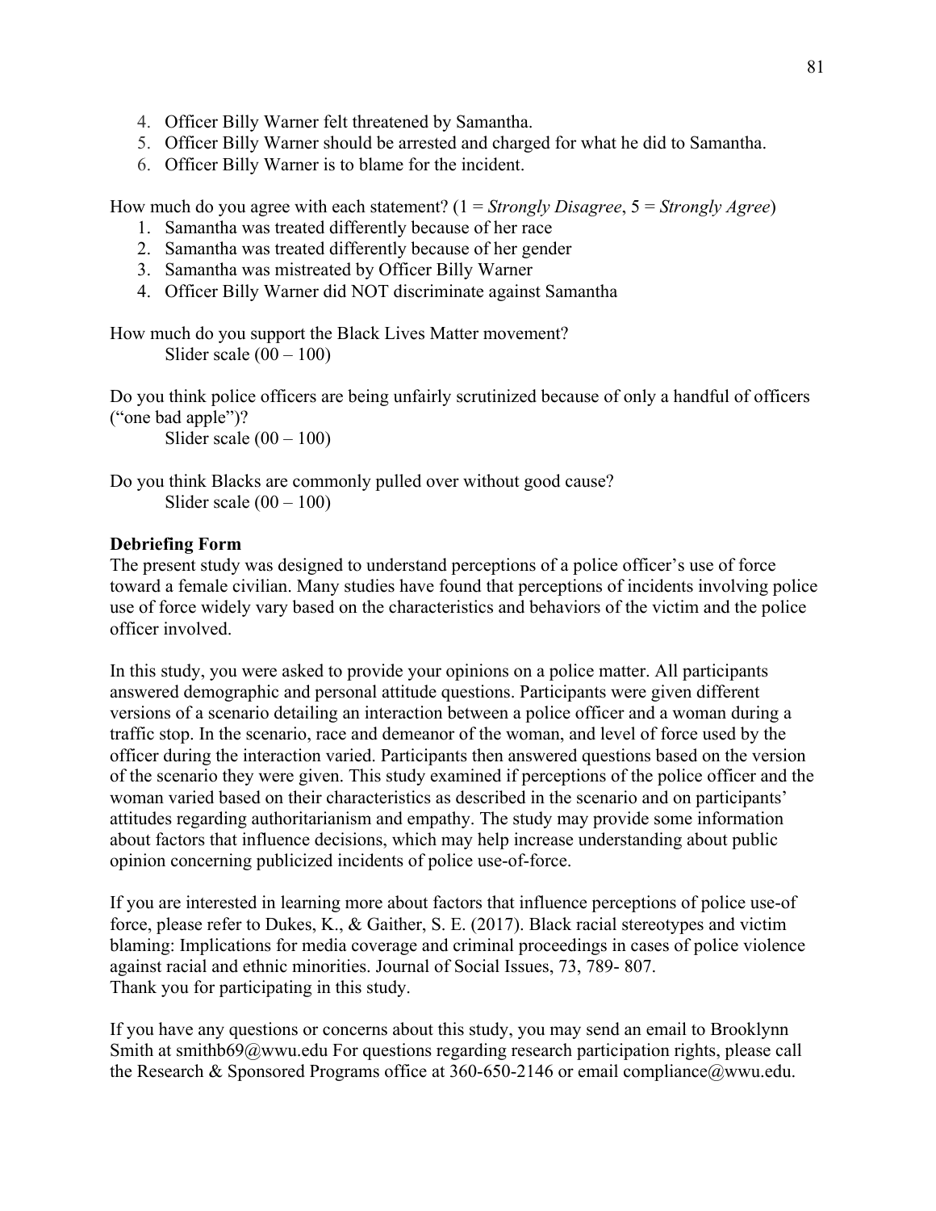4. Officer Billy Warner felt threatened by Samantha.
5. Officer Billy Warner should be arrested and charged for what he did to Samantha.
6. Officer Billy Warner is to blame for the incident.

How much do you agree with each statement? (1 = *Strongly Disagree*, 5 = *Strongly Agree*)

1. Samantha was treated differently because of her race
2. Samantha was treated differently because of her gender
3. Samantha was mistreated by Officer Billy Warner
4. Officer Billy Warner did NOT discriminate against Samantha

How much do you support the Black Lives Matter movement?

Slider scale (00 – 100)

Do you think police officers are being unfairly scrutinized because of only a handful of officers ("one bad apple")?

Slider scale (00 – 100)

Do you think Blacks are commonly pulled over without good cause?

Slider scale (00 – 100)

**Debriefing Form**

The present study was designed to understand perceptions of a police officer's use of force toward a female civilian. Many studies have found that perceptions of incidents involving police use of force widely vary based on the characteristics and behaviors of the victim and the police officer involved.

In this study, you were asked to provide your opinions on a police matter. All participants answered demographic and personal attitude questions. Participants were given different versions of a scenario detailing an interaction between a police officer and a woman during a traffic stop. In the scenario, race and demeanor of the woman, and level of force used by the officer during the interaction varied. Participants then answered questions based on the version of the scenario they were given. This study examined if perceptions of the police officer and the woman varied based on their characteristics as described in the scenario and on participants' attitudes regarding authoritarianism and empathy. The study may provide some information about factors that influence decisions, which may help increase understanding about public opinion concerning publicized incidents of police use-of-force.

If you are interested in learning more about factors that influence perceptions of police use-of force, please refer to Dukes, K., & Gaither, S. E. (2017). Black racial stereotypes and victim blaming: Implications for media coverage and criminal proceedings in cases of police violence against racial and ethnic minorities. Journal of Social Issues, 73, 789- 807.
Thank you for participating in this study.

If you have any questions or concerns about this study, you may send an email to Brooklynn Smith at smithb69@wwu.edu For questions regarding research participation rights, please call the Research & Sponsored Programs office at 360-650-2146 or email compliance@wwu.edu.